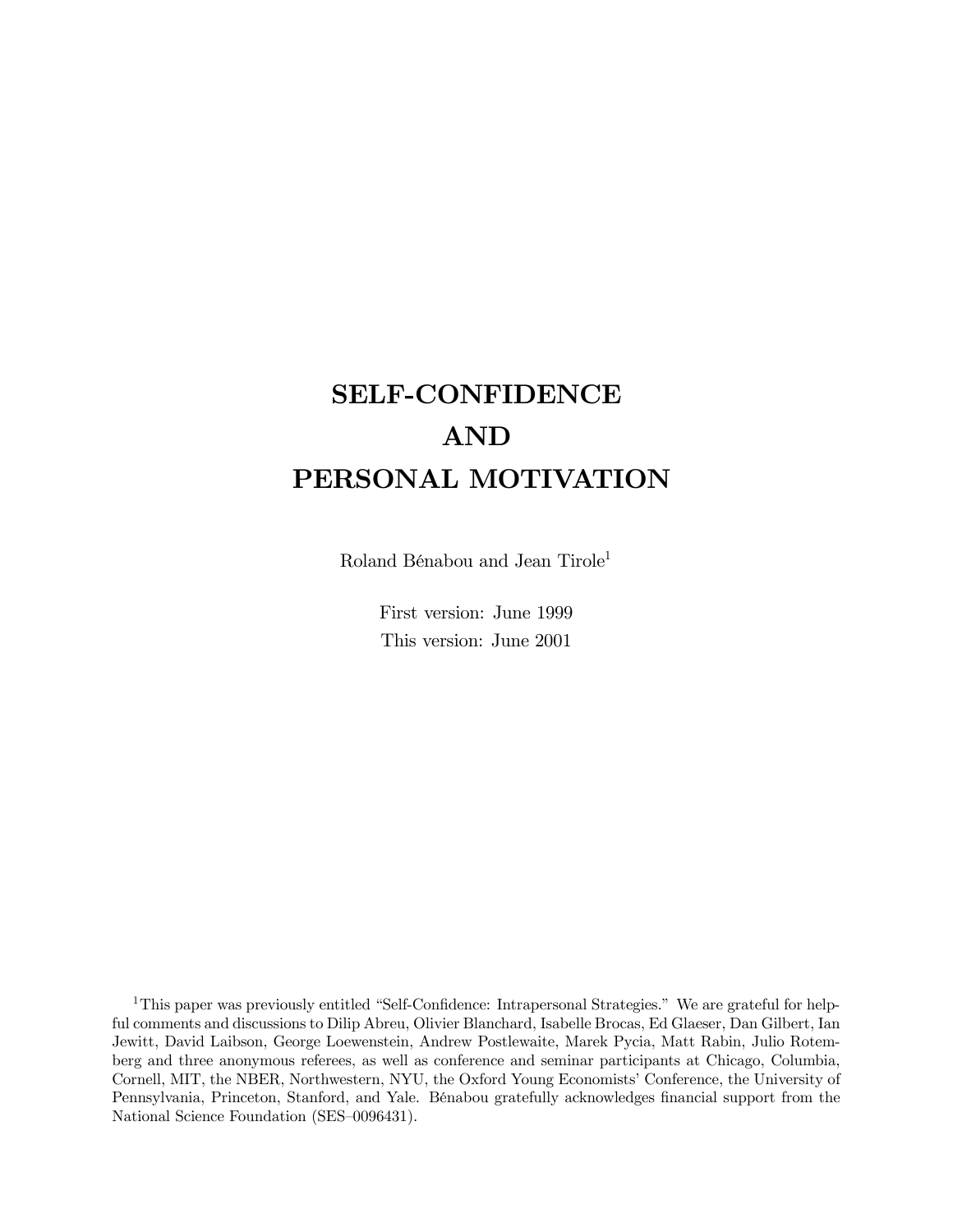# SELF-CONFIDENCE AND PERSONAL MOTIVATION

Roland Bénabou and Jean Tirole[1]

First version: June 1999

This version: June 2001

[1] This paper was previously entitled "Self-Confidence: Intrapersonal Strategies." We are grateful for helpful comments and discussions to Dilip Abreu, Olivier Blanchard, Isabelle Brocas, Ed Glaeser, Dan Gilbert, Ian Jewitt, David Laibson, George Loewenstein, Andrew Postlewaite, Marek Pycia, Matt Rabin, Julio Rotemberg and three anonymous referees, as well as conference and seminar participants at Chicago, Columbia, Cornell, MIT, the NBER, Northwestern, NYU, the Oxford Young Economists' Conference, the University of Pennsylvania, Princeton, Stanford, and Yale. Bénabou gratefully acknowledges financial support from the National Science Foundation (SES–0096431).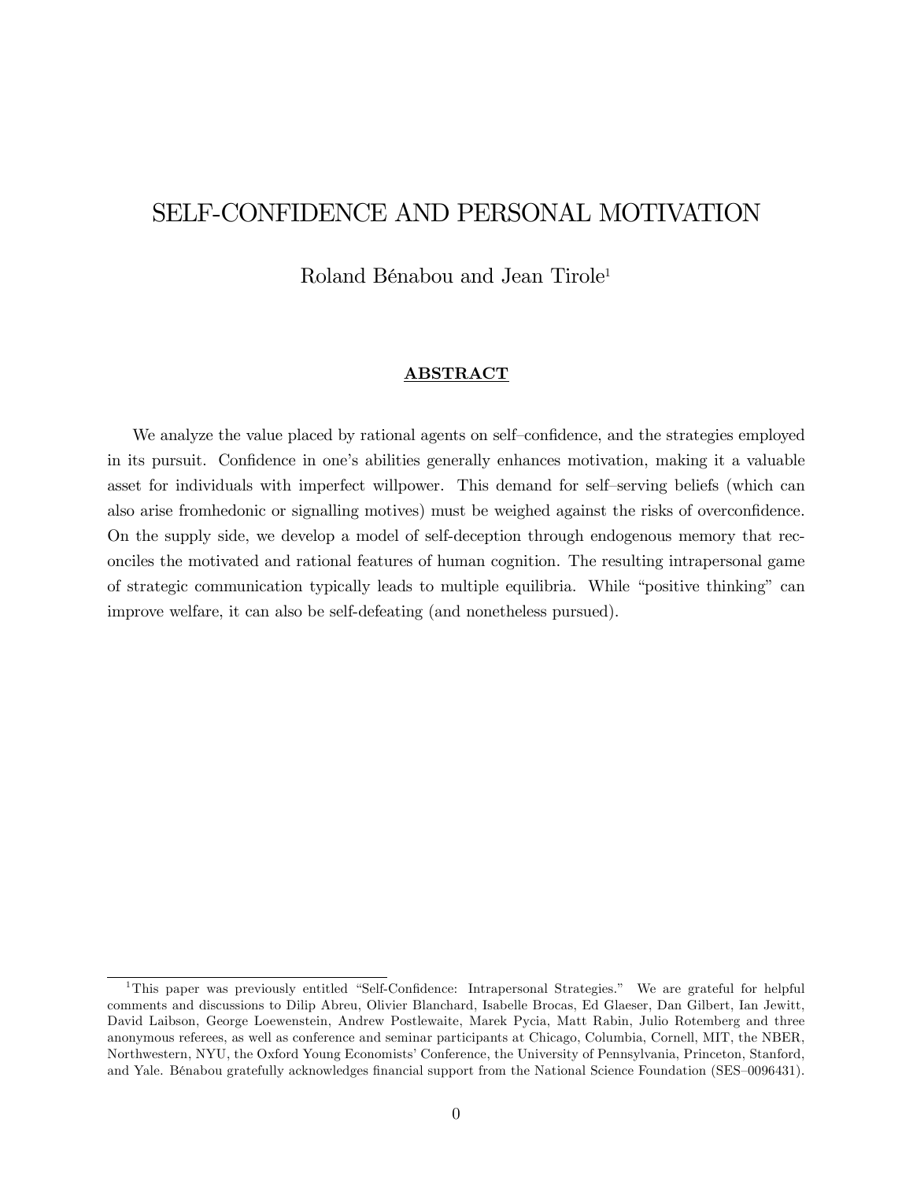# SELF-CONFIDENCE AND PERSONAL MOTIVATION

Roland Bénabou and Jean Tirole[1]

## ABSTRACT

We analyze the value placed by rational agents on self–confidence, and the strategies employed in its pursuit. Confidence in one's abilities generally enhances motivation, making it a valuable asset for individuals with imperfect willpower. This demand for self–serving beliefs (which can also arise fromhedonic or signalling motives) must be weighed against the risks of overconfidence. On the supply side, we develop a model of self-deception through endogenous memory that reconciles the motivated and rational features of human cognition. The resulting intrapersonal game of strategic communication typically leads to multiple equilibria. While "positive thinking" can improve welfare, it can also be self-defeating (and nonetheless pursued).

[1] This paper was previously entitled "Self-Confidence: Intrapersonal Strategies." We are grateful for helpful comments and discussions to Dilip Abreu, Olivier Blanchard, Isabelle Brocas, Ed Glaeser, Dan Gilbert, Ian Jewitt, David Laibson, George Loewenstein, Andrew Postlewaite, Marek Pycia, Matt Rabin, Julio Rotemberg and three anonymous referees, as well as conference and seminar participants at Chicago, Columbia, Cornell, MIT, the NBER, Northwestern, NYU, the Oxford Young Economists' Conference, the University of Pennsylvania, Princeton, Stanford, and Yale. Bénabou gratefully acknowledges financial support from the National Science Foundation (SES–0096431).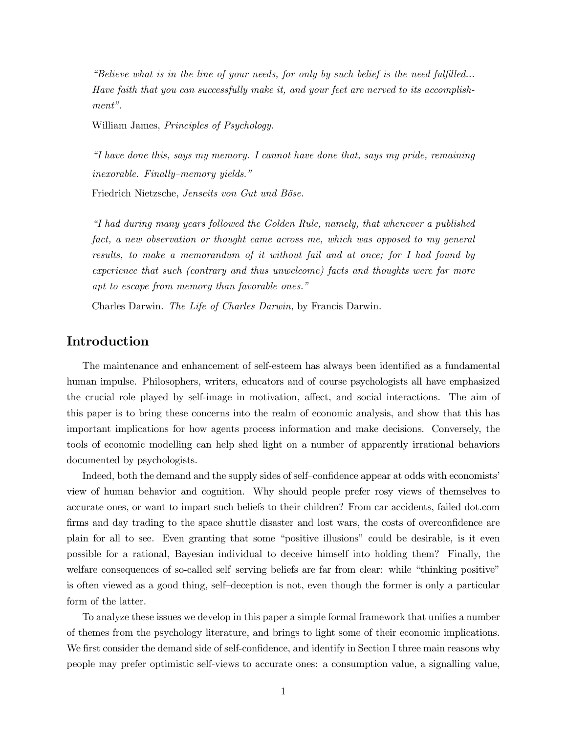*"Believe what is in the line of your needs, for only by such belief is the need fulfilled... Have faith that you can successfully make it, and your feet are nerved to its accomplishment".*

William James, *Principles of Psychology.*

*"I have done this, says my memory. I cannot have done that, says my pride, remaining inexorable. Finally–memory yields."*

Friedrich Nietzsche, *Jenseits von Gut und Böse.*

*"I had during many years followed the Golden Rule, namely, that whenever a published fact, a new observation or thought came across me, which was opposed to my general results, to make a memorandum of it without fail and at once; for I had found by experience that such (contrary and thus unwelcome) facts and thoughts were far more apt to escape from memory than favorable ones."*

Charles Darwin. *The Life of Charles Darwin,* by Francis Darwin.

## Introduction

The maintenance and enhancement of self-esteem has always been identified as a fundamental human impulse. Philosophers, writers, educators and of course psychologists all have emphasized the crucial role played by self-image in motivation, affect, and social interactions. The aim of this paper is to bring these concerns into the realm of economic analysis, and show that this has important implications for how agents process information and make decisions. Conversely, the tools of economic modelling can help shed light on a number of apparently irrational behaviors documented by psychologists.

Indeed, both the demand and the supply sides of self–confidence appear at odds with economists' view of human behavior and cognition. Why should people prefer rosy views of themselves to accurate ones, or want to impart such beliefs to their children? From car accidents, failed dot.com firms and day trading to the space shuttle disaster and lost wars, the costs of overconfidence are plain for all to see. Even granting that some "positive illusions" could be desirable, is it even possible for a rational, Bayesian individual to deceive himself into holding them? Finally, the welfare consequences of so-called self–serving beliefs are far from clear: while "thinking positive" is often viewed as a good thing, self–deception is not, even though the former is only a particular form of the latter.

To analyze these issues we develop in this paper a simple formal framework that unifies a number of themes from the psychology literature, and brings to light some of their economic implications. We first consider the demand side of self-confidence, and identify in Section I three main reasons why people may prefer optimistic self-views to accurate ones: a consumption value, a signalling value,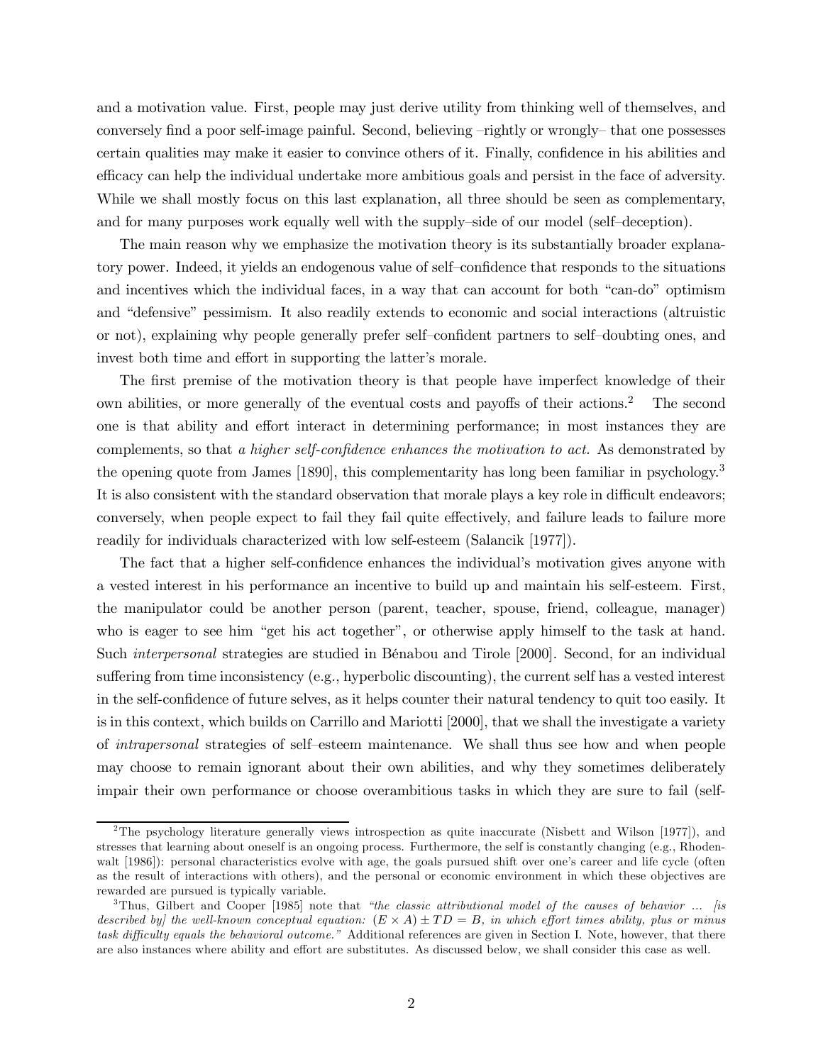and a motivation value. First, people may just derive utility from thinking well of themselves, and conversely find a poor self-image painful. Second, believing –rightly or wrongly– that one possesses certain qualities may make it easier to convince others of it. Finally, confidence in his abilities and efficacy can help the individual undertake more ambitious goals and persist in the face of adversity. While we shall mostly focus on this last explanation, all three should be seen as complementary, and for many purposes work equally well with the supply–side of our model (self–deception).

The main reason why we emphasize the motivation theory is its substantially broader explanatory power. Indeed, it yields an endogenous value of self–confidence that responds to the situations and incentives which the individual faces, in a way that can account for both "can-do" optimism and "defensive" pessimism. It also readily extends to economic and social interactions (altruistic or not), explaining why people generally prefer self–confident partners to self–doubting ones, and invest both time and effort in supporting the latter's morale.

The first premise of the motivation theory is that people have imperfect knowledge of their own abilities, or more generally of the eventual costs and payoffs of their actions.[2] The second one is that ability and effort interact in determining performance; in most instances they are complements, so that *a higher self-confidence enhances the motivation to act.* As demonstrated by the opening quote from James [1890], this complementarity has long been familiar in psychology.[3] It is also consistent with the standard observation that morale plays a key role in difficult endeavors; conversely, when people expect to fail they fail quite effectively, and failure leads to failure more readily for individuals characterized with low self-esteem (Salancik [1977]).

The fact that a higher self-confidence enhances the individual's motivation gives anyone with a vested interest in his performance an incentive to build up and maintain his self-esteem. First, the manipulator could be another person (parent, teacher, spouse, friend, colleague, manager) who is eager to see him "get his act together", or otherwise apply himself to the task at hand. Such *interpersonal* strategies are studied in Bénabou and Tirole [2000]. Second, for an individual suffering from time inconsistency (e.g., hyperbolic discounting), the current self has a vested interest in the self-confidence of future selves, as it helps counter their natural tendency to quit too easily. It is in this context, which builds on Carrillo and Mariotti [2000], that we shall the investigate a variety of *intrapersonal* strategies of self–esteem maintenance. We shall thus see how and when people may choose to remain ignorant about their own abilities, and why they sometimes deliberately impair their own performance or choose overambitious tasks in which they are sure to fail (self-

[2] The psychology literature generally views introspection as quite inaccurate (Nisbett and Wilson [1977]), and stresses that learning about oneself is an ongoing process. Furthermore, the self is constantly changing (e.g., Rhodenwalt [1986]): personal characteristics evolve with age, the goals pursued shift over one's career and life cycle (often as the result of interactions with others), and the personal or economic environment in which these objectives are rewarded are pursued is typically variable.

[3] Thus, Gilbert and Cooper [1985] note that *"the classic attributional model of the causes of behavior ... [is described by] the well-known conceptual equation: $(E \times A) \pm TD = B$, in which effort times ability, plus or minus task difficulty equals the behavioral outcome."* Additional references are given in Section I. Note, however, that there are also instances where ability and effort are substitutes. As discussed below, we shall consider this case as well.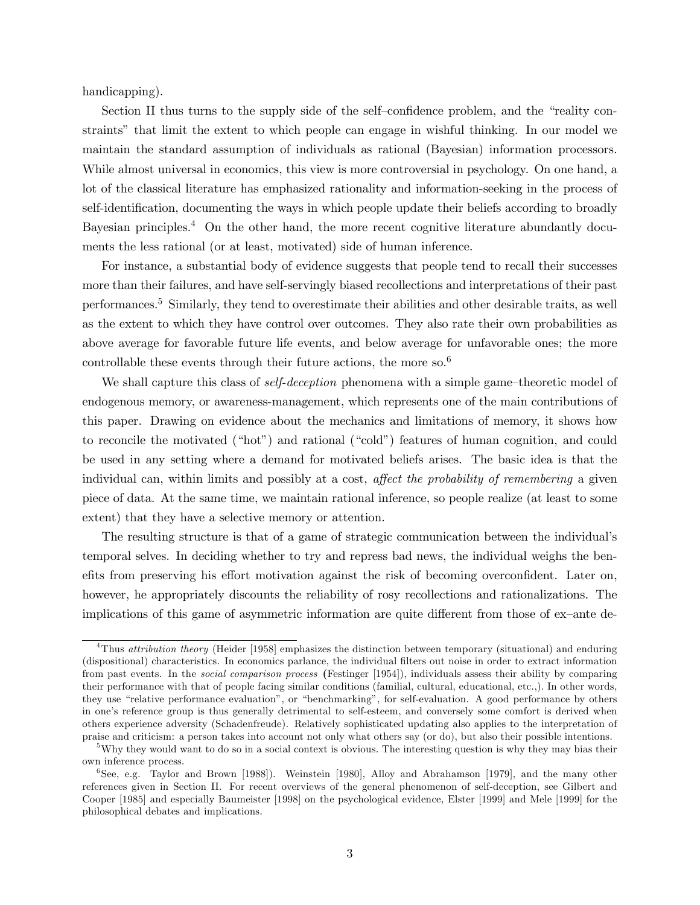handicapping).

Section II thus turns to the supply side of the self–confidence problem, and the "reality constraints" that limit the extent to which people can engage in wishful thinking. In our model we maintain the standard assumption of individuals as rational (Bayesian) information processors. While almost universal in economics, this view is more controversial in psychology. On one hand, a lot of the classical literature has emphasized rationality and information-seeking in the process of self-identification, documenting the ways in which people update their beliefs according to broadly Bayesian principles.[4] On the other hand, the more recent cognitive literature abundantly documents the less rational (or at least, motivated) side of human inference.

For instance, a substantial body of evidence suggests that people tend to recall their successes more than their failures, and have self-servingly biased recollections and interpretations of their past performances.[5] Similarly, they tend to overestimate their abilities and other desirable traits, as well as the extent to which they have control over outcomes. They also rate their own probabilities as above average for favorable future life events, and below average for unfavorable ones; the more controllable these events through their future actions, the more so.[6]

We shall capture this class of *self-deception* phenomena with a simple game–theoretic model of endogenous memory, or awareness-management, which represents one of the main contributions of this paper. Drawing on evidence about the mechanics and limitations of memory, it shows how to reconcile the motivated ("hot") and rational ("cold") features of human cognition, and could be used in any setting where a demand for motivated beliefs arises. The basic idea is that the individual can, within limits and possibly at a cost, *affect the probability of remembering* a given piece of data. At the same time, we maintain rational inference, so people realize (at least to some extent) that they have a selective memory or attention.

The resulting structure is that of a game of strategic communication between the individual's temporal selves. In deciding whether to try and repress bad news, the individual weighs the benefits from preserving his effort motivation against the risk of becoming overconfident. Later on, however, he appropriately discounts the reliability of rosy recollections and rationalizations. The implications of this game of asymmetric information are quite different from those of ex–ante de-

---

[4] Thus *attribution theory* (Heider [1958] emphasizes the distinction between temporary (situational) and enduring (dispositional) characteristics. In economics parlance, the individual filters out noise in order to extract information from past events. In the *social comparison process* (Festinger [1954]), individuals assess their ability by comparing their performance with that of people facing similar conditions (familial, cultural, educational, etc.,). In other words, they use "relative performance evaluation", or "benchmarking", for self-evaluation. A good performance by others in one's reference group is thus generally detrimental to self-esteem, and conversely some comfort is derived when others experience adversity (Schadenfreude). Relatively sophisticated updating also applies to the interpretation of praise and criticism: a person takes into account not only what others say (or do), but also their possible intentions.

[5] Why they would want to do so in a social context is obvious. The interesting question is why they may bias their own inference process.

[6] See, e.g. Taylor and Brown [1988]). Weinstein [1980], Alloy and Abrahamson [1979], and the many other references given in Section II. For recent overviews of the general phenomenon of self-deception, see Gilbert and Cooper [1985] and especially Baumeister [1998] on the psychological evidence, Elster [1999] and Mele [1999] for the philosophical debates and implications.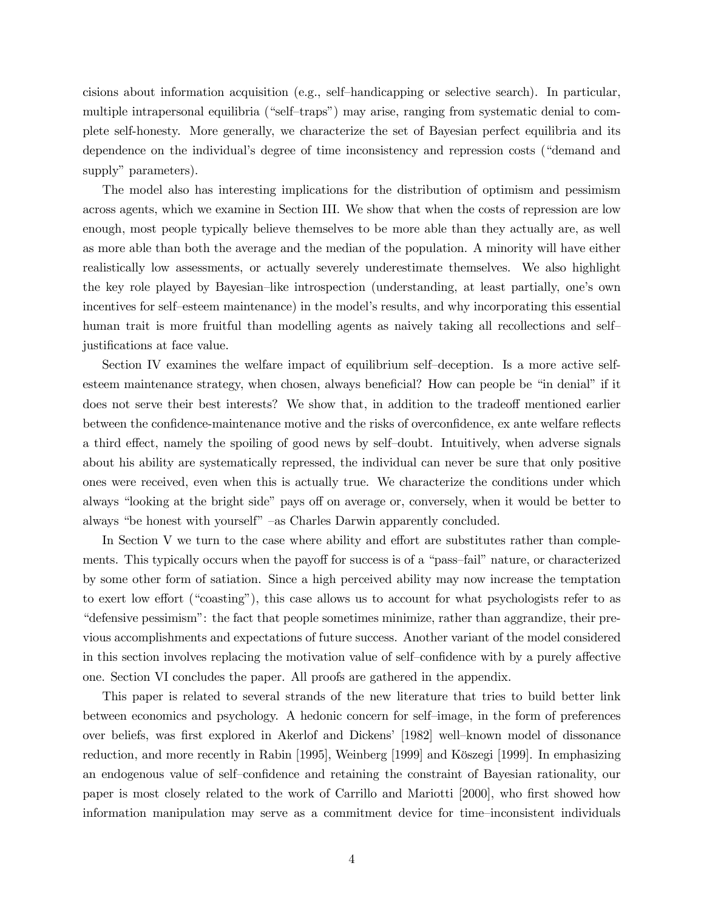cisions about information acquisition (e.g., self–handicapping or selective search). In particular, multiple intrapersonal equilibria ("self–traps") may arise, ranging from systematic denial to complete self-honesty. More generally, we characterize the set of Bayesian perfect equilibria and its dependence on the individual's degree of time inconsistency and repression costs ("demand and supply" parameters).

The model also has interesting implications for the distribution of optimism and pessimism across agents, which we examine in Section III. We show that when the costs of repression are low enough, most people typically believe themselves to be more able than they actually are, as well as more able than both the average and the median of the population. A minority will have either realistically low assessments, or actually severely underestimate themselves. We also highlight the key role played by Bayesian–like introspection (understanding, at least partially, one's own incentives for self–esteem maintenance) in the model's results, and why incorporating this essential human trait is more fruitful than modelling agents as naively taking all recollections and self–justifications at face value.

Section IV examines the welfare impact of equilibrium self–deception. Is a more active self-esteem maintenance strategy, when chosen, always beneficial? How can people be "in denial" if it does not serve their best interests? We show that, in addition to the tradeoff mentioned earlier between the confidence-maintenance motive and the risks of overconfidence, ex ante welfare reflects a third effect, namely the spoiling of good news by self–doubt. Intuitively, when adverse signals about his ability are systematically repressed, the individual can never be sure that only positive ones were received, even when this is actually true. We characterize the conditions under which always "looking at the bright side" pays off on average or, conversely, when it would be better to always "be honest with yourself" –as Charles Darwin apparently concluded.

In Section V we turn to the case where ability and effort are substitutes rather than complements. This typically occurs when the payoff for success is of a "pass–fail" nature, or characterized by some other form of satiation. Since a high perceived ability may now increase the temptation to exert low effort ("coasting"), this case allows us to account for what psychologists refer to as "defensive pessimism": the fact that people sometimes minimize, rather than aggrandize, their previous accomplishments and expectations of future success. Another variant of the model considered in this section involves replacing the motivation value of self–confidence with by a purely affective one. Section VI concludes the paper. All proofs are gathered in the appendix.

This paper is related to several strands of the new literature that tries to build better link between economics and psychology. A hedonic concern for self–image, in the form of preferences over beliefs, was first explored in Akerlof and Dickens' [1982] well–known model of dissonance reduction, and more recently in Rabin [1995], Weinberg [1999] and Kőszegi [1999]. In emphasizing an endogenous value of self–confidence and retaining the constraint of Bayesian rationality, our paper is most closely related to the work of Carrillo and Mariotti [2000], who first showed how information manipulation may serve as a commitment device for time–inconsistent individuals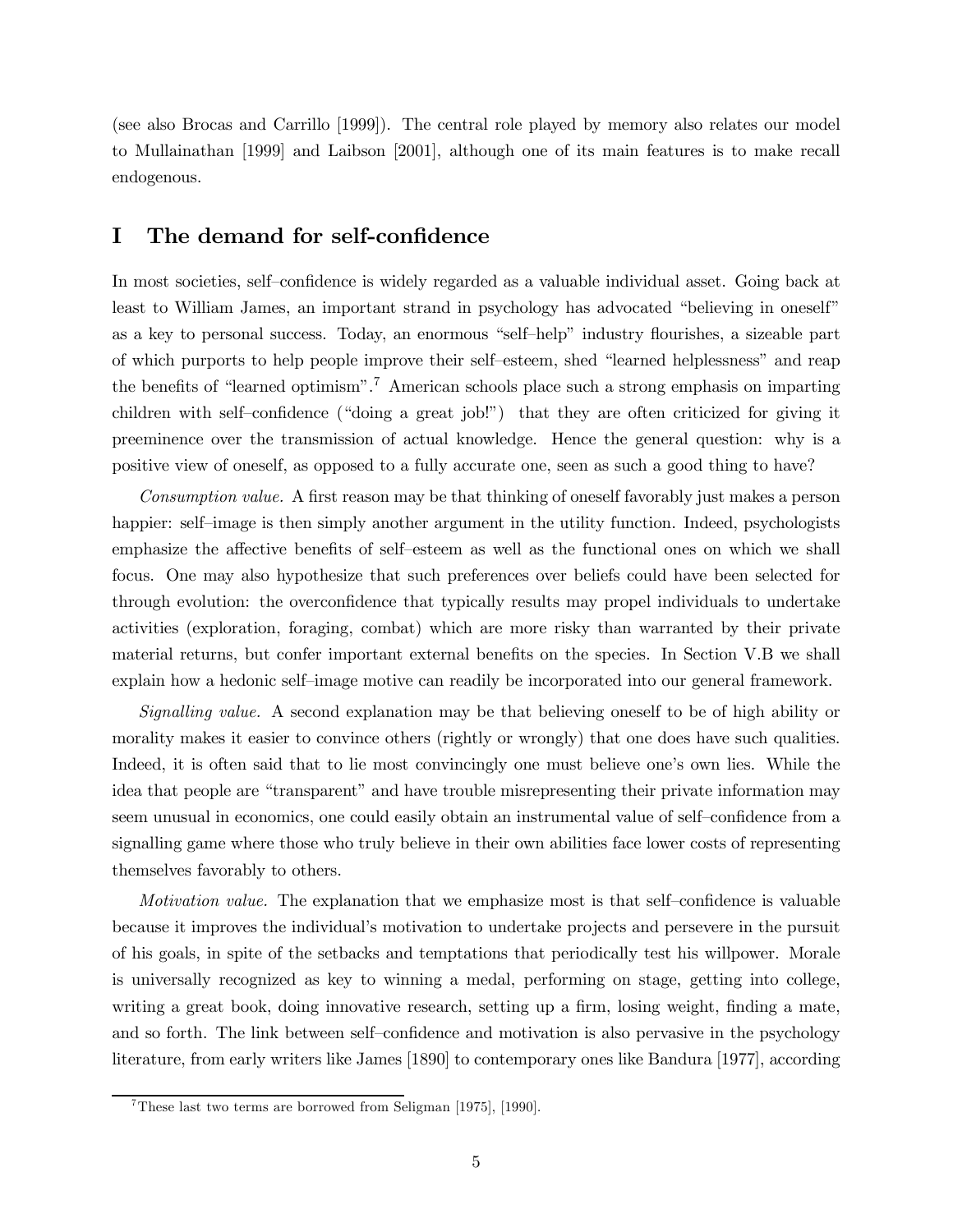(see also Brocas and Carrillo [1999]). The central role played by memory also relates our model to Mullainathan [1999] and Laibson [2001], although one of its main features is to make recall endogenous.

# I The demand for self-confidence

In most societies, self–confidence is widely regarded as a valuable individual asset. Going back at least to William James, an important strand in psychology has advocated "believing in oneself" as a key to personal success. Today, an enormous "self–help" industry flourishes, a sizeable part of which purports to help people improve their self–esteem, shed "learned helplessness" and reap the benefits of "learned optimism".[7] American schools place such a strong emphasis on imparting children with self–confidence ("doing a great job!") that they are often criticized for giving it preeminence over the transmission of actual knowledge. Hence the general question: why is a positive view of oneself, as opposed to a fully accurate one, seen as such a good thing to have?

*Consumption value.* A first reason may be that thinking of oneself favorably just makes a person happier: self–image is then simply another argument in the utility function. Indeed, psychologists emphasize the affective benefits of self–esteem as well as the functional ones on which we shall focus. One may also hypothesize that such preferences over beliefs could have been selected for through evolution: the overconfidence that typically results may propel individuals to undertake activities (exploration, foraging, combat) which are more risky than warranted by their private material returns, but confer important external benefits on the species. In Section V.B we shall explain how a hedonic self–image motive can readily be incorporated into our general framework.

*Signalling value.* A second explanation may be that believing oneself to be of high ability or morality makes it easier to convince others (rightly or wrongly) that one does have such qualities. Indeed, it is often said that to lie most convincingly one must believe one's own lies. While the idea that people are "transparent" and have trouble misrepresenting their private information may seem unusual in economics, one could easily obtain an instrumental value of self–confidence from a signalling game where those who truly believe in their own abilities face lower costs of representing themselves favorably to others.

*Motivation value.* The explanation that we emphasize most is that self–confidence is valuable because it improves the individual's motivation to undertake projects and persevere in the pursuit of his goals, in spite of the setbacks and temptations that periodically test his willpower. Morale is universally recognized as key to winning a medal, performing on stage, getting into college, writing a great book, doing innovative research, setting up a firm, losing weight, finding a mate, and so forth. The link between self–confidence and motivation is also pervasive in the psychology literature, from early writers like James [1890] to contemporary ones like Bandura [1977], according

[7] These last two terms are borrowed from Seligman [1975], [1990].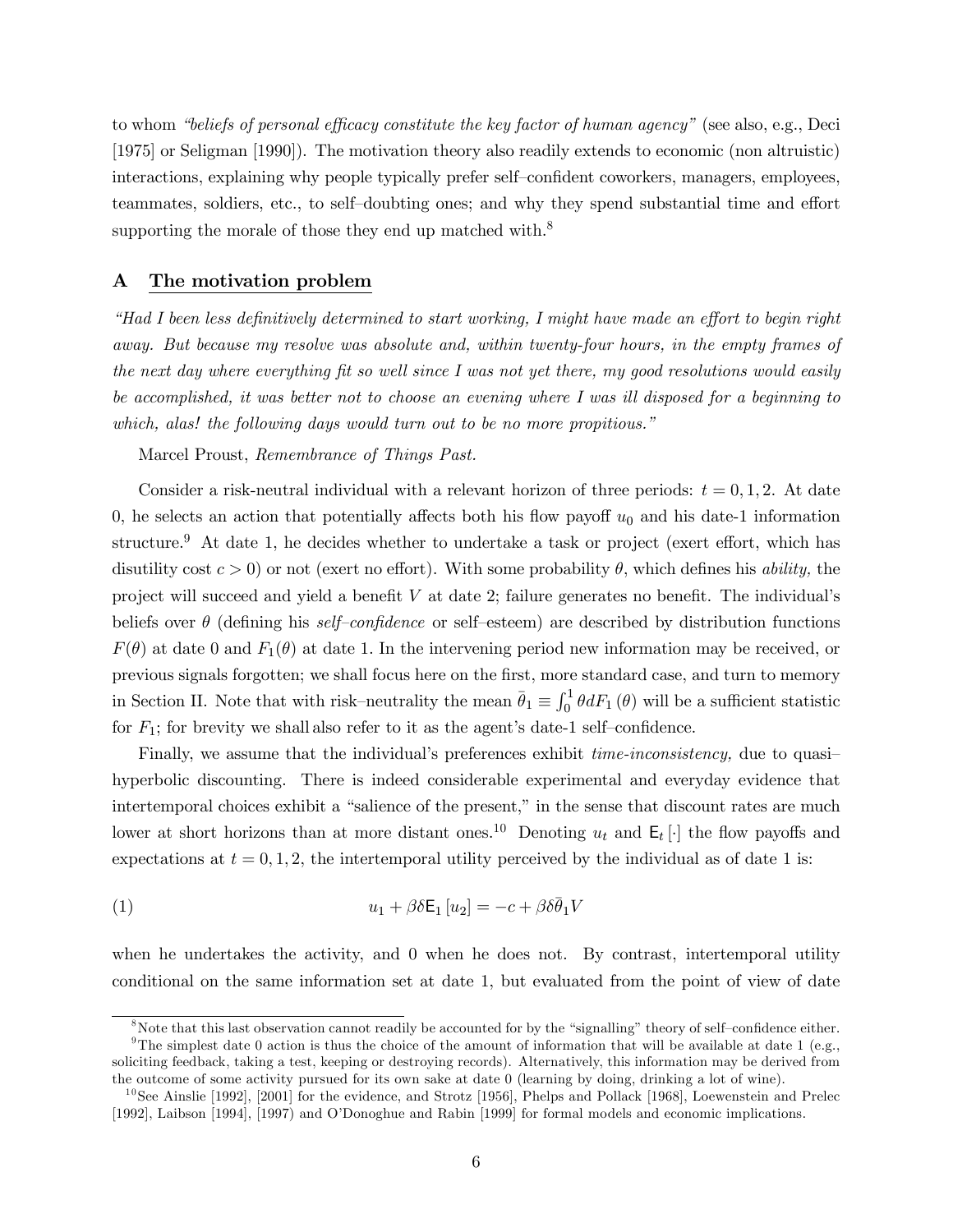to whom *"beliefs of personal efficacy constitute the key factor of human agency"* (see also, e.g., Deci [1975] or Seligman [1990]). The motivation theory also readily extends to economic (non altruistic) interactions, explaining why people typically prefer self–confident coworkers, managers, employees, teammates, soldiers, etc., to self–doubting ones; and why they spend substantial time and effort supporting the morale of those they end up matched with.[8]

## A The motivation problem

*"Had I been less definitively determined to start working, I might have made an effort to begin right away. But because my resolve was absolute and, within twenty-four hours, in the empty frames of the next day where everything fit so well since I was not yet there, my good resolutions would easily be accomplished, it was better not to choose an evening where I was ill disposed for a beginning to which, alas! the following days would turn out to be no more propitious."*

Marcel Proust, *Remembrance of Things Past.*

Consider a risk-neutral individual with a relevant horizon of three periods: $t = 0, 1, 2$. At date 0, he selects an action that potentially affects both his flow payoff $u_0$ and his date-1 information structure.[9] At date 1, he decides whether to undertake a task or project (exert effort, which has disutility cost $c > 0$) or not (exert no effort). With some probability $\theta$, which defines his *ability,* the project will succeed and yield a benefit $V$ at date 2; failure generates no benefit. The individual's beliefs over $\theta$ (defining his *self–confidence* or self–esteem) are described by distribution functions $F(\theta)$ at date 0 and $F_1(\theta)$ at date 1. In the intervening period new information may be received, or previous signals forgotten; we shall focus here on the first, more standard case, and turn to memory in Section II. Note that with risk–neutrality the mean $\bar{\theta}_1 \equiv \int_0^1 \theta dF_1(\theta)$ will be a sufficient statistic for $F_1$; for brevity we shall also refer to it as the agent's date-1 self–confidence.

Finally, we assume that the individual's preferences exhibit *time-inconsistency,* due to quasi–hyperbolic discounting. There is indeed considerable experimental and everyday evidence that intertemporal choices exhibit a "salience of the present," in the sense that discount rates are much lower at short horizons than at more distant ones.[10] Denoting $u_t$ and $\mathsf{E}_t[\cdot]$ the flow payoffs and expectations at $t = 0, 1, 2$, the intertemporal utility perceived by the individual as of date 1 is:

$$u_1 + \beta\delta \mathsf{E}_1[u_2] = -c + \beta\delta\bar{\theta}_1 V \tag{1}$$

when he undertakes the activity, and 0 when he does not. By contrast, intertemporal utility conditional on the same information set at date 1, but evaluated from the point of view of date

[8] Note that this last observation cannot readily be accounted for by the "signalling" theory of self–confidence either.

[9] The simplest date 0 action is thus the choice of the amount of information that will be available at date 1 (e.g., soliciting feedback, taking a test, keeping or destroying records). Alternatively, this information may be derived from the outcome of some activity pursued for its own sake at date 0 (learning by doing, drinking a lot of wine).

[10] See Ainslie [1992], [2001] for the evidence, and Strotz [1956], Phelps and Pollack [1968], Loewenstein and Prelec [1992], Laibson [1994], [1997] and O'Donoghue and Rabin [1999] for formal models and economic implications.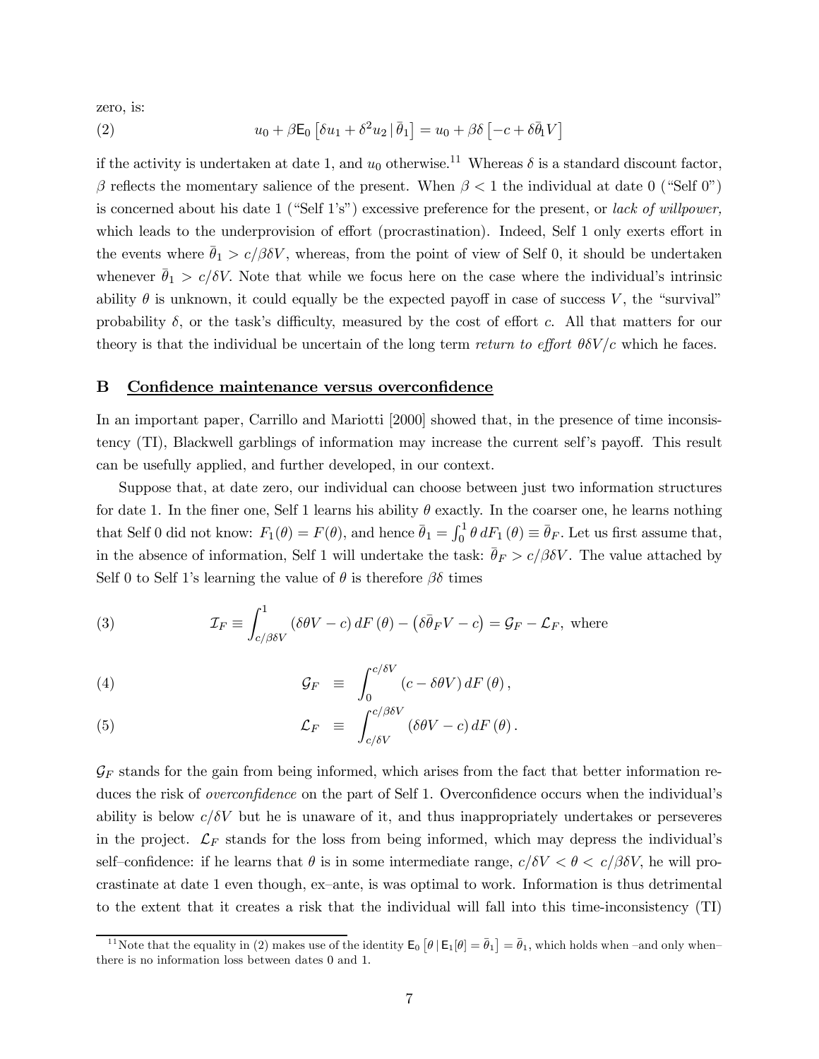zero, is:

$$u_0 + \beta \mathsf{E}_0 \left[ \delta u_1 + \delta^2 u_2 \,|\, \bar{\theta}_1 \right] = u_0 + \beta\delta \left[ -c + \delta \bar{\theta}_1 V \right] \tag{2}$$

if the activity is undertaken at date 1, and $u_0$ otherwise.[11] Whereas $\delta$ is a standard discount factor, $\beta$ reflects the momentary salience of the present. When $\beta < 1$ the individual at date 0 ("Self 0") is concerned about his date 1 ("Self 1's") excessive preference for the present, or *lack of willpower,* which leads to the underprovision of effort (procrastination). Indeed, Self 1 only exerts effort in the events where $\bar{\theta}_1 > c/\beta\delta V$, whereas, from the point of view of Self 0, it should be undertaken whenever $\bar{\theta}_1 > c/\delta V$. Note that while we focus here on the case where the individual's intrinsic ability $\theta$ is unknown, it could equally be the expected payoff in case of success $V$, the "survival" probability $\delta$, or the task's difficulty, measured by the cost of effort $c$. All that matters for our theory is that the individual be uncertain of the long term *return to effort* $\theta\delta V/c$ which he faces.

## B Confidence maintenance versus overconfidence

In an important paper, Carrillo and Mariotti [2000] showed that, in the presence of time inconsistency (TI), Blackwell garblings of information may increase the current self's payoff. This result can be usefully applied, and further developed, in our context.

Suppose that, at date zero, our individual can choose between just two information structures for date 1. In the finer one, Self 1 learns his ability $\theta$ exactly. In the coarser one, he learns nothing that Self 0 did not know: $F_1(\theta) = F(\theta)$, and hence $\bar{\theta}_1 = \int_0^1 \theta \, dF_1(\theta) \equiv \bar{\theta}_F$. Let us first assume that, in the absence of information, Self 1 will undertake the task: $\bar{\theta}_F > c/\beta\delta V$. The value attached by Self 0 to Self 1's learning the value of $\theta$ is therefore $\beta\delta$ times

$$\mathcal{I}_F \equiv \int_{c/\beta\delta V}^{1} \left( \delta\theta V - c \right) dF(\theta) - \left( \delta\bar{\theta}_F V - c \right) = \mathcal{G}_F - \mathcal{L}_F, \text{ where} \tag{3}$$

$$\mathcal{G}_F \equiv \int_0^{c/\delta V} \left( c - \delta\theta V \right) dF(\theta), \tag{4}$$

$$\mathcal{L}_F \equiv \int_{c/\delta V}^{c/\beta\delta V} \left( \delta\theta V - c \right) dF(\theta). \tag{5}$$

$\mathcal{G}_F$ stands for the gain from being informed, which arises from the fact that better information reduces the risk of *overconfidence* on the part of Self 1. Overconfidence occurs when the individual's ability is below $c/\delta V$ but he is unaware of it, and thus inappropriately undertakes or perseveres in the project. $\mathcal{L}_F$ stands for the loss from being informed, which may depress the individual's self–confidence: if he learns that $\theta$ is in some intermediate range, $c/\delta V < \theta < c/\beta\delta V$, he will procrastinate at date 1 even though, ex–ante, is was optimal to work. Information is thus detrimental to the extent that it creates a risk that the individual will fall into this time-inconsistency (TI)

[11] Note that the equality in (2) makes use of the identity $\mathsf{E}_0 \left[ \theta \,|\, \mathsf{E}_1[\theta] = \bar{\theta}_1 \right] = \bar{\theta}_1$, which holds when –and only when– there is no information loss between dates 0 and 1.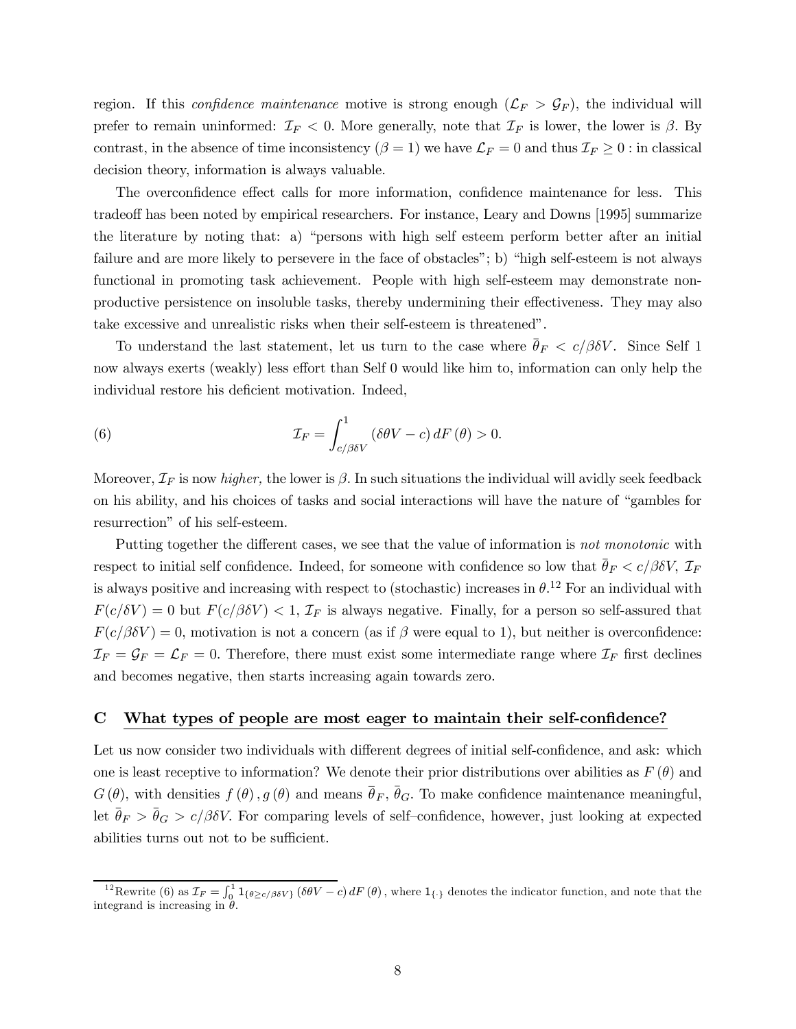region. If this *confidence maintenance* motive is strong enough ($\mathcal{L}_F > \mathcal{G}_F$), the individual will prefer to remain uninformed: $\mathcal{I}_F < 0$. More generally, note that $\mathcal{I}_F$ is lower, the lower is $\beta$. By contrast, in the absence of time inconsistency ($\beta = 1$) we have $\mathcal{L}_F = 0$ and thus $\mathcal{I}_F \geq 0$ : in classical decision theory, information is always valuable.

The overconfidence effect calls for more information, confidence maintenance for less. This tradeoff has been noted by empirical researchers. For instance, Leary and Downs [1995] summarize the literature by noting that: a) "persons with high self esteem perform better after an initial failure and are more likely to persevere in the face of obstacles"; b) "high self-esteem is not always functional in promoting task achievement. People with high self-esteem may demonstrate non-productive persistence on insoluble tasks, thereby undermining their effectiveness. They may also take excessive and unrealistic risks when their self-esteem is threatened".

To understand the last statement, let us turn to the case where $\bar{\theta}_F < c/\beta\delta V$. Since Self 1 now always exerts (weakly) less effort than Self 0 would like him to, information can only help the individual restore his deficient motivation. Indeed,

$$\mathcal{I}_F = \int_{c/\beta\delta V}^{1} (\delta\theta V - c)\, dF(\theta) > 0. \tag{6}$$

Moreover, $\mathcal{I}_F$ is now *higher,* the lower is $\beta$. In such situations the individual will avidly seek feedback on his ability, and his choices of tasks and social interactions will have the nature of "gambles for resurrection" of his self-esteem.

Putting together the different cases, we see that the value of information is *not monotonic* with respect to initial self confidence. Indeed, for someone with confidence so low that $\bar{\theta}_F < c/\beta\delta V$, $\mathcal{I}_F$ is always positive and increasing with respect to (stochastic) increases in $\theta$.[12] For an individual with $F(c/\delta V) = 0$ but $F(c/\beta\delta V) < 1$, $\mathcal{I}_F$ is always negative. Finally, for a person so self-assured that $F(c/\beta\delta V) = 0$, motivation is not a concern (as if $\beta$ were equal to 1), but neither is overconfidence: $\mathcal{I}_F = \mathcal{G}_F = \mathcal{L}_F = 0$. Therefore, there must exist some intermediate range where $\mathcal{I}_F$ first declines and becomes negative, then starts increasing again towards zero.

## C What types of people are most eager to maintain their self-confidence?

Let us now consider two individuals with different degrees of initial self-confidence, and ask: which one is least receptive to information? We denote their prior distributions over abilities as $F(\theta)$ and $G(\theta)$, with densities $f(\theta), g(\theta)$ and means $\bar{\theta}_F$, $\bar{\theta}_G$. To make confidence maintenance meaningful, let $\bar{\theta}_F > \bar{\theta}_G > c/\beta\delta V$. For comparing levels of self–confidence, however, just looking at expected abilities turns out not to be sufficient.

[12] Rewrite (6) as $\mathcal{I}_F = \int_0^1 \mathbf{1}_{\{\theta \geq c/\beta\delta V\}} (\delta\theta V - c)\, dF(\theta)$, where $\mathbf{1}_{\{\cdot\}}$ denotes the indicator function, and note that the integrand is increasing in $\theta$.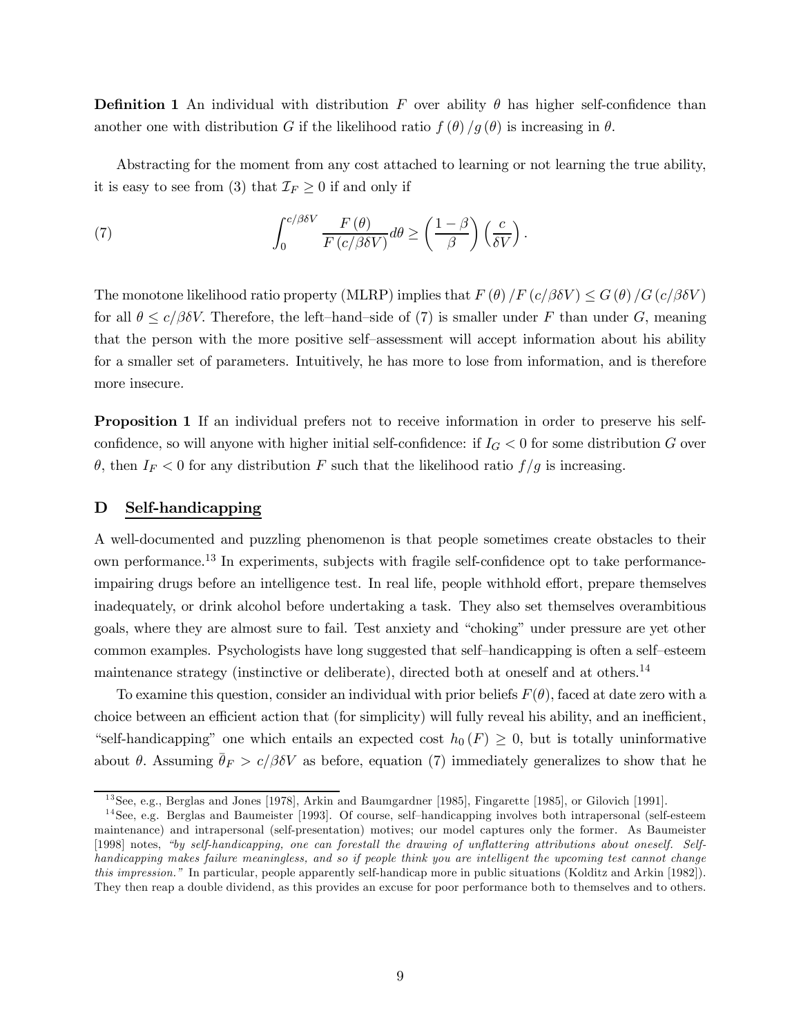**Definition 1** An individual with distribution $F$ over ability $\theta$ has higher self-confidence than another one with distribution $G$ if the likelihood ratio $f(\theta)/g(\theta)$ is increasing in $\theta$.

Abstracting for the moment from any cost attached to learning or not learning the true ability, it is easy to see from (3) that $\mathcal{I}_F \geq 0$ if and only if

$$\int_0^{c/\beta\delta V} \frac{F(\theta)}{F(c/\beta\delta V)} d\theta \geq \left(\frac{1-\beta}{\beta}\right)\left(\frac{c}{\delta V}\right). \tag{7}$$

The monotone likelihood ratio property (MLRP) implies that $F(\theta)/F(c/\beta\delta V) \leq G(\theta)/G(c/\beta\delta V)$ for all $\theta \leq c/\beta\delta V$. Therefore, the left–hand–side of (7) is smaller under $F$ than under $G$, meaning that the person with the more positive self–assessment will accept information about his ability for a smaller set of parameters. Intuitively, he has more to lose from information, and is therefore more insecure.

**Proposition 1** If an individual prefers not to receive information in order to preserve his self-confidence, so will anyone with higher initial self-confidence: if $I_G < 0$ for some distribution $G$ over $\theta$, then $I_F < 0$ for any distribution $F$ such that the likelihood ratio $f/g$ is increasing.

## D Self-handicapping

A well-documented and puzzling phenomenon is that people sometimes create obstacles to their own performance.[13] In experiments, subjects with fragile self-confidence opt to take performance-impairing drugs before an intelligence test. In real life, people withhold effort, prepare themselves inadequately, or drink alcohol before undertaking a task. They also set themselves overambitious goals, where they are almost sure to fail. Test anxiety and "choking" under pressure are yet other common examples. Psychologists have long suggested that self–handicapping is often a self–esteem maintenance strategy (instinctive or deliberate), directed both at oneself and at others.[14]

To examine this question, consider an individual with prior beliefs $F(\theta)$, faced at date zero with a choice between an efficient action that (for simplicity) will fully reveal his ability, and an inefficient, "self-handicapping" one which entails an expected cost $h_0(F) \geq 0$, but is totally uninformative about $\theta$. Assuming $\bar{\theta}_F > c/\beta\delta V$ as before, equation (7) immediately generalizes to show that he

---

[13] See, e.g., Berglas and Jones [1978], Arkin and Baumgardner [1985], Fingarette [1985], or Gilovich [1991].

[14] See, e.g. Berglas and Baumeister [1993]. Of course, self–handicapping involves both intrapersonal (self-esteem maintenance) and intrapersonal (self-presentation) motives; our model captures only the former. As Baumeister [1998] notes, *"by self-handicapping, one can forestall the drawing of unflattering attributions about oneself. Self-handicapping makes failure meaningless, and so if people think you are intelligent the upcoming test cannot change this impression."* In particular, people apparently self-handicap more in public situations (Kolditz and Arkin [1982]). They then reap a double dividend, as this provides an excuse for poor performance both to themselves and to others.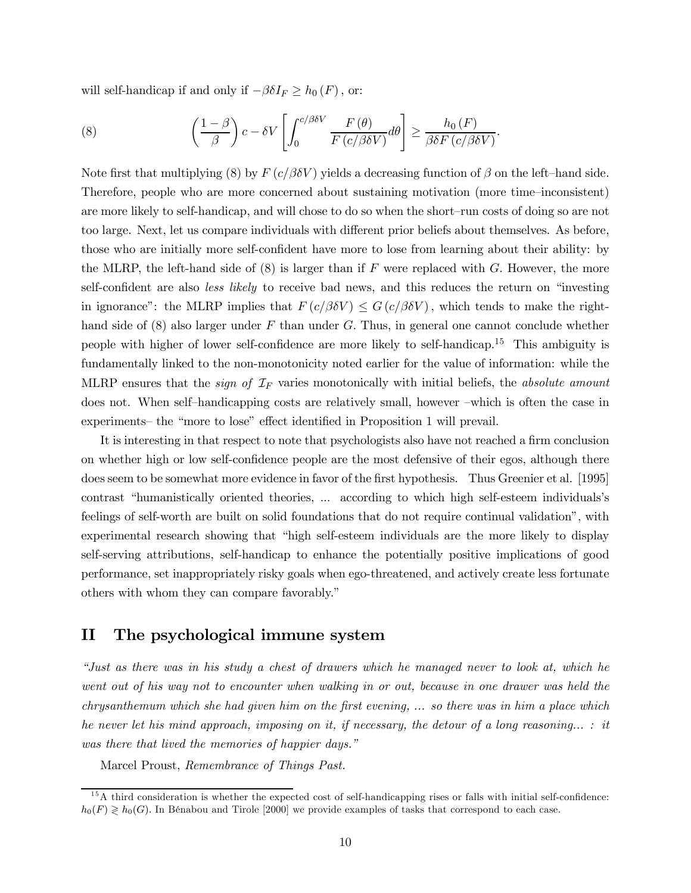will self-handicap if and only if $-\beta\delta I_F \geq h_0(F)$, or:

$$\left(\frac{1-\beta}{\beta}\right)c - \delta V\left[\int_0^{c/\beta\delta V} \frac{F(\theta)}{F(c/\beta\delta V)} d\theta\right] \geq \frac{h_0(F)}{\beta\delta F(c/\beta\delta V)}. \tag{8}$$

Note first that multiplying (8) by $F(c/\beta\delta V)$ yields a decreasing function of $\beta$ on the left–hand side. Therefore, people who are more concerned about sustaining motivation (more time–inconsistent) are more likely to self-handicap, and will chose to do so when the short–run costs of doing so are not too large. Next, let us compare individuals with different prior beliefs about themselves. As before, those who are initially more self-confident have more to lose from learning about their ability: by the MLRP, the left-hand side of (8) is larger than if $F$ were replaced with $G$. However, the more self-confident are also *less likely* to receive bad news, and this reduces the return on "investing in ignorance": the MLRP implies that $F(c/\beta\delta V) \leq G(c/\beta\delta V)$, which tends to make the right-hand side of (8) also larger under $F$ than under $G$. Thus, in general one cannot conclude whether people with higher of lower self-confidence are more likely to self-handicap.[15] This ambiguity is fundamentally linked to the non-monotonicity noted earlier for the value of information: while the MLRP ensures that the *sign of* $\mathcal{I}_F$ varies monotonically with initial beliefs, the *absolute amount* does not. When self–handicapping costs are relatively small, however –which is often the case in experiments– the "more to lose" effect identified in Proposition 1 will prevail.

It is interesting in that respect to note that psychologists also have not reached a firm conclusion on whether high or low self-confidence people are the most defensive of their egos, although there does seem to be somewhat more evidence in favor of the first hypothesis. Thus Greenier et al. [1995] contrast "humanistically oriented theories, ... according to which high self-esteem individuals's feelings of self-worth are built on solid foundations that do not require continual validation", with experimental research showing that "high self-esteem individuals are the more likely to display self-serving attributions, self-handicap to enhance the potentially positive implications of good performance, set inappropriately risky goals when ego-threatened, and actively create less fortunate others with whom they can compare favorably."

# II The psychological immune system

*"Just as there was in his study a chest of drawers which he managed never to look at, which he went out of his way not to encounter when walking in or out, because in one drawer was held the chrysanthemum which she had given him on the first evening, ... so there was in him a place which he never let his mind approach, imposing on it, if necessary, the detour of a long reasoning... : it was there that lived the memories of happier days."*

Marcel Proust, *Remembrance of Things Past.*

[15] A third consideration is whether the expected cost of self-handicapping rises or falls with initial self-confidence: $h_0(F) \gtrless h_0(G)$. In Bénabou and Tirole [2000] we provide examples of tasks that correspond to each case.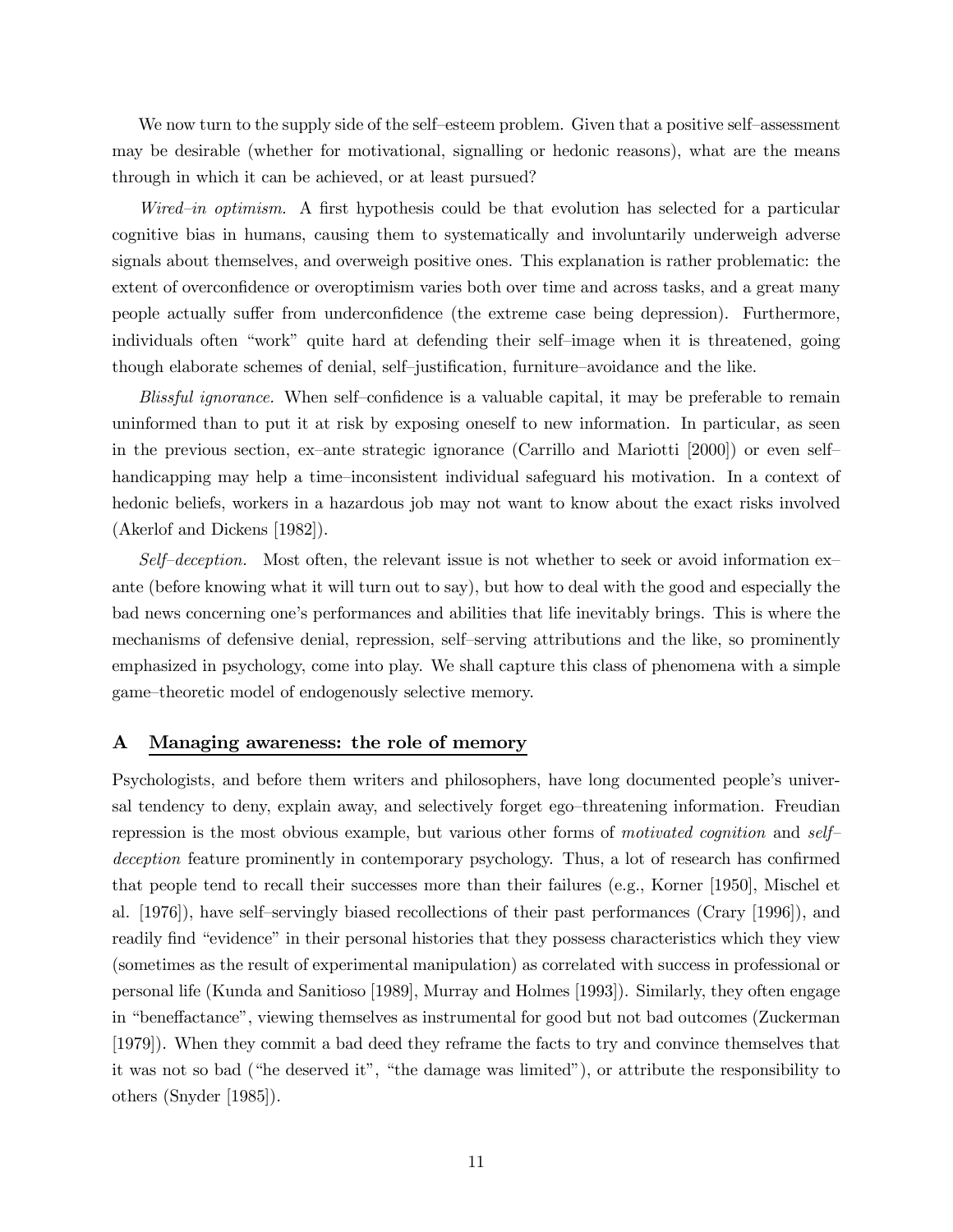We now turn to the supply side of the self–esteem problem. Given that a positive self–assessment may be desirable (whether for motivational, signalling or hedonic reasons), what are the means through in which it can be achieved, or at least pursued?

*Wired–in optimism.* A first hypothesis could be that evolution has selected for a particular cognitive bias in humans, causing them to systematically and involuntarily underweigh adverse signals about themselves, and overweigh positive ones. This explanation is rather problematic: the extent of overconfidence or overoptimism varies both over time and across tasks, and a great many people actually suffer from underconfidence (the extreme case being depression). Furthermore, individuals often "work" quite hard at defending their self–image when it is threatened, going though elaborate schemes of denial, self–justification, furniture–avoidance and the like.

*Blissful ignorance.* When self–confidence is a valuable capital, it may be preferable to remain uninformed than to put it at risk by exposing oneself to new information. In particular, as seen in the previous section, ex–ante strategic ignorance (Carrillo and Mariotti [2000]) or even self–handicapping may help a time–inconsistent individual safeguard his motivation. In a context of hedonic beliefs, workers in a hazardous job may not want to know about the exact risks involved (Akerlof and Dickens [1982]).

*Self–deception.* Most often, the relevant issue is not whether to seek or avoid information ex–ante (before knowing what it will turn out to say), but how to deal with the good and especially the bad news concerning one's performances and abilities that life inevitably brings. This is where the mechanisms of defensive denial, repression, self–serving attributions and the like, so prominently emphasized in psychology, come into play. We shall capture this class of phenomena with a simple game–theoretic model of endogenously selective memory.

## A Managing awareness: the role of memory

Psychologists, and before them writers and philosophers, have long documented people's universal tendency to deny, explain away, and selectively forget ego–threatening information. Freudian repression is the most obvious example, but various other forms of *motivated cognition* and *self–deception* feature prominently in contemporary psychology. Thus, a lot of research has confirmed that people tend to recall their successes more than their failures (e.g., Korner [1950], Mischel et al. [1976]), have self–servingly biased recollections of their past performances (Crary [1996]), and readily find "evidence" in their personal histories that they possess characteristics which they view (sometimes as the result of experimental manipulation) as correlated with success in professional or personal life (Kunda and Sanitioso [1989], Murray and Holmes [1993]). Similarly, they often engage in "beneffactance", viewing themselves as instrumental for good but not bad outcomes (Zuckerman [1979]). When they commit a bad deed they reframe the facts to try and convince themselves that it was not so bad ("he deserved it", "the damage was limited"), or attribute the responsibility to others (Snyder [1985]).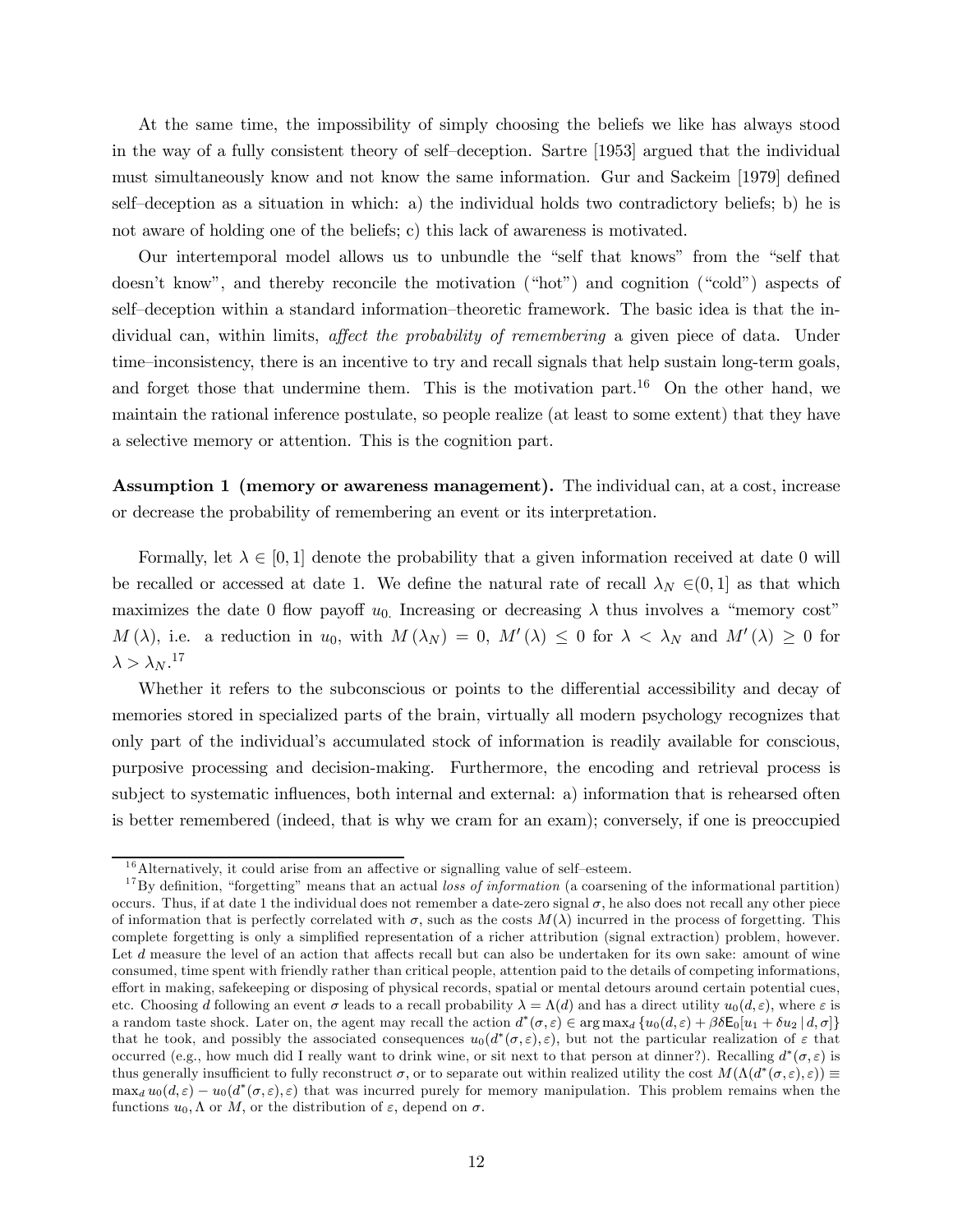At the same time, the impossibility of simply choosing the beliefs we like has always stood in the way of a fully consistent theory of self–deception. Sartre [1953] argued that the individual must simultaneously know and not know the same information. Gur and Sackeim [1979] defined self–deception as a situation in which: a) the individual holds two contradictory beliefs; b) he is not aware of holding one of the beliefs; c) this lack of awareness is motivated.

Our intertemporal model allows us to unbundle the "self that knows" from the "self that doesn't know", and thereby reconcile the motivation ("hot") and cognition ("cold") aspects of self–deception within a standard information–theoretic framework. The basic idea is that the individual can, within limits, *affect the probability of remembering* a given piece of data. Under time–inconsistency, there is an incentive to try and recall signals that help sustain long-term goals, and forget those that undermine them. This is the motivation part.[16] On the other hand, we maintain the rational inference postulate, so people realize (at least to some extent) that they have a selective memory or attention. This is the cognition part.

**Assumption 1 (memory or awareness management).** The individual can, at a cost, increase or decrease the probability of remembering an event or its interpretation.

Formally, let $\lambda \in [0,1]$ denote the probability that a given information received at date 0 will be recalled or accessed at date 1. We define the natural rate of recall $\lambda_N \in (0,1]$ as that which maximizes the date 0 flow payoff $u_0$. Increasing or decreasing $\lambda$ thus involves a "memory cost" $M(\lambda)$, i.e. a reduction in $u_0$, with $M(\lambda_N) = 0$, $M'(\lambda) \leq 0$ for $\lambda < \lambda_N$ and $M'(\lambda) \geq 0$ for $\lambda > \lambda_N$.[17]

Whether it refers to the subconscious or points to the differential accessibility and decay of memories stored in specialized parts of the brain, virtually all modern psychology recognizes that only part of the individual's accumulated stock of information is readily available for conscious, purposive processing and decision-making. Furthermore, the encoding and retrieval process is subject to systematic influences, both internal and external: a) information that is rehearsed often is better remembered (indeed, that is why we cram for an exam); conversely, if one is preoccupied

[16] Alternatively, it could arise from an affective or signalling value of self–esteem.

[17] By definition, "forgetting" means that an actual *loss of information* (a coarsening of the informational partition) occurs. Thus, if at date 1 the individual does not remember a date-zero signal $\sigma$, he also does not recall any other piece of information that is perfectly correlated with $\sigma$, such as the costs $M(\lambda)$ incurred in the process of forgetting. This complete forgetting is only a simplified representation of a richer attribution (signal extraction) problem, however. Let $d$ measure the level of an action that affects recall but can also be undertaken for its own sake: amount of wine consumed, time spent with friendly rather than critical people, attention paid to the details of competing informations, effort in making, safekeeping or disposing of physical records, spatial or mental detours around certain potential cues, etc. Choosing $d$ following an event $\sigma$ leads to a recall probability $\lambda = \Lambda(d)$ and has a direct utility $u_0(d, \varepsilon)$, where $\varepsilon$ is a random taste shock. Later on, the agent may recall the action $d^*(\sigma, \varepsilon) \in \arg\max_d \{u_0(d, \varepsilon) + \beta\delta \mathsf{E}_0[u_1 + \delta u_2 \mid d, \sigma]\}$ that he took, and possibly the associated consequences $u_0(d^*(\sigma, \varepsilon), \varepsilon)$, but not the particular realization of $\varepsilon$ that occurred (e.g., how much did I really want to drink wine, or sit next to that person at dinner?). Recalling $d^*(\sigma, \varepsilon)$ is thus generally insufficient to fully reconstruct $\sigma$, or to separate out within realized utility the cost $M(\Lambda(d^*(\sigma, \varepsilon), \varepsilon)) \equiv \max_d u_0(d, \varepsilon) - u_0(d^*(\sigma, \varepsilon), \varepsilon)$ that was incurred purely for memory manipulation. This problem remains when the functions $u_0, \Lambda$ or $M$, or the distribution of $\varepsilon$, depend on $\sigma$.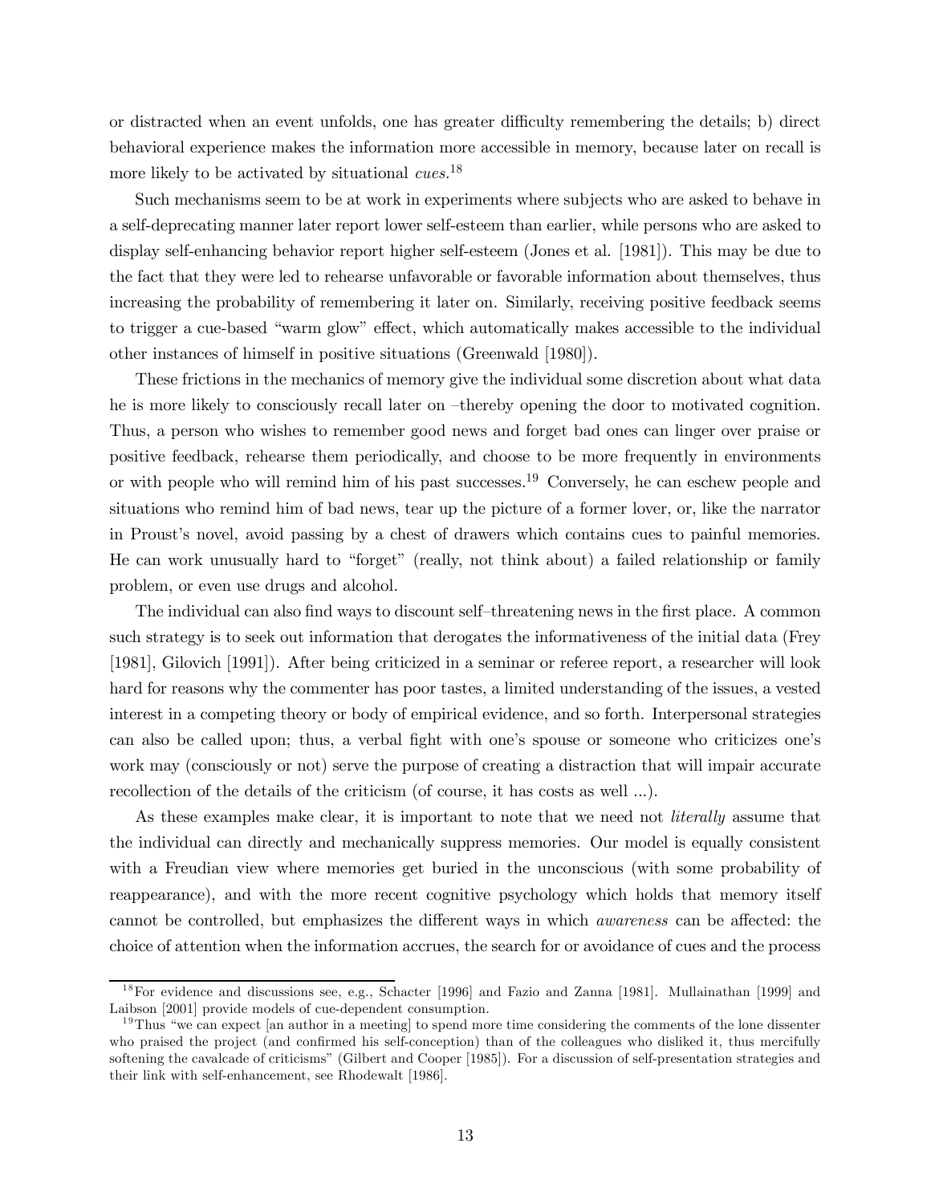or distracted when an event unfolds, one has greater difficulty remembering the details; b) direct behavioral experience makes the information more accessible in memory, because later on recall is more likely to be activated by situational *cues*.[18]

Such mechanisms seem to be at work in experiments where subjects who are asked to behave in a self-deprecating manner later report lower self-esteem than earlier, while persons who are asked to display self-enhancing behavior report higher self-esteem (Jones et al. [1981]). This may be due to the fact that they were led to rehearse unfavorable or favorable information about themselves, thus increasing the probability of remembering it later on. Similarly, receiving positive feedback seems to trigger a cue-based "warm glow" effect, which automatically makes accessible to the individual other instances of himself in positive situations (Greenwald [1980]).

These frictions in the mechanics of memory give the individual some discretion about what data he is more likely to consciously recall later on –thereby opening the door to motivated cognition. Thus, a person who wishes to remember good news and forget bad ones can linger over praise or positive feedback, rehearse them periodically, and choose to be more frequently in environments or with people who will remind him of his past successes.[19] Conversely, he can eschew people and situations who remind him of bad news, tear up the picture of a former lover, or, like the narrator in Proust's novel, avoid passing by a chest of drawers which contains cues to painful memories. He can work unusually hard to "forget" (really, not think about) a failed relationship or family problem, or even use drugs and alcohol.

The individual can also find ways to discount self–threatening news in the first place. A common such strategy is to seek out information that derogates the informativeness of the initial data (Frey [1981], Gilovich [1991]). After being criticized in a seminar or referee report, a researcher will look hard for reasons why the commenter has poor tastes, a limited understanding of the issues, a vested interest in a competing theory or body of empirical evidence, and so forth. Interpersonal strategies can also be called upon; thus, a verbal fight with one's spouse or someone who criticizes one's work may (consciously or not) serve the purpose of creating a distraction that will impair accurate recollection of the details of the criticism (of course, it has costs as well ...).

As these examples make clear, it is important to note that we need not *literally* assume that the individual can directly and mechanically suppress memories. Our model is equally consistent with a Freudian view where memories get buried in the unconscious (with some probability of reappearance), and with the more recent cognitive psychology which holds that memory itself cannot be controlled, but emphasizes the different ways in which *awareness* can be affected: the choice of attention when the information accrues, the search for or avoidance of cues and the process

---

[18] For evidence and discussions see, e.g., Schacter [1996] and Fazio and Zanna [1981]. Mullainathan [1999] and Laibson [2001] provide models of cue-dependent consumption.

[19] Thus "we can expect [an author in a meeting] to spend more time considering the comments of the lone dissenter who praised the project (and confirmed his self-conception) than of the colleagues who disliked it, thus mercifully softening the cavalcade of criticisms" (Gilbert and Cooper [1985]). For a discussion of self-presentation strategies and their link with self-enhancement, see Rhodewalt [1986].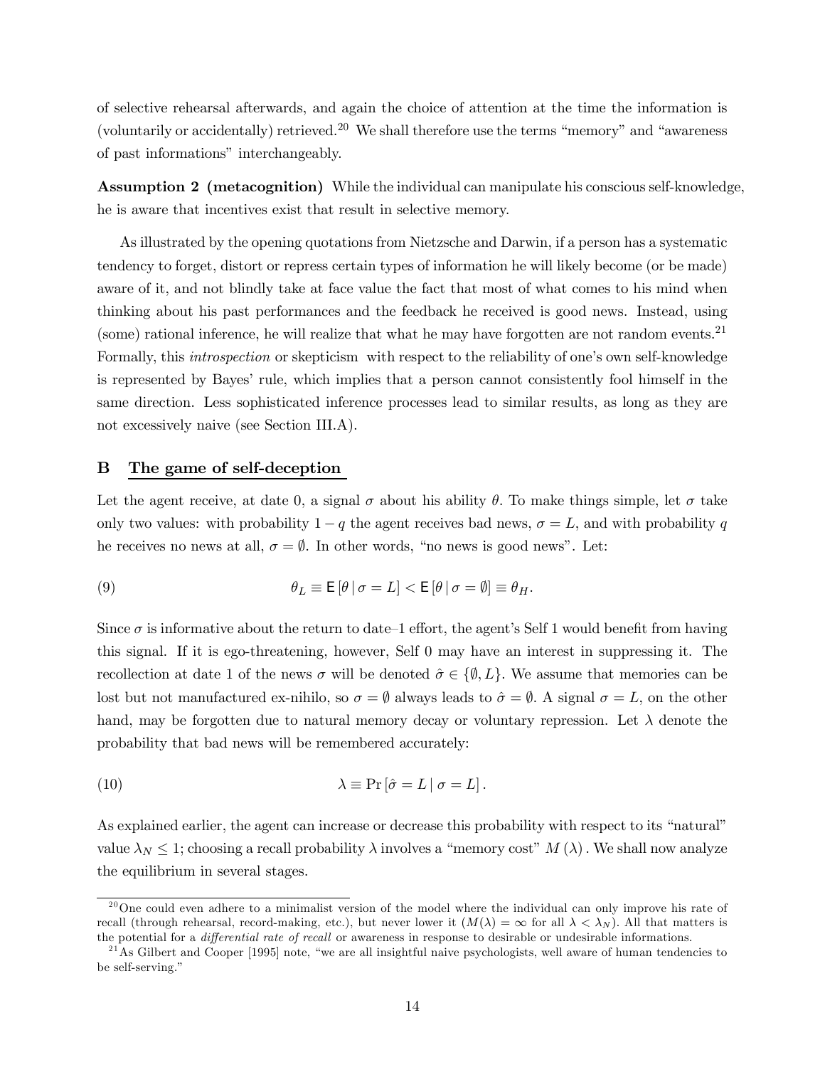of selective rehearsal afterwards, and again the choice of attention at the time the information is (voluntarily or accidentally) retrieved.[20] We shall therefore use the terms "memory" and "awareness of past informations" interchangeably.

**Assumption 2 (metacognition)** While the individual can manipulate his conscious self-knowledge, he is aware that incentives exist that result in selective memory.

As illustrated by the opening quotations from Nietzsche and Darwin, if a person has a systematic tendency to forget, distort or repress certain types of information he will likely become (or be made) aware of it, and not blindly take at face value the fact that most of what comes to his mind when thinking about his past performances and the feedback he received is good news. Instead, using (some) rational inference, he will realize that what he may have forgotten are not random events.[21] Formally, this *introspection* or skepticism with respect to the reliability of one's own self-knowledge is represented by Bayes' rule, which implies that a person cannot consistently fool himself in the same direction. Less sophisticated inference processes lead to similar results, as long as they are not excessively naive (see Section III.A).

## B The game of self-deception

Let the agent receive, at date 0, a signal $\sigma$ about his ability $\theta$. To make things simple, let $\sigma$ take only two values: with probability $1-q$ the agent receives bad news, $\sigma = L$, and with probability $q$ he receives no news at all, $\sigma = \emptyset$. In other words, "no news is good news". Let:

$$\theta_L \equiv \mathsf{E}\left[\theta \mid \sigma = L\right] < \mathsf{E}\left[\theta \mid \sigma = \emptyset\right] \equiv \theta_H. \tag{9}$$

Since $\sigma$ is informative about the return to date–1 effort, the agent's Self 1 would benefit from having this signal. If it is ego-threatening, however, Self 0 may have an interest in suppressing it. The recollection at date 1 of the news $\sigma$ will be denoted $\hat{\sigma} \in \{\emptyset, L\}$. We assume that memories can be lost but not manufactured ex-nihilo, so $\sigma = \emptyset$ always leads to $\hat{\sigma} = \emptyset$. A signal $\sigma = L$, on the other hand, may be forgotten due to natural memory decay or voluntary repression. Let $\lambda$ denote the probability that bad news will be remembered accurately:

$$\lambda \equiv \Pr\left[\hat{\sigma} = L \mid \sigma = L\right]. \tag{10}$$

As explained earlier, the agent can increase or decrease this probability with respect to its "natural" value $\lambda_N \leq 1$; choosing a recall probability $\lambda$ involves a "memory cost" $M(\lambda)$. We shall now analyze the equilibrium in several stages.

[20] One could even adhere to a minimalist version of the model where the individual can only improve his rate of recall (through rehearsal, record-making, etc.), but never lower it ($M(\lambda) = \infty$ for all $\lambda < \lambda_N$). All that matters is the potential for a *differential rate of recall* or awareness in response to desirable or undesirable informations.

[21] As Gilbert and Cooper [1995] note, "we are all insightful naive psychologists, well aware of human tendencies to be self-serving."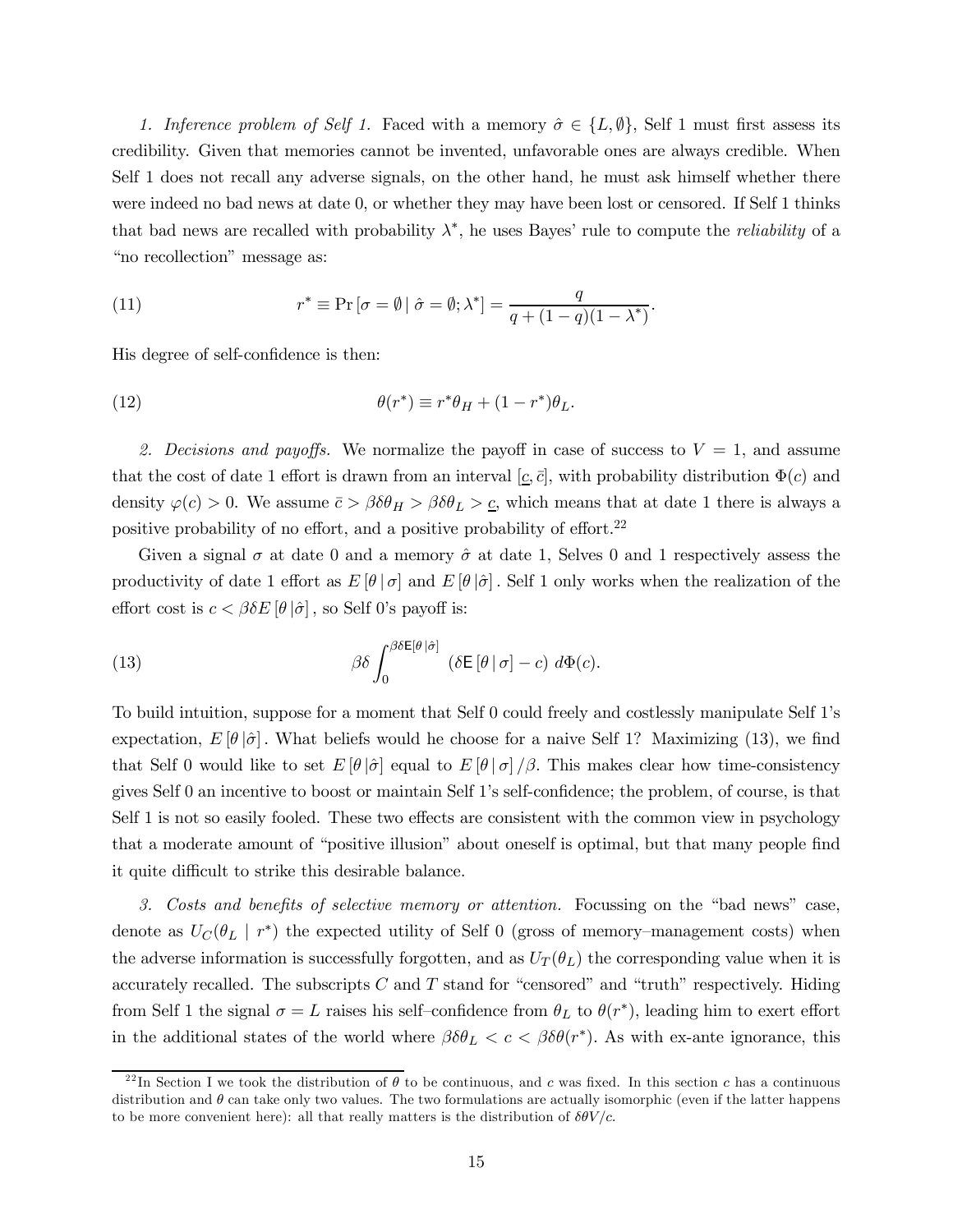*1. Inference problem of Self 1.* Faced with a memory $\hat{\sigma} \in \{L, \emptyset\}$, Self 1 must first assess its credibility. Given that memories cannot be invented, unfavorable ones are always credible. When Self 1 does not recall any adverse signals, on the other hand, he must ask himself whether there were indeed no bad news at date 0, or whether they may have been lost or censored. If Self 1 thinks that bad news are recalled with probability $\lambda^*$, he uses Bayes' rule to compute the *reliability* of a "no recollection" message as:

$$r^* \equiv \Pr\left[\sigma = \emptyset \mid \hat{\sigma} = \emptyset; \lambda^*\right] = \frac{q}{q + (1-q)(1-\lambda^*)}. \tag{11}$$

His degree of self-confidence is then:

$$\theta(r^*) \equiv r^*\theta_H + (1-r^*)\theta_L. \tag{12}$$

*2. Decisions and payoffs.* We normalize the payoff in case of success to $V = 1$, and assume that the cost of date 1 effort is drawn from an interval $[\underline{c}, \bar{c}]$, with probability distribution $\Phi(c)$ and density $\varphi(c) > 0$. We assume $\bar{c} > \beta\delta\theta_H > \beta\delta\theta_L > \underline{c}$, which means that at date 1 there is always a positive probability of no effort, and a positive probability of effort.[22]

Given a signal $\sigma$ at date 0 and a memory $\hat{\sigma}$ at date 1, Selves 0 and 1 respectively assess the productivity of date 1 effort as $E[\theta \mid \sigma]$ and $E[\theta \mid \hat{\sigma}]$. Self 1 only works when the realization of the effort cost is $c < \beta\delta E[\theta \mid \hat{\sigma}]$, so Self 0's payoff is:

$$\beta\delta \int_0^{\beta\delta \mathsf{E}[\theta \mid \hat{\sigma}]} \left(\delta \mathsf{E}\left[\theta \mid \sigma\right] - c\right) \, d\Phi(c). \tag{13}$$

To build intuition, suppose for a moment that Self 0 could freely and costlessly manipulate Self 1's expectation, $E[\theta \mid \hat{\sigma}]$. What beliefs would he choose for a naive Self 1? Maximizing (13), we find that Self 0 would like to set $E[\theta \mid \hat{\sigma}]$ equal to $E[\theta \mid \sigma]/\beta$. This makes clear how time-consistency gives Self 0 an incentive to boost or maintain Self 1's self-confidence; the problem, of course, is that Self 1 is not so easily fooled. These two effects are consistent with the common view in psychology that a moderate amount of "positive illusion" about oneself is optimal, but that many people find it quite difficult to strike this desirable balance.

*3. Costs and benefits of selective memory or attention.* Focussing on the "bad news" case, denote as $U_C(\theta_L \mid r^*)$ the expected utility of Self 0 (gross of memory–management costs) when the adverse information is successfully forgotten, and as $U_T(\theta_L)$ the corresponding value when it is accurately recalled. The subscripts $C$ and $T$ stand for "censored" and "truth" respectively. Hiding from Self 1 the signal $\sigma = L$ raises his self–confidence from $\theta_L$ to $\theta(r^*)$, leading him to exert effort in the additional states of the world where $\beta\delta\theta_L < c < \beta\delta\theta(r^*)$. As with ex-ante ignorance, this

[22] In Section I we took the distribution of $\theta$ to be continuous, and $c$ was fixed. In this section $c$ has a continuous distribution and $\theta$ can take only two values. The two formulations are actually isomorphic (even if the latter happens to be more convenient here): all that really matters is the distribution of $\delta\theta V/c$.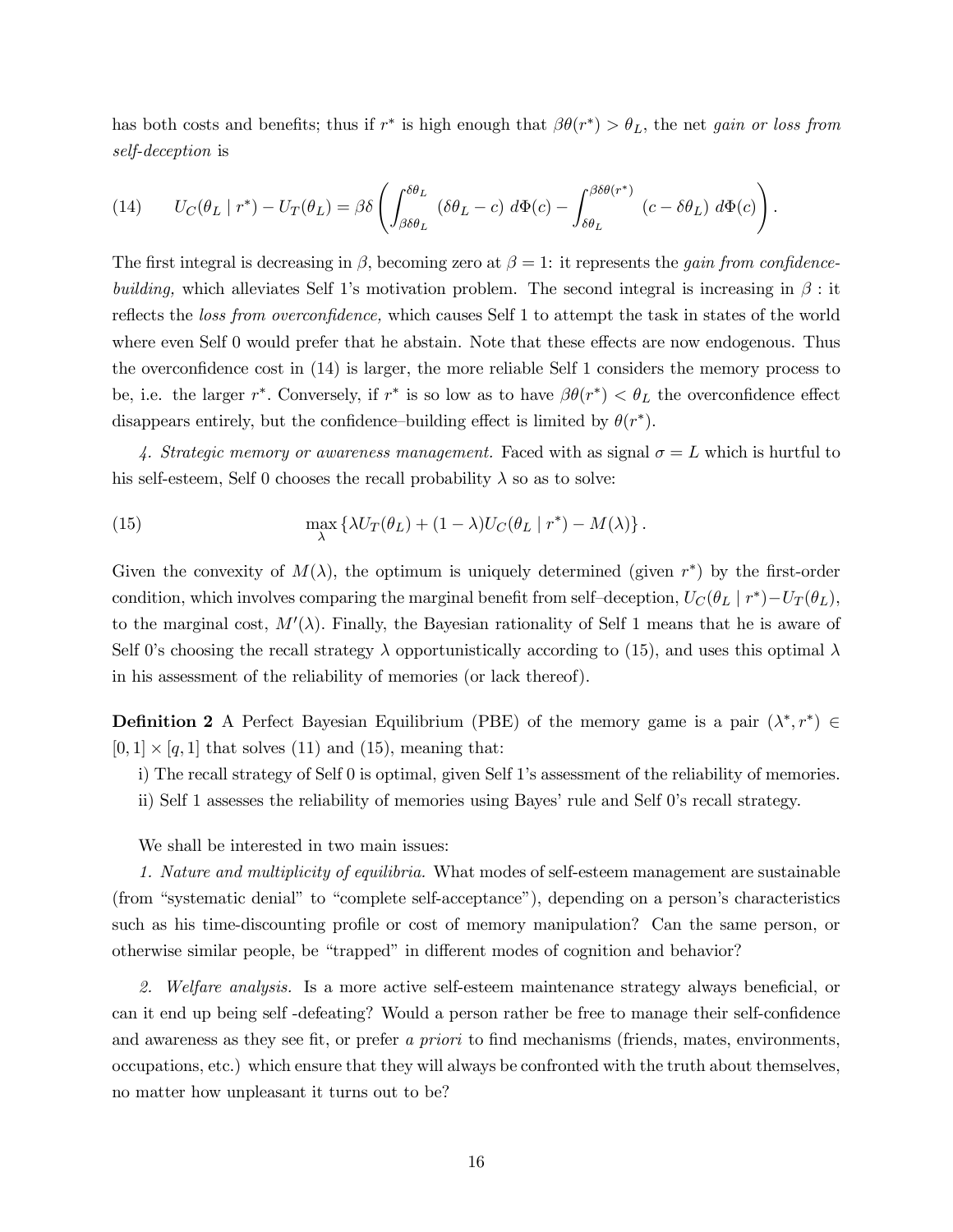has both costs and benefits; thus if $r^*$ is high enough that $\beta\theta(r^*) > \theta_L$, the net *gain or loss from self-deception* is

$$U_C(\theta_L \mid r^*) - U_T(\theta_L) = \beta\delta \left( \int_{\beta\delta\theta_L}^{\delta\theta_L} (\delta\theta_L - c) \; d\Phi(c) - \int_{\delta\theta_L}^{\beta\delta\theta(r^*)} (c - \delta\theta_L) \; d\Phi(c) \right). \tag{14}$$

The first integral is decreasing in $\beta$, becoming zero at $\beta = 1$: it represents the *gain from confidence-building,* which alleviates Self 1's motivation problem. The second integral is increasing in $\beta$ : it reflects the *loss from overconfidence,* which causes Self 1 to attempt the task in states of the world where even Self 0 would prefer that he abstain. Note that these effects are now endogenous. Thus the overconfidence cost in (14) is larger, the more reliable Self 1 considers the memory process to be, i.e. the larger $r^*$. Conversely, if $r^*$ is so low as to have $\beta\theta(r^*) < \theta_L$ the overconfidence effect disappears entirely, but the confidence–building effect is limited by $\theta(r^*)$.

*4. Strategic memory or awareness management.* Faced with as signal $\sigma = L$ which is hurtful to his self-esteem, Self 0 chooses the recall probability $\lambda$ so as to solve:

$$\max_{\lambda} \left\{ \lambda U_T(\theta_L) + (1 - \lambda) U_C(\theta_L \mid r^*) - M(\lambda) \right\}. \tag{15}$$

Given the convexity of $M(\lambda)$, the optimum is uniquely determined (given $r^*$) by the first-order condition, which involves comparing the marginal benefit from self–deception, $U_C(\theta_L \mid r^*) - U_T(\theta_L)$, to the marginal cost, $M'(\lambda)$. Finally, the Bayesian rationality of Self 1 means that he is aware of Self 0's choosing the recall strategy $\lambda$ opportunistically according to (15), and uses this optimal $\lambda$ in his assessment of the reliability of memories (or lack thereof).

**Definition 2** A Perfect Bayesian Equilibrium (PBE) of the memory game is a pair $(\lambda^*, r^*) \in [0, 1] \times [q, 1]$ that solves (11) and (15), meaning that:

i) The recall strategy of Self 0 is optimal, given Self 1's assessment of the reliability of memories.

ii) Self 1 assesses the reliability of memories using Bayes' rule and Self 0's recall strategy.

We shall be interested in two main issues:

*1. Nature and multiplicity of equilibria.* What modes of self-esteem management are sustainable (from "systematic denial" to "complete self-acceptance"), depending on a person's characteristics such as his time-discounting profile or cost of memory manipulation? Can the same person, or otherwise similar people, be "trapped" in different modes of cognition and behavior?

*2. Welfare analysis.* Is a more active self-esteem maintenance strategy always beneficial, or can it end up being self -defeating? Would a person rather be free to manage their self-confidence and awareness as they see fit, or prefer *a priori* to find mechanisms (friends, mates, environments, occupations, etc.) which ensure that they will always be confronted with the truth about themselves, no matter how unpleasant it turns out to be?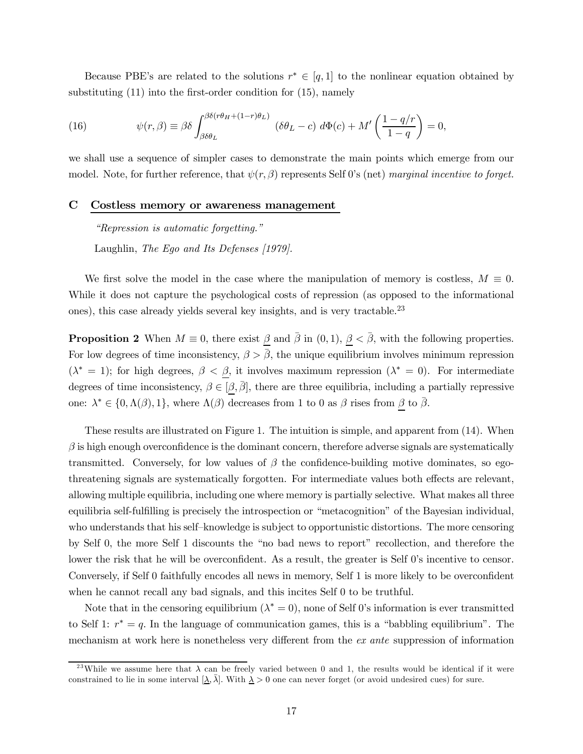Because PBE's are related to the solutions $r^* \in [q, 1]$ to the nonlinear equation obtained by substituting (11) into the first-order condition for (15), namely

$$\psi(r, \beta) \equiv \beta\delta \int_{\beta\delta\theta_L}^{\beta\delta(r\theta_H + (1-r)\theta_L)} (\delta\theta_L - c) \; d\Phi(c) + M' \left( \frac{1 - q/r}{1 - q} \right) = 0, \tag{16}$$

we shall use a sequence of simpler cases to demonstrate the main points which emerge from our model. Note, for further reference, that $\psi(r, \beta)$ represents Self 0's (net) *marginal incentive to forget.*

## C Costless memory or awareness management

*"Repression is automatic forgetting."*

Laughlin, *The Ego and Its Defenses [1979].*

We first solve the model in the case where the manipulation of memory is costless, $M \equiv 0$. While it does not capture the psychological costs of repression (as opposed to the informational ones), this case already yields several key insights, and is very tractable.[23]

**Proposition 2** When $M \equiv 0$, there exist $\underline{\beta}$ and $\bar{\beta}$ in $(0, 1)$, $\underline{\beta} < \bar{\beta}$, with the following properties. For low degrees of time inconsistency, $\beta > \bar{\beta}$, the unique equilibrium involves minimum repression ($\lambda^* = 1$); for high degrees, $\beta < \underline{\beta}$, it involves maximum repression ($\lambda^* = 0$). For intermediate degrees of time inconsistency, $\beta \in [\underline{\beta}, \bar{\beta}]$, there are three equilibria, including a partially repressive one: $\lambda^* \in \{0, \Lambda(\beta), 1\}$, where $\Lambda(\beta)$ decreases from 1 to 0 as $\beta$ rises from $\underline{\beta}$ to $\bar{\beta}$.

These results are illustrated on Figure 1. The intuition is simple, and apparent from (14). When $\beta$ is high enough overconfidence is the dominant concern, therefore adverse signals are systematically transmitted. Conversely, for low values of $\beta$ the confidence-building motive dominates, so ego-threatening signals are systematically forgotten. For intermediate values both effects are relevant, allowing multiple equilibria, including one where memory is partially selective. What makes all three equilibria self-fulfilling is precisely the introspection or "metacognition" of the Bayesian individual, who understands that his self–knowledge is subject to opportunistic distortions. The more censoring by Self 0, the more Self 1 discounts the "no bad news to report" recollection, and therefore the lower the risk that he will be overconfident. As a result, the greater is Self 0's incentive to censor. Conversely, if Self 0 faithfully encodes all news in memory, Self 1 is more likely to be overconfident when he cannot recall any bad signals, and this incites Self 0 to be truthful.

Note that in the censoring equilibrium ($\lambda^* = 0$), none of Self 0's information is ever transmitted to Self 1: $r^* = q$. In the language of communication games, this is a "babbling equilibrium". The mechanism at work here is nonetheless very different from the *ex ante* suppression of information

[23] While we assume here that $\lambda$ can be freely varied between 0 and 1, the results would be identical if it were constrained to lie in some interval $[\underline{\lambda}, \bar{\lambda}]$. With $\underline{\lambda} > 0$ one can never forget (or avoid undesired cues) for sure.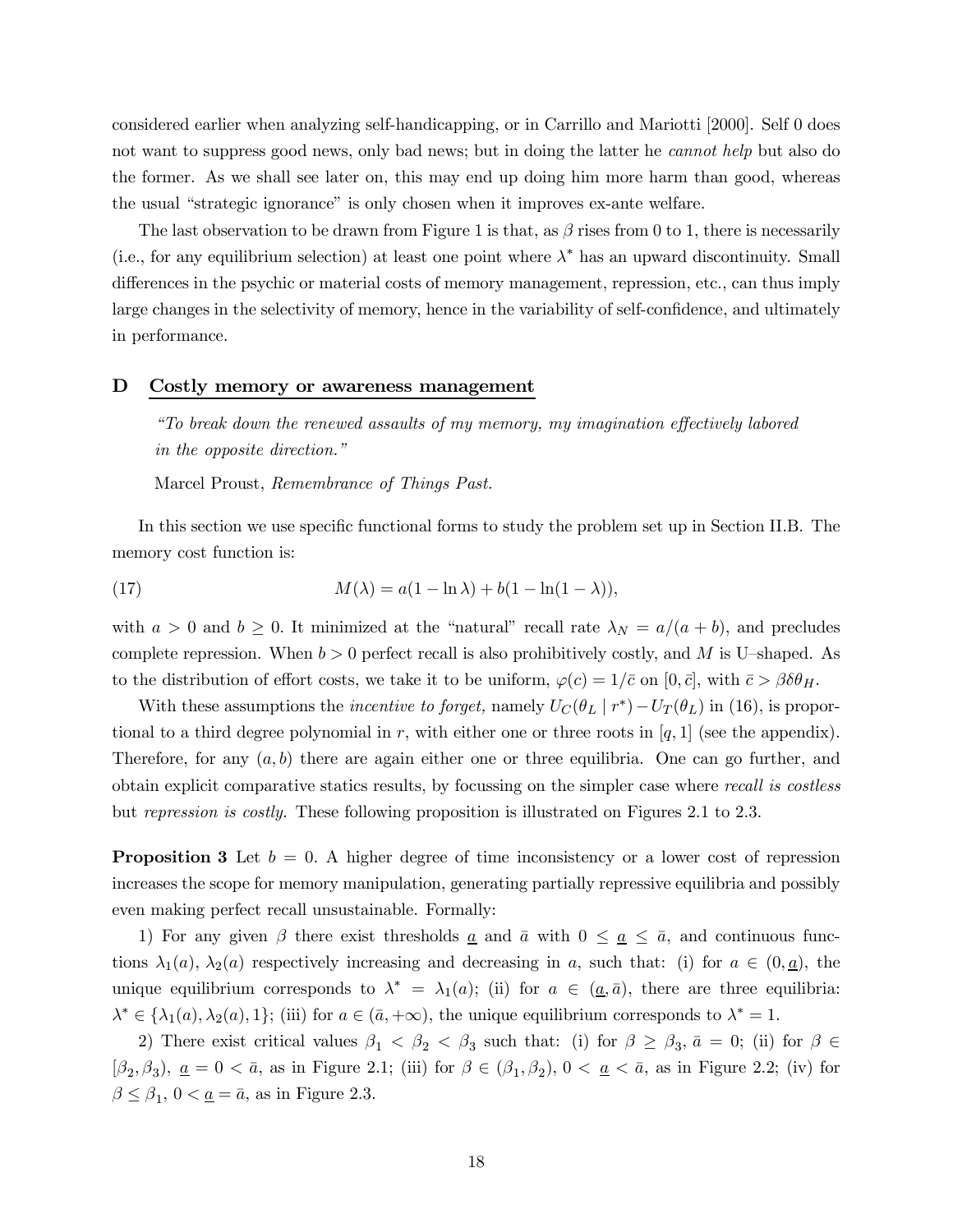considered earlier when analyzing self-handicapping, or in Carrillo and Mariotti [2000]. Self 0 does not want to suppress good news, only bad news; but in doing the latter he *cannot help* but also do the former. As we shall see later on, this may end up doing him more harm than good, whereas the usual "strategic ignorance" is only chosen when it improves ex-ante welfare.

The last observation to be drawn from Figure 1 is that, as $\beta$ rises from 0 to 1, there is necessarily (i.e., for any equilibrium selection) at least one point where $\lambda^*$ has an upward discontinuity. Small differences in the psychic or material costs of memory management, repression, etc., can thus imply large changes in the selectivity of memory, hence in the variability of self-confidence, and ultimately in performance.

### D Costly memory or awareness management

> *"To break down the renewed assaults of my memory, my imagination effectively labored in the opposite direction."*
>
> Marcel Proust, *Remembrance of Things Past.*

In this section we use specific functional forms to study the problem set up in Section II.B. The memory cost function is:

$$M(\lambda) = a(1 - \ln \lambda) + b(1 - \ln(1 - \lambda)), \tag{17}$$

with $a > 0$ and $b \geq 0$. It minimized at the "natural" recall rate $\lambda_N = a/(a+b)$, and precludes complete repression. When $b > 0$ perfect recall is also prohibitively costly, and $M$ is U–shaped. As to the distribution of effort costs, we take it to be uniform, $\varphi(c) = 1/\bar{c}$ on $[0, \bar{c}]$, with $\bar{c} > \beta\delta\theta_H$.

With these assumptions the *incentive to forget,* namely $U_C(\theta_L \mid r^*) - U_T(\theta_L)$ in (16), is proportional to a third degree polynomial in $r$, with either one or three roots in $[q, 1]$ (see the appendix). Therefore, for any $(a, b)$ there are again either one or three equilibria. One can go further, and obtain explicit comparative statics results, by focussing on the simpler case where *recall is costless* but *repression is costly.* These following proposition is illustrated on Figures 2.1 to 2.3.

**Proposition 3** Let $b = 0$. A higher degree of time inconsistency or a lower cost of repression increases the scope for memory manipulation, generating partially repressive equilibria and possibly even making perfect recall unsustainable. Formally:

1) For any given $\beta$ there exist thresholds $\underline{a}$ and $\bar{a}$ with $0 \leq \underline{a} \leq \bar{a}$, and continuous functions $\lambda_1(a)$, $\lambda_2(a)$ respectively increasing and decreasing in $a$, such that: (i) for $a \in (0, \underline{a})$, the unique equilibrium corresponds to $\lambda^* = \lambda_1(a)$; (ii) for $a \in (\underline{a}, \bar{a})$, there are three equilibria: $\lambda^* \in \{\lambda_1(a), \lambda_2(a), 1\}$; (iii) for $a \in (\bar{a}, +\infty)$, the unique equilibrium corresponds to $\lambda^* = 1$.

2) There exist critical values $\beta_1 < \beta_2 < \beta_3$ such that: (i) for $\beta \geq \beta_3$, $\bar{a} = 0$; (ii) for $\beta \in [\beta_2, \beta_3)$, $\underline{a} = 0 < \bar{a}$, as in Figure 2.1; (iii) for $\beta \in (\beta_1, \beta_2)$, $0 < \underline{a} < \bar{a}$, as in Figure 2.2; (iv) for $\beta \leq \beta_1$, $0 < \underline{a} = \bar{a}$, as in Figure 2.3.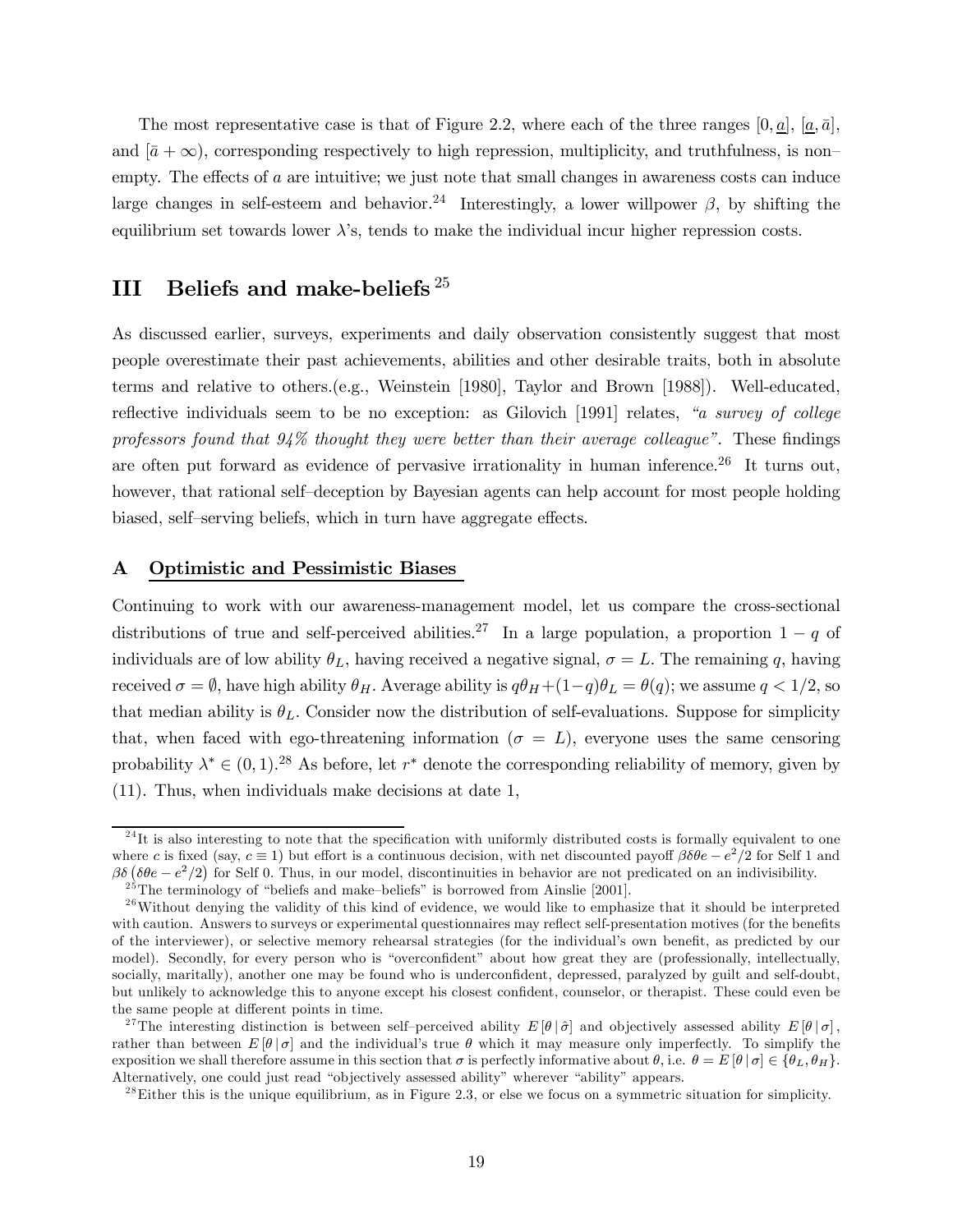The most representative case is that of Figure 2.2, where each of the three ranges $[0, \underline{a}]$, $[\underline{a}, \bar{a}]$, and $[\bar{a} + \infty)$, corresponding respectively to high repression, multiplicity, and truthfulness, is non–empty. The effects of $a$ are intuitive; we just note that small changes in awareness costs can induce large changes in self-esteem and behavior.[24] Interestingly, a lower willpower $\beta$, by shifting the equilibrium set towards lower $\lambda$'s, tends to make the individual incur higher repression costs.

# III Beliefs and make-beliefs [25]

As discussed earlier, surveys, experiments and daily observation consistently suggest that most people overestimate their past achievements, abilities and other desirable traits, both in absolute terms and relative to others.(e.g., Weinstein [1980], Taylor and Brown [1988]). Well-educated, reflective individuals seem to be no exception: as Gilovich [1991] relates, *"a survey of college professors found that 94% thought they were better than their average colleague"*. These findings are often put forward as evidence of pervasive irrationality in human inference.[26] It turns out, however, that rational self–deception by Bayesian agents can help account for most people holding biased, self–serving beliefs, which in turn have aggregate effects.

## A Optimistic and Pessimistic Biases

Continuing to work with our awareness-management model, let us compare the cross-sectional distributions of true and self-perceived abilities.[27] In a large population, a proportion $1 - q$ of individuals are of low ability $\theta_L$, having received a negative signal, $\sigma = L$. The remaining $q$, having received $\sigma = \emptyset$, have high ability $\theta_H$. Average ability is $q\theta_H + (1-q)\theta_L = \theta(q)$; we assume $q < 1/2$, so that median ability is $\theta_L$. Consider now the distribution of self-evaluations. Suppose for simplicity that, when faced with ego-threatening information ($\sigma = L$), everyone uses the same censoring probability $\lambda^* \in (0, 1)$.[28] As before, let $r^*$ denote the corresponding reliability of memory, given by (11). Thus, when individuals make decisions at date 1,

---

[24] It is also interesting to note that the specification with uniformly distributed costs is formally equivalent to one where $c$ is fixed (say, $c \equiv 1$) but effort is a continuous decision, with net discounted payoff $\beta\delta\theta e - e^2/2$ for Self 1 and $\beta\delta\left(\delta\theta e - e^2/2\right)$ for Self 0. Thus, in our model, discontinuities in behavior are not predicated on an indivisibility.

[25] The terminology of "beliefs and make–beliefs" is borrowed from Ainslie [2001].

[26] Without denying the validity of this kind of evidence, we would like to emphasize that it should be interpreted with caution. Answers to surveys or experimental questionnaires may reflect self-presentation motives (for the benefits of the interviewer), or selective memory rehearsal strategies (for the individual's own benefit, as predicted by our model). Secondly, for every person who is "overconfident" about how great they are (professionally, intellectually, socially, maritally), another one may be found who is underconfident, depressed, paralyzed by guilt and self-doubt, but unlikely to acknowledge this to anyone except his closest confident, counselor, or therapist. These could even be the same people at different points in time.

[27] The interesting distinction is between self–perceived ability $E[\theta\,|\,\hat{\sigma}]$ and objectively assessed ability $E[\theta\,|\,\sigma]$, rather than between $E[\theta\,|\,\sigma]$ and the individual's true $\theta$ which it may measure only imperfectly. To simplify the exposition we shall therefore assume in this section that $\sigma$ is perfectly informative about $\theta$, i.e. $\theta = E[\theta\,|\,\sigma] \in \{\theta_L, \theta_H\}$. Alternatively, one could just read "objectively assessed ability" wherever "ability" appears.

[28] Either this is the unique equilibrium, as in Figure 2.3, or else we focus on a symmetric situation for simplicity.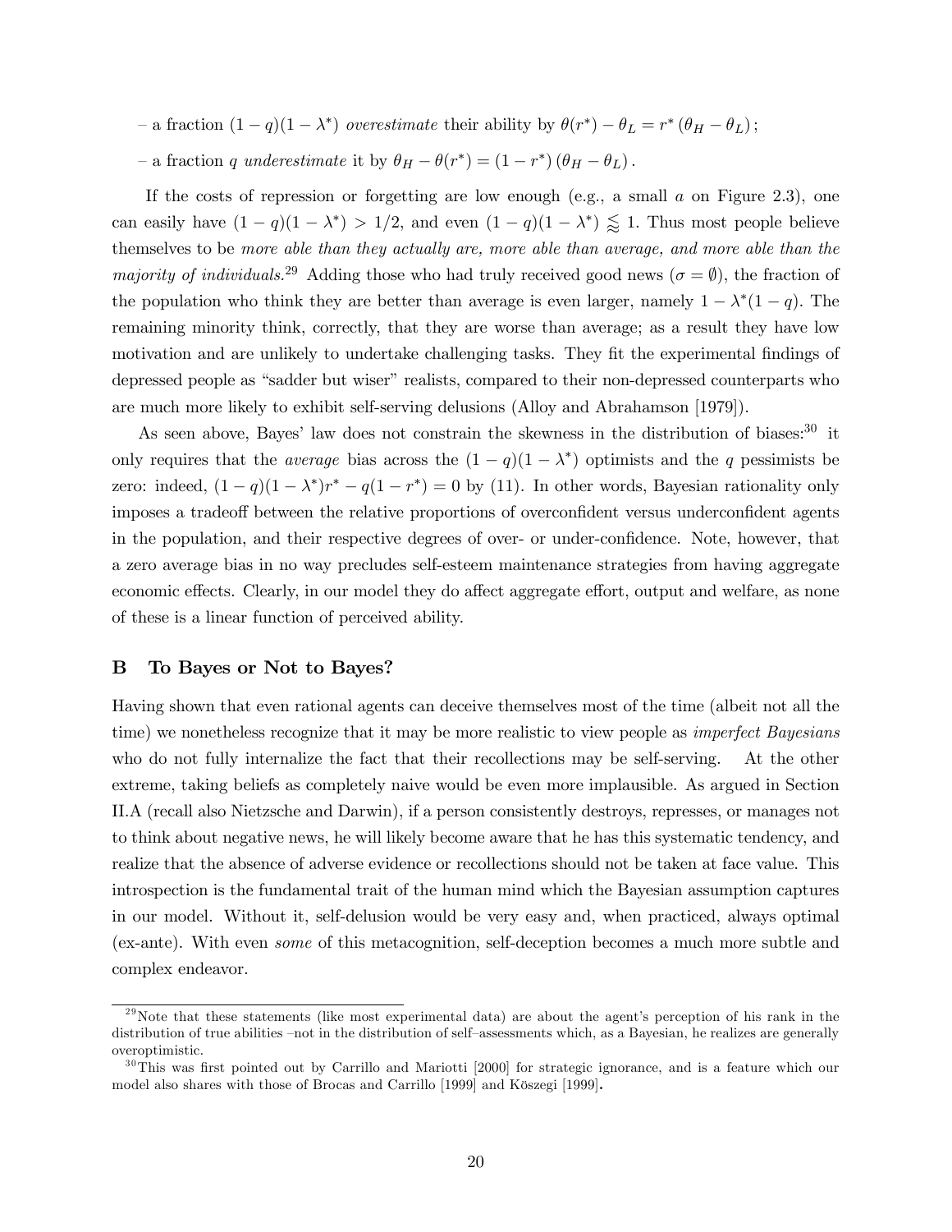– a fraction $(1-q)(1-\lambda^*)$ *overestimate* their ability by $\theta(r^*) - \theta_L = r^*(\theta_H - \theta_L)$;

– a fraction $q$ *underestimate* it by $\theta_H - \theta(r^*) = (1-r^*)(\theta_H - \theta_L)$.

If the costs of repression or forgetting are low enough (e.g., a small $a$ on Figure 2.3), one can easily have $(1-q)(1-\lambda^*) > 1/2$, and even $(1-q)(1-\lambda^*) \lessapprox 1$. Thus most people believe themselves to be *more able than they actually are, more able than average, and more able than the majority of individuals.*[29] Adding those who had truly received good news ($\sigma = \emptyset$), the fraction of the population who think they are better than average is even larger, namely $1 - \lambda^*(1-q)$. The remaining minority think, correctly, that they are worse than average; as a result they have low motivation and are unlikely to undertake challenging tasks. They fit the experimental findings of depressed people as "sadder but wiser" realists, compared to their non-depressed counterparts who are much more likely to exhibit self-serving delusions (Alloy and Abrahamson [1979]).

As seen above, Bayes' law does not constrain the skewness in the distribution of biases:[30] it only requires that the *average* bias across the $(1-q)(1-\lambda^*)$ optimists and the $q$ pessimists be zero: indeed, $(1-q)(1-\lambda^*)r^* - q(1-r^*) = 0$ by (11). In other words, Bayesian rationality only imposes a tradeoff between the relative proportions of overconfident versus underconfident agents in the population, and their respective degrees of over- or under-confidence. Note, however, that a zero average bias in no way precludes self-esteem maintenance strategies from having aggregate economic effects. Clearly, in our model they do affect aggregate effort, output and welfare, as none of these is a linear function of perceived ability.

## B To Bayes or Not to Bayes?

Having shown that even rational agents can deceive themselves most of the time (albeit not all the time) we nonetheless recognize that it may be more realistic to view people as *imperfect Bayesians* who do not fully internalize the fact that their recollections may be self-serving. At the other extreme, taking beliefs as completely naive would be even more implausible. As argued in Section II.A (recall also Nietzsche and Darwin), if a person consistently destroys, represses, or manages not to think about negative news, he will likely become aware that he has this systematic tendency, and realize that the absence of adverse evidence or recollections should not be taken at face value. This introspection is the fundamental trait of the human mind which the Bayesian assumption captures in our model. Without it, self-delusion would be very easy and, when practiced, always optimal (ex-ante). With even *some* of this metacognition, self-deception becomes a much more subtle and complex endeavor.

---

[29] Note that these statements (like most experimental data) are about the agent's perception of his rank in the distribution of true abilities –not in the distribution of self–assessments which, as a Bayesian, he realizes are generally overoptimistic.

[30] This was first pointed out by Carrillo and Mariotti [2000] for strategic ignorance, and is a feature which our model also shares with those of Brocas and Carrillo [1999] and Köszegi [1999].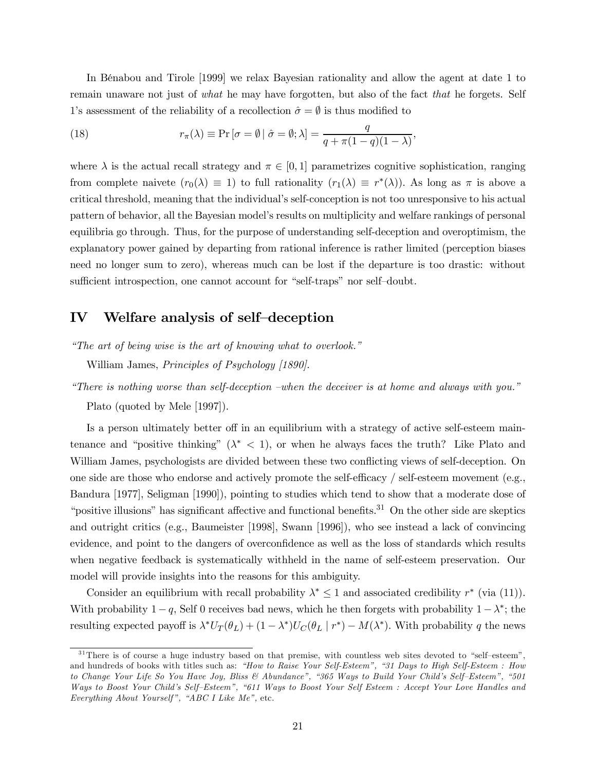In Bénabou and Tirole [1999] we relax Bayesian rationality and allow the agent at date 1 to remain unaware not just of *what* he may have forgotten, but also of the fact *that* he forgets. Self 1's assessment of the reliability of a recollection $\hat{\sigma} = \emptyset$ is thus modified to

$$r_\pi(\lambda) \equiv \Pr\left[\sigma = \emptyset \mid \hat{\sigma} = \emptyset; \lambda\right] = \frac{q}{q + \pi(1-q)(1-\lambda)}, \tag{18}$$

where $\lambda$ is the actual recall strategy and $\pi \in [0,1]$ parametrizes cognitive sophistication, ranging from complete naivete ($r_0(\lambda) \equiv 1$) to full rationality ($r_1(\lambda) \equiv r^*(\lambda)$). As long as $\pi$ is above a critical threshold, meaning that the individual's self-conception is not too unresponsive to his actual pattern of behavior, all the Bayesian model's results on multiplicity and welfare rankings of personal equilibria go through. Thus, for the purpose of understanding self-deception and overoptimism, the explanatory power gained by departing from rational inference is rather limited (perception biases need no longer sum to zero), whereas much can be lost if the departure is too drastic: without sufficient introspection, one cannot account for "self-traps" nor self–doubt.

# IV Welfare analysis of self–deception

*"The art of being wise is the art of knowing what to overlook."*

William James, *Principles of Psychology [1890].*

*"There is nothing worse than self-deception –when the deceiver is at home and always with you."*

Plato (quoted by Mele [1997]).

Is a person ultimately better off in an equilibrium with a strategy of active self-esteem maintenance and "positive thinking" ($\lambda^* < 1$), or when he always faces the truth? Like Plato and William James, psychologists are divided between these two conflicting views of self-deception. On one side are those who endorse and actively promote the self-efficacy / self-esteem movement (e.g., Bandura [1977], Seligman [1990]), pointing to studies which tend to show that a moderate dose of "positive illusions" has significant affective and functional benefits.[31] On the other side are skeptics and outright critics (e.g., Baumeister [1998], Swann [1996]), who see instead a lack of convincing evidence, and point to the dangers of overconfidence as well as the loss of standards which results when negative feedback is systematically withheld in the name of self-esteem preservation. Our model will provide insights into the reasons for this ambiguity.

Consider an equilibrium with recall probability $\lambda^* \leq 1$ and associated credibility $r^*$ (via (11)). With probability $1-q$, Self 0 receives bad news, which he then forgets with probability $1-\lambda^*$; the resulting expected payoff is $\lambda^* U_T(\theta_L) + (1-\lambda^*) U_C(\theta_L \mid r^*) - M(\lambda^*)$. With probability $q$ the news

[31] There is of course a huge industry based on that premise, with countless web sites devoted to "self–esteem", and hundreds of books with titles such as: *"How to Raise Your Self-Esteem", "31 Days to High Self-Esteem : How to Change Your Life So You Have Joy, Bliss & Abundance", "365 Ways to Build Your Child's Self–Esteem", "501 Ways to Boost Your Child's Self–Esteem", "611 Ways to Boost Your Self Esteem : Accept Your Love Handles and Everything About Yourself", "ABC I Like Me"*, etc.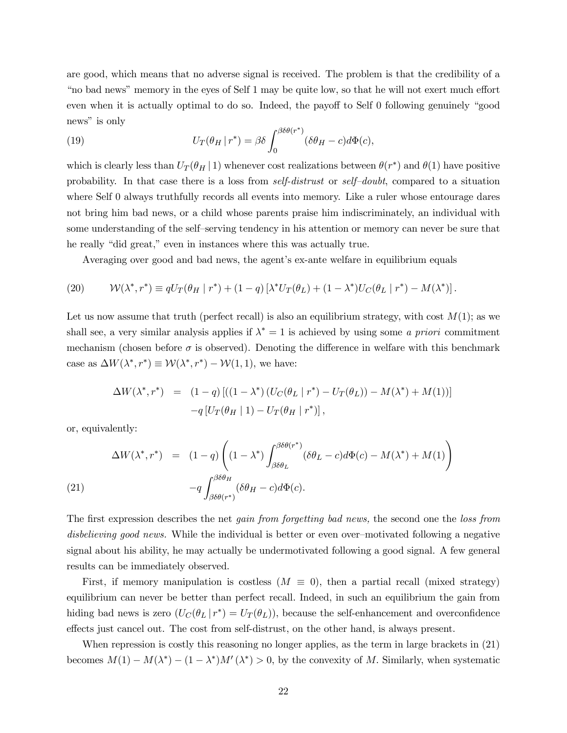are good, which means that no adverse signal is received. The problem is that the credibility of a "no bad news" memory in the eyes of Self 1 may be quite low, so that he will not exert much effort even when it is actually optimal to do so. Indeed, the payoff to Self 0 following genuinely "good news" is only

$$U_T(\theta_H \,|\, r^*) = \beta\delta \int_0^{\beta\delta\theta(r^*)} (\delta\theta_H - c) d\Phi(c), \tag{19}$$

which is clearly less than $U_T(\theta_H \,|\, 1)$ whenever cost realizations between $\theta(r^*)$ and $\theta(1)$ have positive probability. In that case there is a loss from *self-distrust* or *self–doubt*, compared to a situation where Self 0 always truthfully records all events into memory. Like a ruler whose entourage dares not bring him bad news, or a child whose parents praise him indiscriminately, an individual with some understanding of the self–serving tendency in his attention or memory can never be sure that he really "did great," even in instances where this was actually true.

Averaging over good and bad news, the agent's ex-ante welfare in equilibrium equals

$$\mathcal{W}(\lambda^*, r^*) \equiv qU_T(\theta_H \mid r^*) + (1-q)\left[\lambda^* U_T(\theta_L) + (1-\lambda^*)U_C(\theta_L \mid r^*) - M(\lambda^*)\right]. \tag{20}$$

Let us now assume that truth (perfect recall) is also an equilibrium strategy, with cost $M(1)$; as we shall see, a very similar analysis applies if $\lambda^* = 1$ is achieved by using some *a priori* commitment mechanism (chosen before $\sigma$ is observed). Denoting the difference in welfare with this benchmark case as $\Delta W(\lambda^*, r^*) \equiv \mathcal{W}(\lambda^*, r^*) - \mathcal{W}(1,1)$, we have:

$$\begin{aligned}
\Delta W(\lambda^*, r^*) &= (1-q)\left[\left((1-\lambda^*)\left(U_C(\theta_L \mid r^*) - U_T(\theta_L)\right) - M(\lambda^*) + M(1)\right)\right] \\
&\quad - q\left[U_T(\theta_H \mid 1) - U_T(\theta_H \mid r^*)\right],
\end{aligned}$$

or, equivalently:

$$\begin{aligned}
\Delta W(\lambda^*, r^*) &= (1-q)\left((1-\lambda^*)\int_{\beta\delta\theta_L}^{\beta\delta\theta(r^*)} (\delta\theta_L - c)d\Phi(c) - M(\lambda^*) + M(1)\right) \\
&\quad - q\int_{\beta\delta\theta(r^*)}^{\beta\delta\theta_H} (\delta\theta_H - c)d\Phi(c).
\end{aligned} \tag{21}$$

The first expression describes the net *gain from forgetting bad news,* the second one the *loss from disbelieving good news.* While the individual is better or even over–motivated following a negative signal about his ability, he may actually be undermotivated following a good signal. A few general results can be immediately observed.

First, if memory manipulation is costless ($M \equiv 0$), then a partial recall (mixed strategy) equilibrium can never be better than perfect recall. Indeed, in such an equilibrium the gain from hiding bad news is zero ($U_C(\theta_L \,|\, r^*) = U_T(\theta_L)$), because the self-enhancement and overconfidence effects just cancel out. The cost from self-distrust, on the other hand, is always present.

When repression is costly this reasoning no longer applies, as the term in large brackets in (21) becomes $M(1) - M(\lambda^*) - (1-\lambda^*)M'(\lambda^*) > 0$, by the convexity of $M$. Similarly, when systematic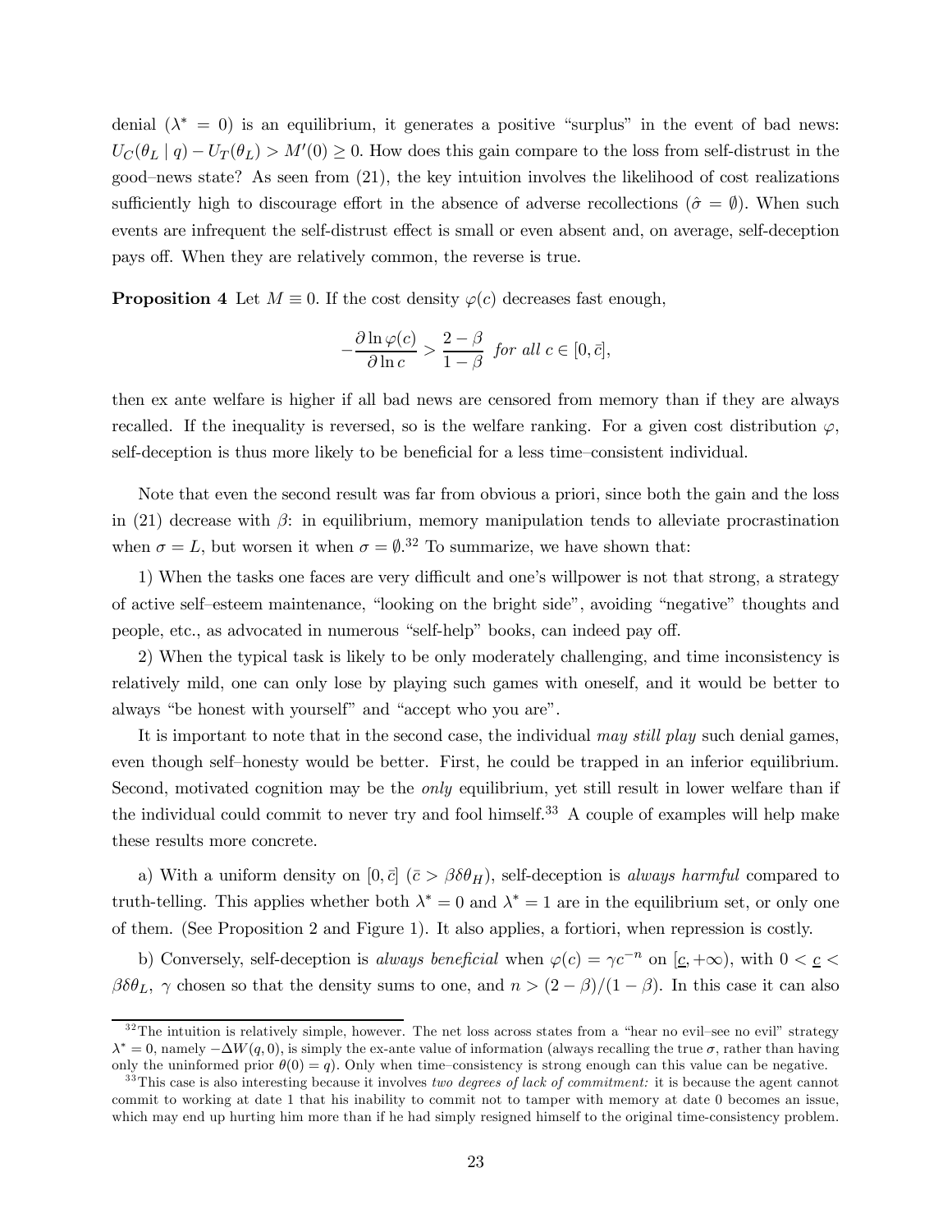denial ($\lambda^* = 0$) is an equilibrium, it generates a positive "surplus" in the event of bad news: $U_C(\theta_L \mid q) - U_T(\theta_L) > M'(0) \geq 0$. How does this gain compare to the loss from self-distrust in the good–news state? As seen from (21), the key intuition involves the likelihood of cost realizations sufficiently high to discourage effort in the absence of adverse recollections ($\hat{\sigma} = \emptyset$). When such events are infrequent the self-distrust effect is small or even absent and, on average, self-deception pays off. When they are relatively common, the reverse is true.

**Proposition 4** Let $M \equiv 0$. If the cost density $\varphi(c)$ decreases fast enough,

$$-\frac{\partial \ln \varphi(c)}{\partial \ln c} > \frac{2-\beta}{1-\beta} \text{ for all } c \in [0, \bar{c}],$$

then ex ante welfare is higher if all bad news are censored from memory than if they are always recalled. If the inequality is reversed, so is the welfare ranking. For a given cost distribution $\varphi$, self-deception is thus more likely to be beneficial for a less time–consistent individual.

Note that even the second result was far from obvious a priori, since both the gain and the loss in (21) decrease with $\beta$: in equilibrium, memory manipulation tends to alleviate procrastination when $\sigma = L$, but worsen it when $\sigma = \emptyset$.[32] To summarize, we have shown that:

1) When the tasks one faces are very difficult and one's willpower is not that strong, a strategy of active self–esteem maintenance, "looking on the bright side", avoiding "negative" thoughts and people, etc., as advocated in numerous "self-help" books, can indeed pay off.

2) When the typical task is likely to be only moderately challenging, and time inconsistency is relatively mild, one can only lose by playing such games with oneself, and it would be better to always "be honest with yourself" and "accept who you are".

It is important to note that in the second case, the individual *may still play* such denial games, even though self–honesty would be better. First, he could be trapped in an inferior equilibrium. Second, motivated cognition may be the *only* equilibrium, yet still result in lower welfare than if the individual could commit to never try and fool himself.[33] A couple of examples will help make these results more concrete.

a) With a uniform density on $[0, \bar{c}]$ ($\bar{c} > \beta\delta\theta_H$), self-deception is *always harmful* compared to truth-telling. This applies whether both $\lambda^* = 0$ and $\lambda^* = 1$ are in the equilibrium set, or only one of them. (See Proposition 2 and Figure 1). It also applies, a fortiori, when repression is costly.

b) Conversely, self-deception is *always beneficial* when $\varphi(c) = \gamma c^{-n}$ on $[\underline{c}, +\infty)$, with $0 < \underline{c} < \beta\delta\theta_L$, $\gamma$ chosen so that the density sums to one, and $n > (2-\beta)/(1-\beta)$. In this case it can also

[32] The intuition is relatively simple, however. The net loss across states from a "hear no evil–see no evil" strategy $\lambda^* = 0$, namely $-\Delta W(q, 0)$, is simply the ex-ante value of information (always recalling the true $\sigma$, rather than having only the uninformed prior $\theta(0) = q$). Only when time–consistency is strong enough can this value can be negative.

[33] This case is also interesting because it involves *two degrees of lack of commitment:* it is because the agent cannot commit to working at date 1 that his inability to commit not to tamper with memory at date 0 becomes an issue, which may end up hurting him more than if he had simply resigned himself to the original time-consistency problem.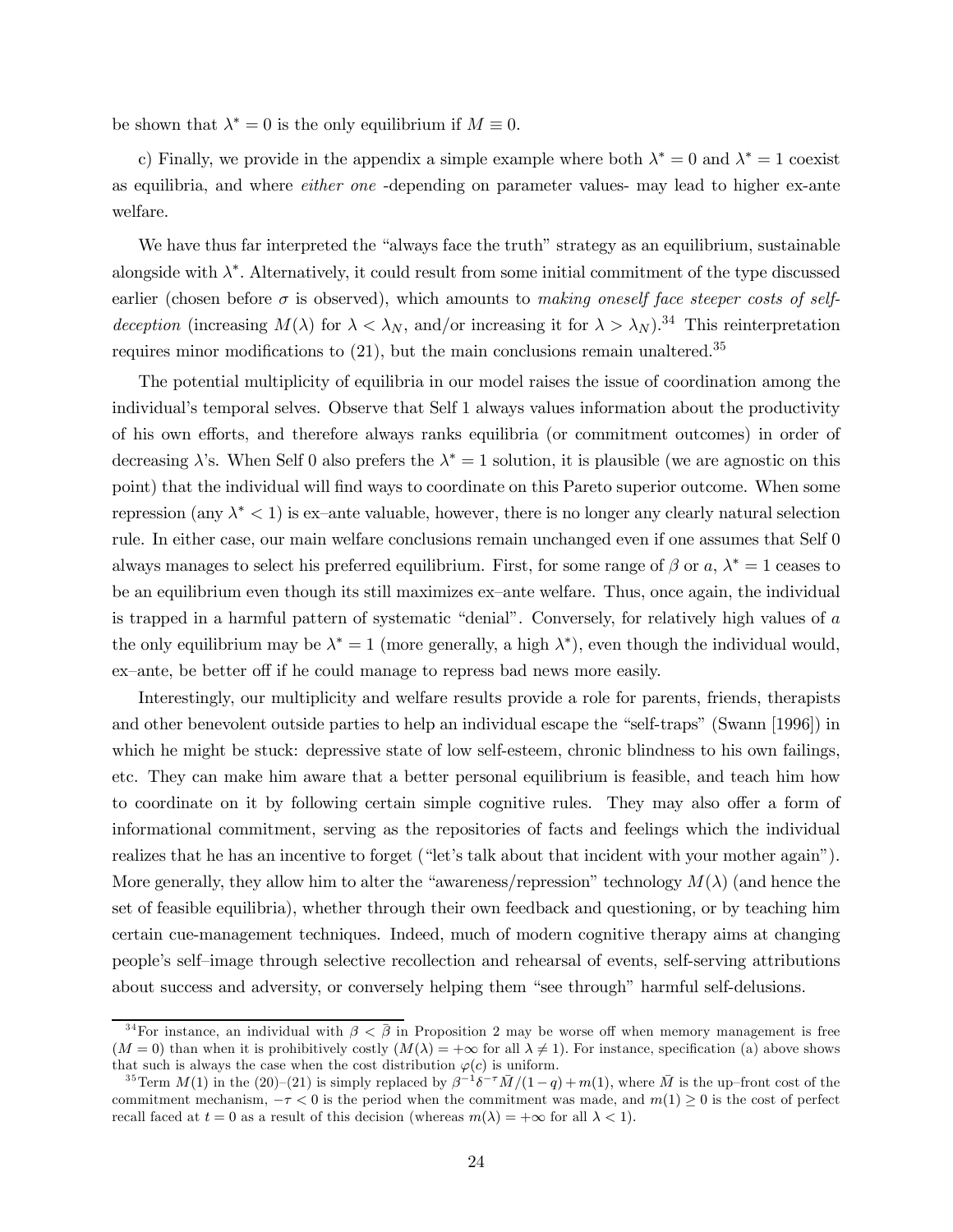be shown that $\lambda^* = 0$ is the only equilibrium if $M \equiv 0$.

c) Finally, we provide in the appendix a simple example where both $\lambda^* = 0$ and $\lambda^* = 1$ coexist as equilibria, and where *either one* -depending on parameter values- may lead to higher ex-ante welfare.

We have thus far interpreted the "always face the truth" strategy as an equilibrium, sustainable alongside with $\lambda^*$. Alternatively, it could result from some initial commitment of the type discussed earlier (chosen before $\sigma$ is observed), which amounts to *making oneself face steeper costs of self-deception* (increasing $M(\lambda)$ for $\lambda < \lambda_N$, and/or increasing it for $\lambda > \lambda_N$).[34] This reinterpretation requires minor modifications to (21), but the main conclusions remain unaltered.[35]

The potential multiplicity of equilibria in our model raises the issue of coordination among the individual's temporal selves. Observe that Self 1 always values information about the productivity of his own efforts, and therefore always ranks equilibria (or commitment outcomes) in order of decreasing $\lambda$'s. When Self 0 also prefers the $\lambda^* = 1$ solution, it is plausible (we are agnostic on this point) that the individual will find ways to coordinate on this Pareto superior outcome. When some repression (any $\lambda^* < 1$) is ex–ante valuable, however, there is no longer any clearly natural selection rule. In either case, our main welfare conclusions remain unchanged even if one assumes that Self 0 always manages to select his preferred equilibrium. First, for some range of $\beta$ or $a$, $\lambda^* = 1$ ceases to be an equilibrium even though its still maximizes ex–ante welfare. Thus, once again, the individual is trapped in a harmful pattern of systematic "denial". Conversely, for relatively high values of $a$ the only equilibrium may be $\lambda^* = 1$ (more generally, a high $\lambda^*$), even though the individual would, ex–ante, be better off if he could manage to repress bad news more easily.

Interestingly, our multiplicity and welfare results provide a role for parents, friends, therapists and other benevolent outside parties to help an individual escape the "self-traps" (Swann [1996]) in which he might be stuck: depressive state of low self-esteem, chronic blindness to his own failings, etc. They can make him aware that a better personal equilibrium is feasible, and teach him how to coordinate on it by following certain simple cognitive rules. They may also offer a form of informational commitment, serving as the repositories of facts and feelings which the individual realizes that he has an incentive to forget ("let's talk about that incident with your mother again"). More generally, they allow him to alter the "awareness/repression" technology $M(\lambda)$ (and hence the set of feasible equilibria), whether through their own feedback and questioning, or by teaching him certain cue-management techniques. Indeed, much of modern cognitive therapy aims at changing people's self–image through selective recollection and rehearsal of events, self-serving attributions about success and adversity, or conversely helping them "see through" harmful self-delusions.

---

[34] For instance, an individual with $\beta < \bar{\beta}$ in Proposition 2 may be worse off when memory management is free ($M = 0$) than when it is prohibitively costly ($M(\lambda) = +\infty$ for all $\lambda \neq 1$). For instance, specification (a) above shows that such is always the case when the cost distribution $\varphi(c)$ is uniform.

[35] Term $M(1)$ in the (20)–(21) is simply replaced by $\beta^{-1}\delta^{-\tau}\bar{M}/(1-q) + m(1)$, where $\bar{M}$ is the up–front cost of the commitment mechanism, $-\tau < 0$ is the period when the commitment was made, and $m(1) \geq 0$ is the cost of perfect recall faced at $t = 0$ as a result of this decision (whereas $m(\lambda) = +\infty$ for all $\lambda < 1$).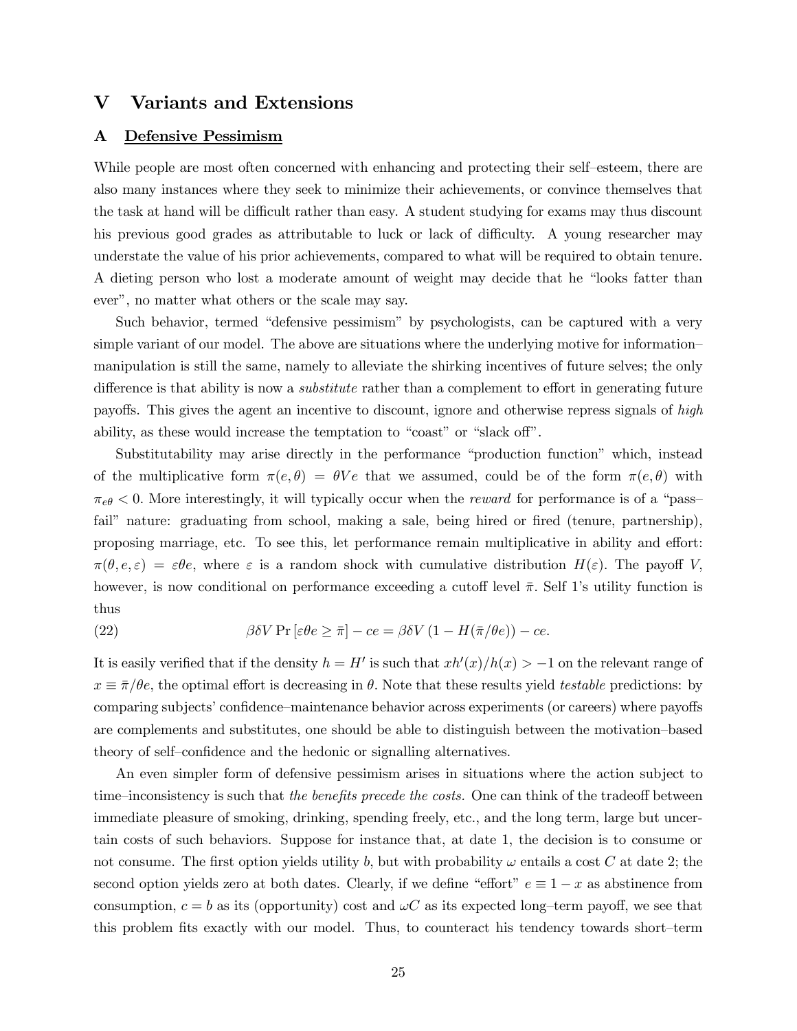# V Variants and Extensions

## A Defensive Pessimism

While people are most often concerned with enhancing and protecting their self–esteem, there are also many instances where they seek to minimize their achievements, or convince themselves that the task at hand will be difficult rather than easy. A student studying for exams may thus discount his previous good grades as attributable to luck or lack of difficulty. A young researcher may understate the value of his prior achievements, compared to what will be required to obtain tenure. A dieting person who lost a moderate amount of weight may decide that he "looks fatter than ever", no matter what others or the scale may say.

Such behavior, termed "defensive pessimism" by psychologists, can be captured with a very simple variant of our model. The above are situations where the underlying motive for information–manipulation is still the same, namely to alleviate the shirking incentives of future selves; the only difference is that ability is now a *substitute* rather than a complement to effort in generating future payoffs. This gives the agent an incentive to discount, ignore and otherwise repress signals of *high* ability, as these would increase the temptation to "coast" or "slack off".

Substitutability may arise directly in the performance "production function" which, instead of the multiplicative form $\pi(e, \theta) = \theta V e$ that we assumed, could be of the form $\pi(e, \theta)$ with $\pi_{e\theta} < 0$. More interestingly, it will typically occur when the *reward* for performance is of a "pass–fail" nature: graduating from school, making a sale, being hired or fired (tenure, partnership), proposing marriage, etc. To see this, let performance remain multiplicative in ability and effort: $\pi(\theta, e, \varepsilon) = \varepsilon\theta e$, where $\varepsilon$ is a random shock with cumulative distribution $H(\varepsilon)$. The payoff $V$, however, is now conditional on performance exceeding a cutoff level $\bar{\pi}$. Self 1's utility function is thus

$$\beta\delta V \Pr\left[\varepsilon\theta e \geq \bar{\pi}\right] - ce = \beta\delta V \left(1 - H(\bar{\pi}/\theta e)\right) - ce. \tag{22}$$

It is easily verified that if the density $h = H'$ is such that $xh'(x)/h(x) > -1$ on the relevant range of $x \equiv \bar{\pi}/\theta e$, the optimal effort is decreasing in $\theta$. Note that these results yield *testable* predictions: by comparing subjects' confidence–maintenance behavior across experiments (or careers) where payoffs are complements and substitutes, one should be able to distinguish between the motivation–based theory of self–confidence and the hedonic or signalling alternatives.

An even simpler form of defensive pessimism arises in situations where the action subject to time–inconsistency is such that *the benefits precede the costs*. One can think of the tradeoff between immediate pleasure of smoking, drinking, spending freely, etc., and the long term, large but uncertain costs of such behaviors. Suppose for instance that, at date 1, the decision is to consume or not consume. The first option yields utility $b$, but with probability $\omega$ entails a cost $C$ at date 2; the second option yields zero at both dates. Clearly, if we define "effort" $e \equiv 1 - x$ as abstinence from consumption, $c = b$ as its (opportunity) cost and $\omega C$ as its expected long–term payoff, we see that this problem fits exactly with our model. Thus, to counteract his tendency towards short–term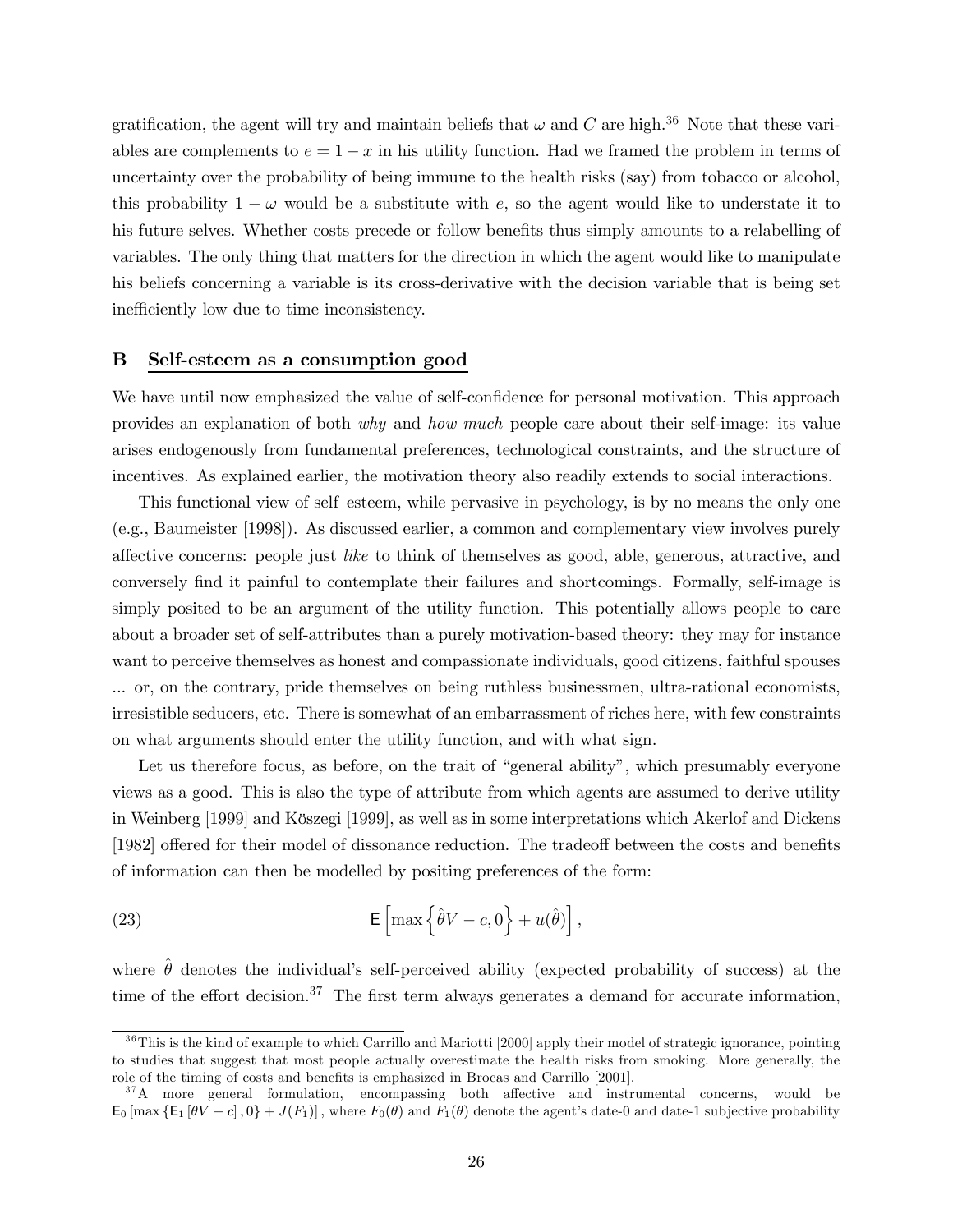gratification, the agent will try and maintain beliefs that $\omega$ and $C$ are high.[36] Note that these variables are complements to $e = 1 - x$ in his utility function. Had we framed the problem in terms of uncertainty over the probability of being immune to the health risks (say) from tobacco or alcohol, this probability $1 - \omega$ would be a substitute with $e$, so the agent would like to understate it to his future selves. Whether costs precede or follow benefits thus simply amounts to a relabelling of variables. The only thing that matters for the direction in which the agent would like to manipulate his beliefs concerning a variable is its cross-derivative with the decision variable that is being set inefficiently low due to time inconsistency.

## B Self-esteem as a consumption good

We have until now emphasized the value of self-confidence for personal motivation. This approach provides an explanation of both *why* and *how much* people care about their self-image: its value arises endogenously from fundamental preferences, technological constraints, and the structure of incentives. As explained earlier, the motivation theory also readily extends to social interactions.

This functional view of self–esteem, while pervasive in psychology, is by no means the only one (e.g., Baumeister [1998]). As discussed earlier, a common and complementary view involves purely affective concerns: people just *like* to think of themselves as good, able, generous, attractive, and conversely find it painful to contemplate their failures and shortcomings. Formally, self-image is simply posited to be an argument of the utility function. This potentially allows people to care about a broader set of self-attributes than a purely motivation-based theory: they may for instance want to perceive themselves as honest and compassionate individuals, good citizens, faithful spouses ... or, on the contrary, pride themselves on being ruthless businessmen, ultra-rational economists, irresistible seducers, etc. There is somewhat of an embarrassment of riches here, with few constraints on what arguments should enter the utility function, and with what sign.

Let us therefore focus, as before, on the trait of "general ability", which presumably everyone views as a good. This is also the type of attribute from which agents are assumed to derive utility in Weinberg [1999] and Köszegi [1999], as well as in some interpretations which Akerlof and Dickens [1982] offered for their model of dissonance reduction. The tradeoff between the costs and benefits of information can then be modelled by positing preferences of the form:

$$\mathsf{E}\left[\max\left\{\hat{\theta}V - c, 0\right\} + u(\hat{\theta})\right], \tag{23}$$

where $\hat{\theta}$ denotes the individual's self-perceived ability (expected probability of success) at the time of the effort decision.[37] The first term always generates a demand for accurate information,

[36] This is the kind of example to which Carrillo and Mariotti [2000] apply their model of strategic ignorance, pointing to studies that suggest that most people actually overestimate the health risks from smoking. More generally, the role of the timing of costs and benefits is emphasized in Brocas and Carrillo [2001].

[37] A more general formulation, encompassing both affective and instrumental concerns, would be $\mathsf{E}_0\left[\max\left\{\mathsf{E}_1\left[\theta V - c\right], 0\right\} + J(F_1)\right]$, where $F_0(\theta)$ and $F_1(\theta)$ denote the agent's date-0 and date-1 subjective probability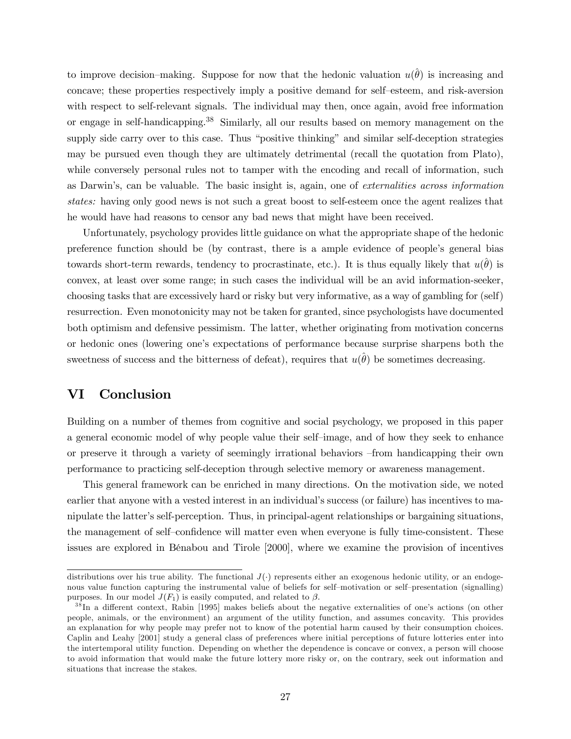to improve decision–making. Suppose for now that the hedonic valuation $u(\hat{\theta})$ is increasing and concave; these properties respectively imply a positive demand for self–esteem, and risk-aversion with respect to self-relevant signals. The individual may then, once again, avoid free information or engage in self-handicapping.[38] Similarly, all our results based on memory management on the supply side carry over to this case. Thus "positive thinking" and similar self-deception strategies may be pursued even though they are ultimately detrimental (recall the quotation from Plato), while conversely personal rules not to tamper with the encoding and recall of information, such as Darwin's, can be valuable. The basic insight is, again, one of *externalities across information states:* having only good news is not such a great boost to self-esteem once the agent realizes that he would have had reasons to censor any bad news that might have been received.

Unfortunately, psychology provides little guidance on what the appropriate shape of the hedonic preference function should be (by contrast, there is a ample evidence of people's general bias towards short-term rewards, tendency to procrastinate, etc.). It is thus equally likely that $u(\hat{\theta})$ is convex, at least over some range; in such cases the individual will be an avid information-seeker, choosing tasks that are excessively hard or risky but very informative, as a way of gambling for (self) resurrection. Even monotonicity may not be taken for granted, since psychologists have documented both optimism and defensive pessimism. The latter, whether originating from motivation concerns or hedonic ones (lowering one's expectations of performance because surprise sharpens both the sweetness of success and the bitterness of defeat), requires that $u(\hat{\theta})$ be sometimes decreasing.

# VI Conclusion

Building on a number of themes from cognitive and social psychology, we proposed in this paper a general economic model of why people value their self–image, and of how they seek to enhance or preserve it through a variety of seemingly irrational behaviors –from handicapping their own performance to practicing self-deception through selective memory or awareness management.

This general framework can be enriched in many directions. On the motivation side, we noted earlier that anyone with a vested interest in an individual's success (or failure) has incentives to manipulate the latter's self-perception. Thus, in principal-agent relationships or bargaining situations, the management of self–confidence will matter even when everyone is fully time-consistent. These issues are explored in Bénabou and Tirole [2000], where we examine the provision of incentives

distributions over his true ability. The functional $J(\cdot)$ represents either an exogenous hedonic utility, or an endogenous value function capturing the instrumental value of beliefs for self–motivation or self–presentation (signalling) purposes. In our model $J(F_1)$ is easily computed, and related to $\beta$.

[38] In a different context, Rabin [1995] makes beliefs about the negative externalities of one's actions (on other people, animals, or the environment) an argument of the utility function, and assumes concavity. This provides an explanation for why people may prefer not to know of the potential harm caused by their consumption choices. Caplin and Leahy [2001] study a general class of preferences where initial perceptions of future lotteries enter into the intertemporal utility function. Depending on whether the dependence is concave or convex, a person will choose to avoid information that would make the future lottery more risky or, on the contrary, seek out information and situations that increase the stakes.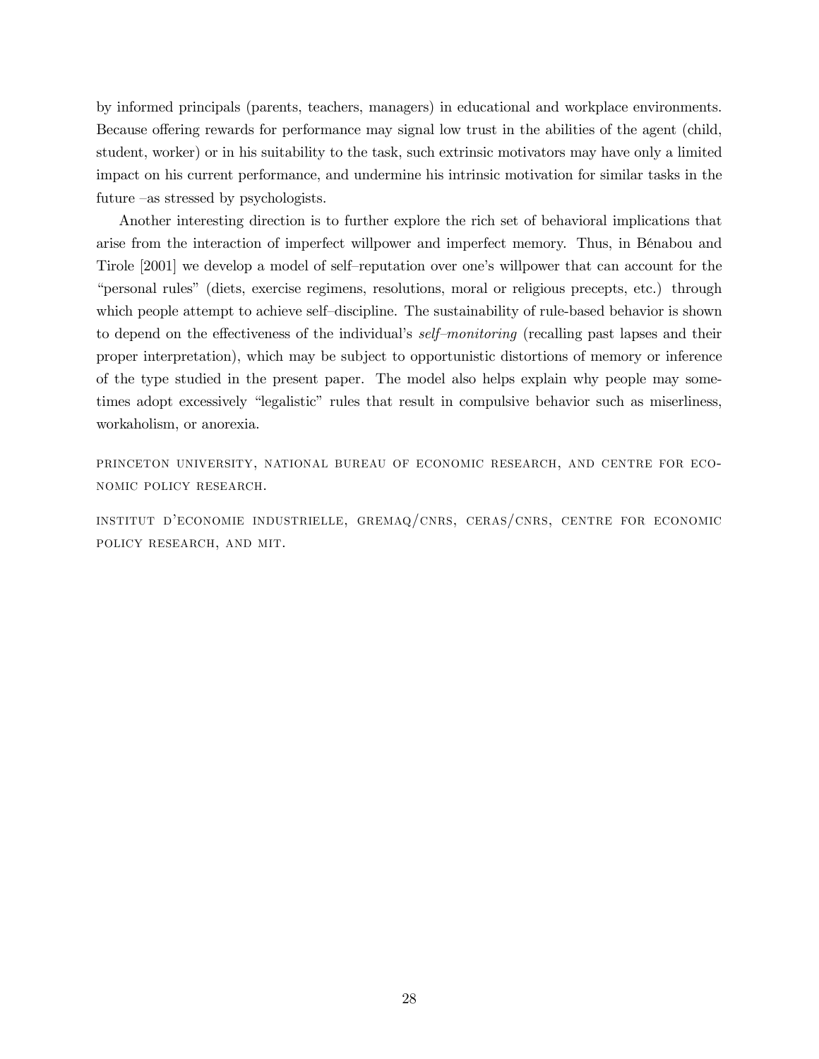by informed principals (parents, teachers, managers) in educational and workplace environments. Because offering rewards for performance may signal low trust in the abilities of the agent (child, student, worker) or in his suitability to the task, such extrinsic motivators may have only a limited impact on his current performance, and undermine his intrinsic motivation for similar tasks in the future –as stressed by psychologists.

Another interesting direction is to further explore the rich set of behavioral implications that arise from the interaction of imperfect willpower and imperfect memory. Thus, in Bénabou and Tirole [2001] we develop a model of self–reputation over one's willpower that can account for the "personal rules" (diets, exercise regimens, resolutions, moral or religious precepts, etc.) through which people attempt to achieve self–discipline. The sustainability of rule-based behavior is shown to depend on the effectiveness of the individual's *self–monitoring* (recalling past lapses and their proper interpretation), which may be subject to opportunistic distortions of memory or inference of the type studied in the present paper. The model also helps explain why people may sometimes adopt excessively "legalistic" rules that result in compulsive behavior such as miserliness, workaholism, or anorexia.

PRINCETON UNIVERSITY, NATIONAL BUREAU OF ECONOMIC RESEARCH, AND CENTRE FOR ECONOMIC POLICY RESEARCH.

INSTITUT D'ECONOMIE INDUSTRIELLE, GREMAQ/CNRS, CERAS/CNRS, CENTRE FOR ECONOMIC POLICY RESEARCH, AND MIT.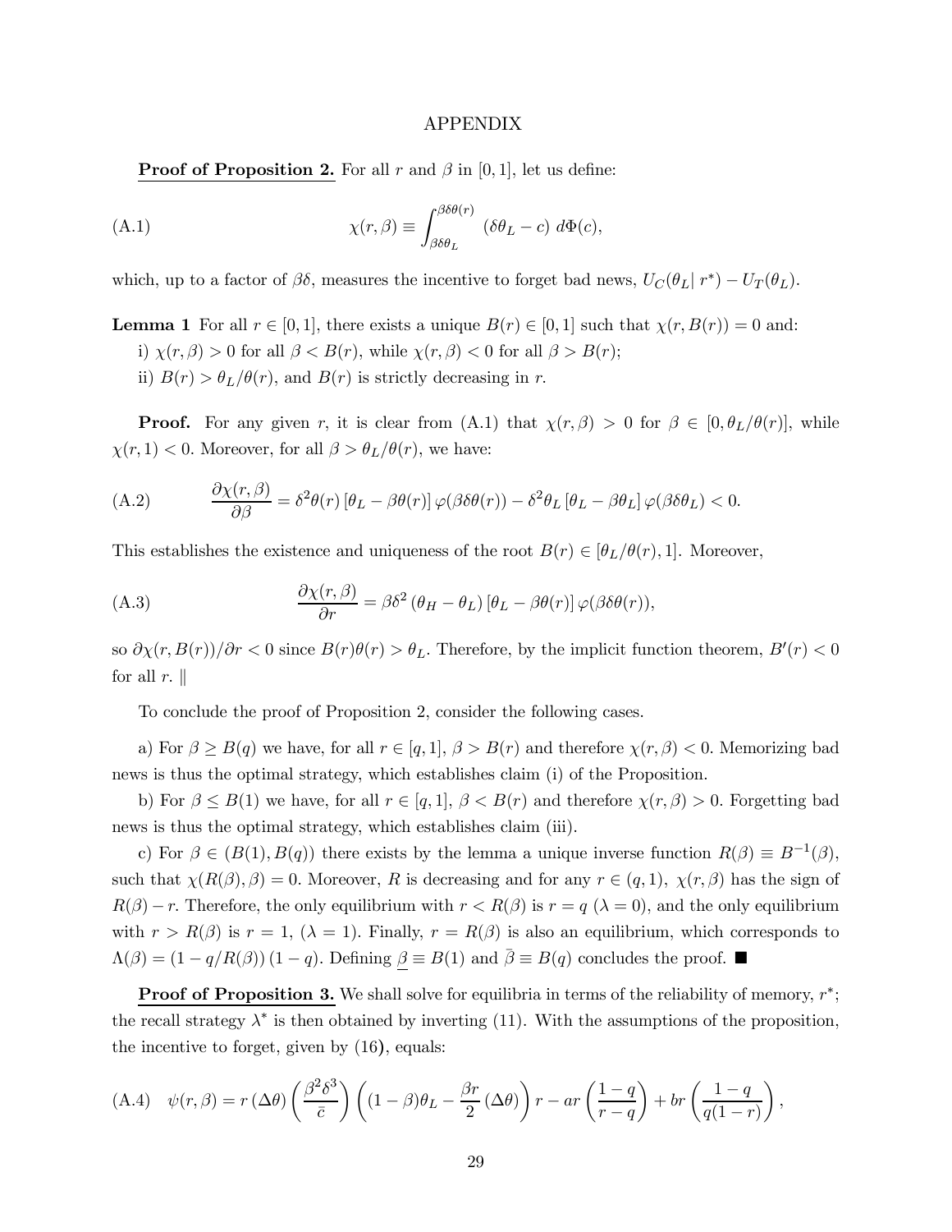# APPENDIX

**Proof of Proposition 2.** For all $r$ and $\beta$ in $[0,1]$, let us define:

$$\chi(r,\beta) \equiv \int_{\beta\delta\theta_L}^{\beta\delta\theta(r)} (\delta\theta_L - c)\; d\Phi(c), \tag{A.1}$$

which, up to a factor of $\beta\delta$, measures the incentive to forget bad news, $U_C(\theta_L|\, r^*) - U_T(\theta_L)$.

**Lemma 1** For all $r \in [0,1]$, there exists a unique $B(r) \in [0,1]$ such that $\chi(r, B(r)) = 0$ and:

i) $\chi(r,\beta) > 0$ for all $\beta < B(r)$, while $\chi(r,\beta) < 0$ for all $\beta > B(r)$;

ii) $B(r) > \theta_L/\theta(r)$, and $B(r)$ is strictly decreasing in $r$.

**Proof.** For any given $r$, it is clear from (A.1) that $\chi(r,\beta) > 0$ for $\beta \in [0, \theta_L/\theta(r)]$, while $\chi(r,1) < 0$. Moreover, for all $\beta > \theta_L/\theta(r)$, we have:

$$\frac{\partial\chi(r,\beta)}{\partial\beta} = \delta^2\theta(r)\left[\theta_L - \beta\theta(r)\right]\varphi(\beta\delta\theta(r)) - \delta^2\theta_L\left[\theta_L - \beta\theta_L\right]\varphi(\beta\delta\theta_L) < 0. \tag{A.2}$$

This establishes the existence and uniqueness of the root $B(r) \in [\theta_L/\theta(r), 1]$. Moreover,

$$\frac{\partial\chi(r,\beta)}{\partial r} = \beta\delta^2\left(\theta_H - \theta_L\right)\left[\theta_L - \beta\theta(r)\right]\varphi(\beta\delta\theta(r)), \tag{A.3}$$

so $\partial\chi(r,B(r))/\partial r < 0$ since $B(r)\theta(r) > \theta_L$. Therefore, by the implicit function theorem, $B'(r) < 0$ for all $r$. $\|$

To conclude the proof of Proposition 2, consider the following cases.

a) For $\beta \geq B(q)$ we have, for all $r \in [q,1]$, $\beta > B(r)$ and therefore $\chi(r,\beta) < 0$. Memorizing bad news is thus the optimal strategy, which establishes claim (i) of the Proposition.

b) For $\beta \leq B(1)$ we have, for all $r \in [q,1]$, $\beta < B(r)$ and therefore $\chi(r,\beta) > 0$. Forgetting bad news is thus the optimal strategy, which establishes claim (iii).

c) For $\beta \in (B(1), B(q))$ there exists by the lemma a unique inverse function $R(\beta) \equiv B^{-1}(\beta)$, such that $\chi(R(\beta),\beta) = 0$. Moreover, $R$ is decreasing and for any $r \in (q,1)$, $\chi(r,\beta)$ has the sign of $R(\beta) - r$. Therefore, the only equilibrium with $r < R(\beta)$ is $r = q$ ($\lambda = 0$), and the only equilibrium with $r > R(\beta)$ is $r = 1$, ($\lambda = 1$). Finally, $r = R(\beta)$ is also an equilibrium, which corresponds to $\Lambda(\beta) = (1 - q/R(\beta))\,(1-q)$. Defining $\underline{\beta} \equiv B(1)$ and $\bar{\beta} \equiv B(q)$ concludes the proof. ■

**Proof of Proposition 3.** We shall solve for equilibria in terms of the reliability of memory, $r^*$; the recall strategy $\lambda^*$ is then obtained by inverting (11). With the assumptions of the proposition, the incentive to forget, given by (16), equals:

$$\psi(r,\beta) = r\,(\Delta\theta)\left(\frac{\beta^2\delta^3}{\bar{c}}\right)\left((1-\beta)\theta_L - \frac{\beta r}{2}\,(\Delta\theta)\right)r - ar\left(\frac{1-q}{r-q}\right) + br\left(\frac{1-q}{q(1-r)}\right), \tag{A.4}$$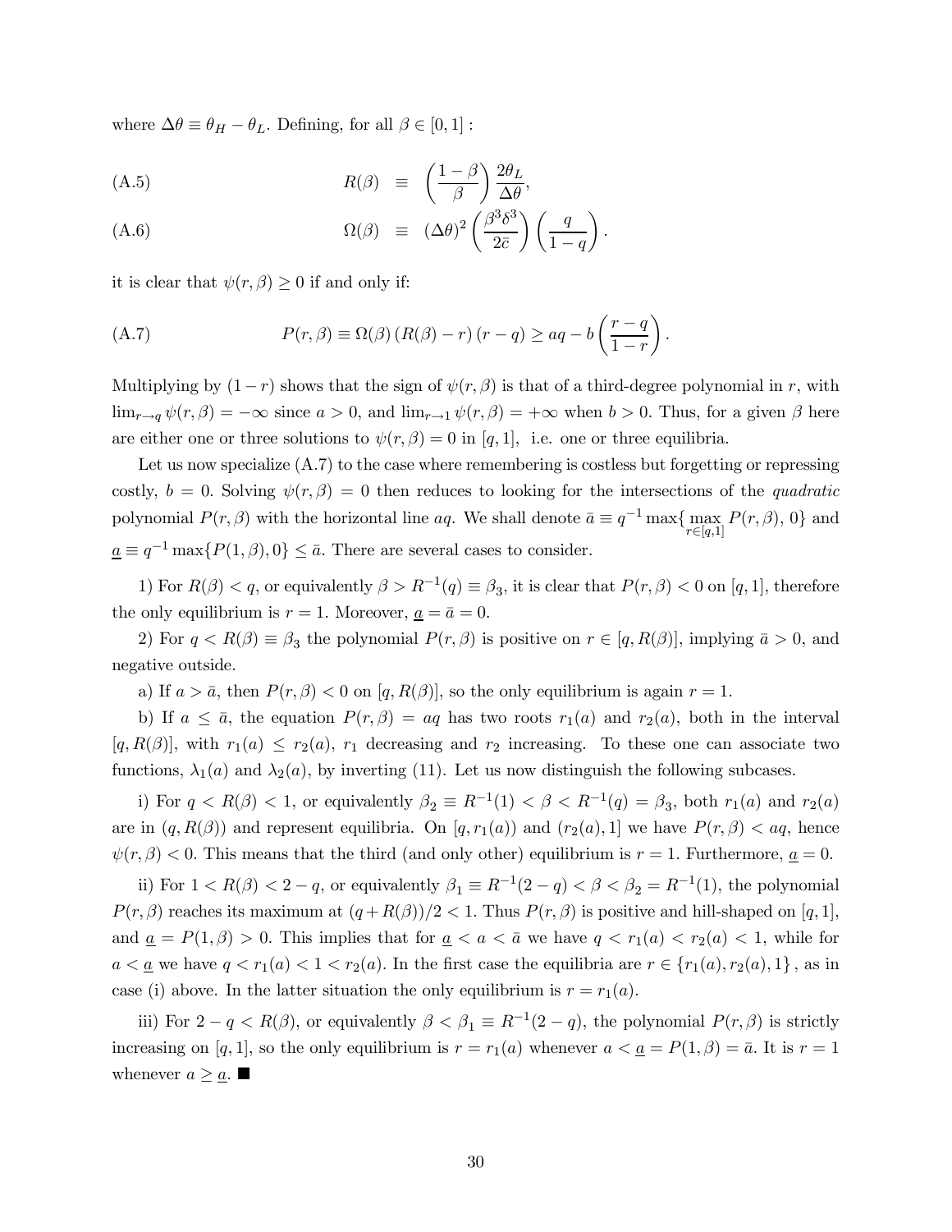where $\Delta\theta \equiv \theta_H - \theta_L$. Defining, for all $\beta \in [0,1]$ :

$$R(\beta) \equiv \left(\frac{1-\beta}{\beta}\right)\frac{2\theta_L}{\Delta\theta}, \tag{A.5}$$

$$\Omega(\beta) \equiv (\Delta\theta)^2\left(\frac{\beta^3\delta^3}{2\bar{c}}\right)\left(\frac{q}{1-q}\right). \tag{A.6}$$

it is clear that $\psi(r,\beta) \geq 0$ if and only if:

$$P(r,\beta) \equiv \Omega(\beta)\left(R(\beta)-r\right)(r-q) \geq aq - b\left(\frac{r-q}{1-r}\right). \tag{A.7}$$

Multiplying by $(1-r)$ shows that the sign of $\psi(r,\beta)$ is that of a third-degree polynomial in $r$, with $\lim_{r\to q}\psi(r,\beta) = -\infty$ since $a > 0$, and $\lim_{r\to 1}\psi(r,\beta) = +\infty$ when $b > 0$. Thus, for a given $\beta$ here are either one or three solutions to $\psi(r,\beta) = 0$ in $[q,1]$, i.e. one or three equilibria.

Let us now specialize (A.7) to the case where remembering is costless but forgetting or repressing costly, $b = 0$. Solving $\psi(r,\beta) = 0$ then reduces to looking for the intersections of the *quadratic* polynomial $P(r,\beta)$ with the horizontal line $aq$. We shall denote $\bar{a} \equiv q^{-1}\max\{\max_{r\in[q,1]} P(r,\beta),\, 0\}$ and $\underline{a} \equiv q^{-1}\max\{P(1,\beta), 0\} \leq \bar{a}$. There are several cases to consider.

1) For $R(\beta) < q$, or equivalently $\beta > R^{-1}(q) \equiv \beta_3$, it is clear that $P(r,\beta) < 0$ on $[q,1]$, therefore the only equilibrium is $r = 1$. Moreover, $\underline{a} = \bar{a} = 0$.

2) For $q < R(\beta) \equiv \beta_3$ the polynomial $P(r,\beta)$ is positive on $r \in [q, R(\beta)]$, implying $\bar{a} > 0$, and negative outside.

a) If $a > \bar{a}$, then $P(r,\beta) < 0$ on $[q, R(\beta)]$, so the only equilibrium is again $r = 1$.

b) If $a \leq \bar{a}$, the equation $P(r,\beta) = aq$ has two roots $r_1(a)$ and $r_2(a)$, both in the interval $[q, R(\beta)]$, with $r_1(a) \leq r_2(a)$, $r_1$ decreasing and $r_2$ increasing. To these one can associate two functions, $\lambda_1(a)$ and $\lambda_2(a)$, by inverting (11). Let us now distinguish the following subcases.

i) For $q < R(\beta) < 1$, or equivalently $\beta_2 \equiv R^{-1}(1) < \beta < R^{-1}(q) = \beta_3$, both $r_1(a)$ and $r_2(a)$ are in $(q, R(\beta))$ and represent equilibria. On $[q, r_1(a))$ and $(r_2(a), 1]$ we have $P(r,\beta) < aq$, hence $\psi(r,\beta) < 0$. This means that the third (and only other) equilibrium is $r = 1$. Furthermore, $\underline{a} = 0$.

ii) For $1 < R(\beta) < 2-q$, or equivalently $\beta_1 \equiv R^{-1}(2-q) < \beta < \beta_2 = R^{-1}(1)$, the polynomial $P(r,\beta)$ reaches its maximum at $(q + R(\beta))/2 < 1$. Thus $P(r,\beta)$ is positive and hill-shaped on $[q,1]$, and $\underline{a} = P(1,\beta) > 0$. This implies that for $\underline{a} < a < \bar{a}$ we have $q < r_1(a) < r_2(a) < 1$, while for $a < \underline{a}$ we have $q < r_1(a) < 1 < r_2(a)$. In the first case the equilibria are $r \in \{r_1(a), r_2(a), 1\}$, as in case (i) above. In the latter situation the only equilibrium is $r = r_1(a)$.

iii) For $2 - q < R(\beta)$, or equivalently $\beta < \beta_1 \equiv R^{-1}(2-q)$, the polynomial $P(r,\beta)$ is strictly increasing on $[q,1]$, so the only equilibrium is $r = r_1(a)$ whenever $a < \underline{a} = P(1,\beta) = \bar{a}$. It is $r = 1$ whenever $a \geq \underline{a}$. ■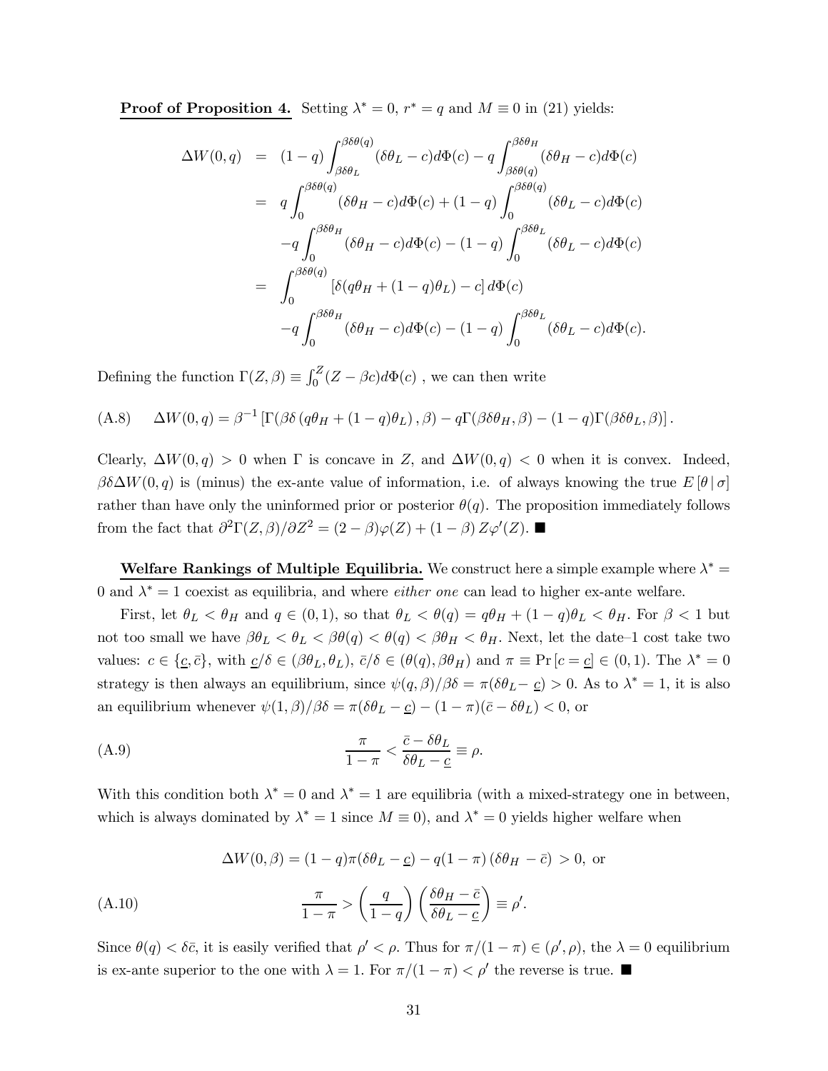**Proof of Proposition 4.** Setting $\lambda^* = 0$, $r^* = q$ and $M \equiv 0$ in (21) yields:

$$
\begin{aligned}
\Delta W(0,q) &= (1-q)\int_{\beta\delta\theta_L}^{\beta\delta\theta(q)} (\delta\theta_L - c)d\Phi(c) - q\int_{\beta\delta\theta(q)}^{\beta\delta\theta_H} (\delta\theta_H - c)d\Phi(c) \\
&= q\int_0^{\beta\delta\theta(q)} (\delta\theta_H - c)d\Phi(c) + (1-q)\int_0^{\beta\delta\theta(q)} (\delta\theta_L - c)d\Phi(c) \\
&\quad - q\int_0^{\beta\delta\theta_H} (\delta\theta_H - c)d\Phi(c) - (1-q)\int_0^{\beta\delta\theta_L} (\delta\theta_L - c)d\Phi(c) \\
&= \int_0^{\beta\delta\theta(q)} \left[\delta(q\theta_H + (1-q)\theta_L) - c\right] d\Phi(c) \\
&\quad - q\int_0^{\beta\delta\theta_H} (\delta\theta_H - c)d\Phi(c) - (1-q)\int_0^{\beta\delta\theta_L} (\delta\theta_L - c)d\Phi(c).
\end{aligned}
$$

Defining the function $\Gamma(Z,\beta) \equiv \int_0^Z (Z - \beta c)d\Phi(c)$ , we can then write

$$
\text{(A.8)} \qquad \Delta W(0,q) = \beta^{-1}\left[\Gamma(\beta\delta\left(q\theta_H + (1-q)\theta_L\right),\beta) - q\Gamma(\beta\delta\theta_H,\beta) - (1-q)\Gamma(\beta\delta\theta_L,\beta)\right].
$$

Clearly, $\Delta W(0,q) > 0$ when $\Gamma$ is concave in $Z$, and $\Delta W(0,q) < 0$ when it is convex. Indeed, $\beta\delta\Delta W(0,q)$ is (minus) the ex-ante value of information, i.e. of always knowing the true $E\left[\theta\,|\,\sigma\right]$ rather than have only the uninformed prior or posterior $\theta(q)$. The proposition immediately follows from the fact that $\partial^2\Gamma(Z,\beta)/\partial Z^2 = (2-\beta)\varphi(Z) + (1-\beta)\,Z\varphi'(Z)$. ■

**Welfare Rankings of Multiple Equilibria.** We construct here a simple example where $\lambda^* = 0$ and $\lambda^* = 1$ coexist as equilibria, and where *either one* can lead to higher ex-ante welfare.

First, let $\theta_L < \theta_H$ and $q \in (0,1)$, so that $\theta_L < \theta(q) = q\theta_H + (1-q)\theta_L < \theta_H$. For $\beta < 1$ but not too small we have $\beta\theta_L < \theta_L < \beta\theta(q) < \theta(q) < \beta\theta_H < \theta_H$. Next, let the date–1 cost take two values: $c \in \{\underline{c}, \bar{c}\}$, with $\underline{c}/\delta \in (\beta\theta_L, \theta_L)$, $\bar{c}/\delta \in (\theta(q), \beta\theta_H)$ and $\pi \equiv \Pr\left[c = \underline{c}\right] \in (0,1)$. The $\lambda^* = 0$ strategy is then always an equilibrium, since $\psi(q,\beta)/\beta\delta = \pi(\delta\theta_L - \underline{c}) > 0$. As to $\lambda^* = 1$, it is also an equilibrium whenever $\psi(1,\beta)/\beta\delta = \pi(\delta\theta_L - \underline{c}) - (1-\pi)(\bar{c} - \delta\theta_L) < 0$, or

$$
\text{(A.9)} \qquad \frac{\pi}{1-\pi} < \frac{\bar{c} - \delta\theta_L}{\delta\theta_L - \underline{c}} \equiv \rho.
$$

With this condition both $\lambda^* = 0$ and $\lambda^* = 1$ are equilibria (with a mixed-strategy one in between, which is always dominated by $\lambda^* = 1$ since $M \equiv 0$), and $\lambda^* = 0$ yields higher welfare when

$$
\Delta W(0,\beta) = (1-q)\pi(\delta\theta_L - \underline{c}) - q(1-\pi)\left(\delta\theta_H - \bar{c}\right) > 0, \text{ or}
$$

$$
\text{(A.10)} \qquad \frac{\pi}{1-\pi} > \left(\frac{q}{1-q}\right)\left(\frac{\delta\theta_H - \bar{c}}{\delta\theta_L - \underline{c}}\right) \equiv \rho'.
$$

Since $\theta(q) < \delta\bar{c}$, it is easily verified that $\rho' < \rho$. Thus for $\pi/(1-\pi) \in (\rho', \rho)$, the $\lambda = 0$ equilibrium is ex-ante superior to the one with $\lambda = 1$. For $\pi/(1-\pi) < \rho'$ the reverse is true. ■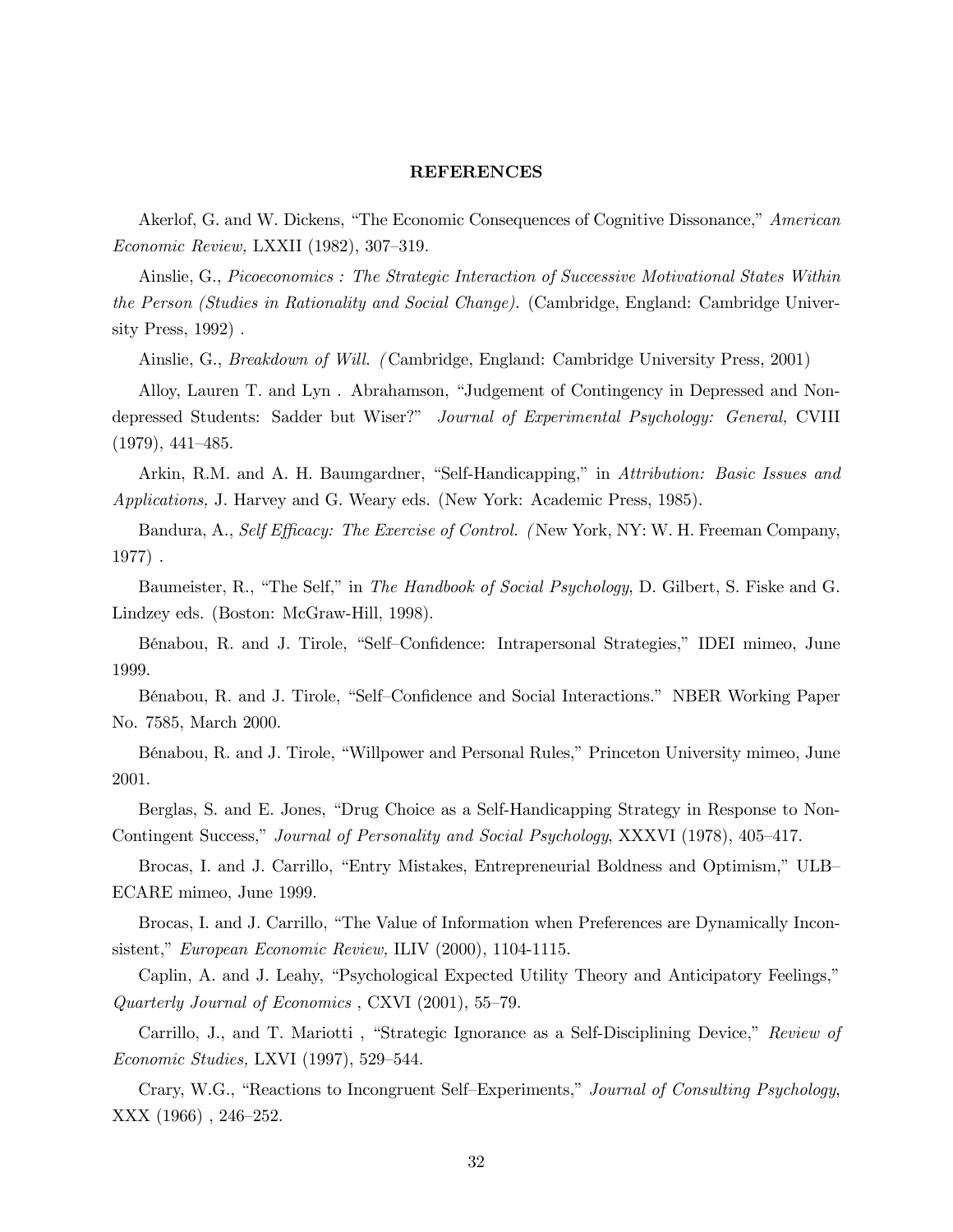## REFERENCES

Akerlof, G. and W. Dickens, "The Economic Consequences of Cognitive Dissonance," *American Economic Review,* LXXII (1982), 307–319.

Ainslie, G., *Picoeconomics : The Strategic Interaction of Successive Motivational States Within the Person (Studies in Rationality and Social Change).* (Cambridge, England: Cambridge University Press, 1992) .

Ainslie, G., *Breakdown of Will.* (Cambridge, England: Cambridge University Press, 2001)

Alloy, Lauren T. and Lyn . Abrahamson, "Judgement of Contingency in Depressed and Non-depressed Students: Sadder but Wiser?" *Journal of Experimental Psychology: General,* CVIII (1979), 441–485.

Arkin, R.M. and A. H. Baumgardner, "Self-Handicapping," in *Attribution: Basic Issues and Applications,* J. Harvey and G. Weary eds. (New York: Academic Press, 1985).

Bandura, A., *Self Efficacy: The Exercise of Control.* (New York, NY: W. H. Freeman Company, 1977) .

Baumeister, R., "The Self," in *The Handbook of Social Psychology*, D. Gilbert, S. Fiske and G. Lindzey eds. (Boston: McGraw-Hill, 1998).

Bénabou, R. and J. Tirole, "Self–Confidence: Intrapersonal Strategies," IDEI mimeo, June 1999.

Bénabou, R. and J. Tirole, "Self–Confidence and Social Interactions." NBER Working Paper No. 7585, March 2000.

Bénabou, R. and J. Tirole, "Willpower and Personal Rules," Princeton University mimeo, June 2001.

Berglas, S. and E. Jones, "Drug Choice as a Self-Handicapping Strategy in Response to Non-Contingent Success," *Journal of Personality and Social Psychology*, XXXVI (1978), 405–417.

Brocas, I. and J. Carrillo, "Entry Mistakes, Entrepreneurial Boldness and Optimism," ULB–ECARE mimeo, June 1999.

Brocas, I. and J. Carrillo, "The Value of Information when Preferences are Dynamically Inconsistent," *European Economic Review,* ILIV (2000), 1104-1115.

Caplin, A. and J. Leahy, "Psychological Expected Utility Theory and Anticipatory Feelings," *Quarterly Journal of Economics* , CXVI (2001), 55–79.

Carrillo, J., and T. Mariotti , "Strategic Ignorance as a Self-Disciplining Device," *Review of Economic Studies,* LXVI (1997), 529–544.

Crary, W.G., "Reactions to Incongruent Self–Experiments," *Journal of Consulting Psychology*, XXX (1966) , 246–252.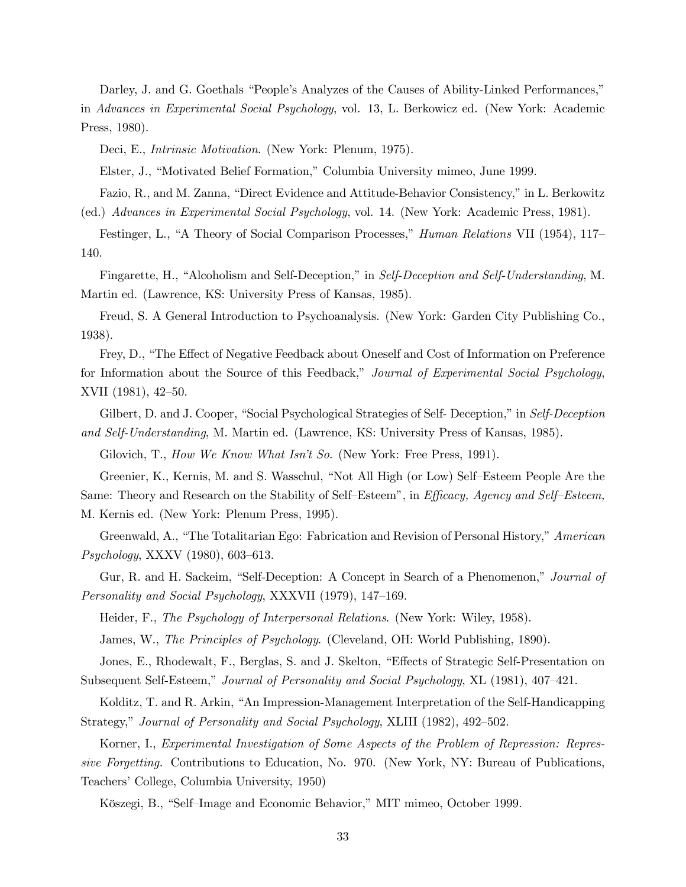Darley, J. and G. Goethals "People's Analyzes of the Causes of Ability-Linked Performances," in *Advances in Experimental Social Psychology*, vol. 13, L. Berkowicz ed. (New York: Academic Press, 1980).

Deci, E., *Intrinsic Motivation*. (New York: Plenum, 1975).

Elster, J., "Motivated Belief Formation," Columbia University mimeo, June 1999.

Fazio, R., and M. Zanna, "Direct Evidence and Attitude-Behavior Consistency," in L. Berkowitz (ed.) *Advances in Experimental Social Psychology*, vol. 14. (New York: Academic Press, 1981).

Festinger, L., "A Theory of Social Comparison Processes," *Human Relations* VII (1954), 117–140.

Fingarette, H., "Alcoholism and Self-Deception," in *Self-Deception and Self-Understanding*, M. Martin ed. (Lawrence, KS: University Press of Kansas, 1985).

Freud, S. A General Introduction to Psychoanalysis. (New York: Garden City Publishing Co., 1938).

Frey, D., "The Effect of Negative Feedback about Oneself and Cost of Information on Preference for Information about the Source of this Feedback," *Journal of Experimental Social Psychology*, XVII (1981), 42–50.

Gilbert, D. and J. Cooper, "Social Psychological Strategies of Self- Deception," in *Self-Deception and Self-Understanding*, M. Martin ed. (Lawrence, KS: University Press of Kansas, 1985).

Gilovich, T., *How We Know What Isn't So*. (New York: Free Press, 1991).

Greenier, K., Kernis, M. and S. Wasschul, "Not All High (or Low) Self–Esteem People Are the Same: Theory and Research on the Stability of Self–Esteem", in *Efficacy, Agency and Self–Esteem,* M. Kernis ed. (New York: Plenum Press, 1995).

Greenwald, A., "The Totalitarian Ego: Fabrication and Revision of Personal History," *American Psychology*, XXXV (1980), 603–613.

Gur, R. and H. Sackeim, "Self-Deception: A Concept in Search of a Phenomenon," *Journal of Personality and Social Psychology*, XXXVII (1979), 147–169.

Heider, F., *The Psychology of Interpersonal Relations*. (New York: Wiley, 1958).

James, W., *The Principles of Psychology*. (Cleveland, OH: World Publishing, 1890).

Jones, E., Rhodewalt, F., Berglas, S. and J. Skelton, "Effects of Strategic Self-Presentation on Subsequent Self-Esteem," *Journal of Personality and Social Psychology*, XL (1981), 407–421.

Kolditz, T. and R. Arkin, "An Impression-Management Interpretation of the Self-Handicapping Strategy," *Journal of Personality and Social Psychology*, XLIII (1982), 492–502.

Korner, I., *Experimental Investigation of Some Aspects of the Problem of Repression: Repressive Forgetting.* Contributions to Education, No. 970. (New York, NY: Bureau of Publications, Teachers' College, Columbia University, 1950)

Köszegi, B., "Self–Image and Economic Behavior," MIT mimeo, October 1999.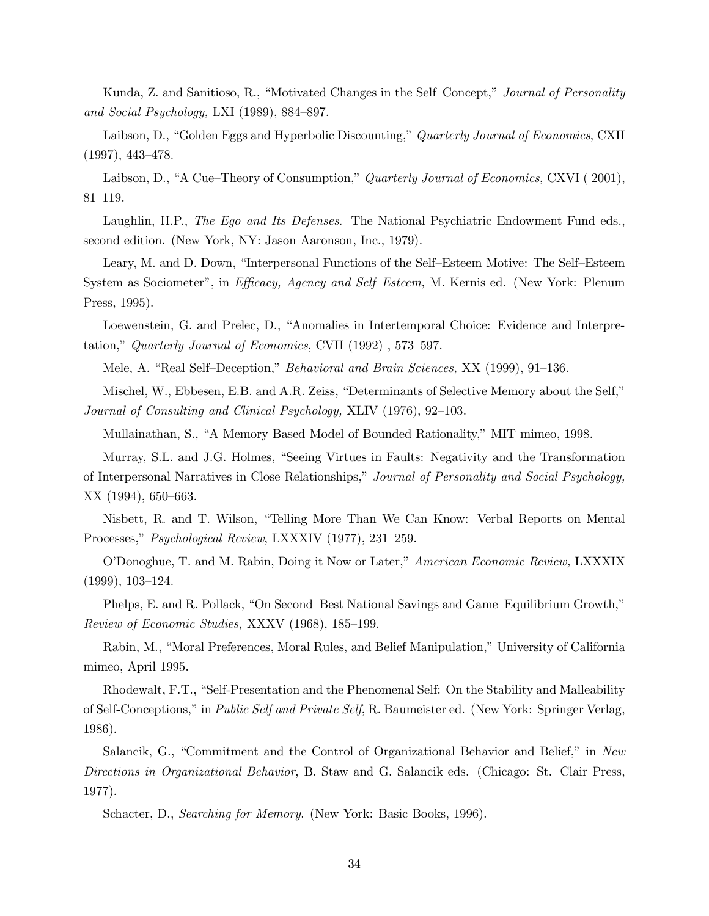Kunda, Z. and Sanitioso, R., "Motivated Changes in the Self–Concept," *Journal of Personality and Social Psychology,* LXI (1989), 884–897.

Laibson, D., "Golden Eggs and Hyperbolic Discounting," *Quarterly Journal of Economics*, CXII (1997), 443–478.

Laibson, D., "A Cue–Theory of Consumption," *Quarterly Journal of Economics,* CXVI ( 2001), 81–119.

Laughlin, H.P., *The Ego and Its Defenses.* The National Psychiatric Endowment Fund eds., second edition. (New York, NY: Jason Aaronson, Inc., 1979).

Leary, M. and D. Down, "Interpersonal Functions of the Self–Esteem Motive: The Self–Esteem System as Sociometer", in *Efficacy, Agency and Self–Esteem,* M. Kernis ed. (New York: Plenum Press, 1995).

Loewenstein, G. and Prelec, D., "Anomalies in Intertemporal Choice: Evidence and Interpretation," *Quarterly Journal of Economics*, CVII (1992) , 573–597.

Mele, A. "Real Self–Deception," *Behavioral and Brain Sciences,* XX (1999), 91–136.

Mischel, W., Ebbesen, E.B. and A.R. Zeiss, "Determinants of Selective Memory about the Self," *Journal of Consulting and Clinical Psychology,* XLIV (1976), 92–103.

Mullainathan, S., "A Memory Based Model of Bounded Rationality," MIT mimeo, 1998.

Murray, S.L. and J.G. Holmes, "Seeing Virtues in Faults: Negativity and the Transformation of Interpersonal Narratives in Close Relationships," *Journal of Personality and Social Psychology,* XX (1994), 650–663.

Nisbett, R. and T. Wilson, "Telling More Than We Can Know: Verbal Reports on Mental Processes," *Psychological Review*, LXXXIV (1977), 231–259.

O'Donoghue, T. and M. Rabin, Doing it Now or Later," *American Economic Review,* LXXXIX (1999), 103–124.

Phelps, E. and R. Pollack, "On Second–Best National Savings and Game–Equilibrium Growth," *Review of Economic Studies,* XXXV (1968), 185–199.

Rabin, M., "Moral Preferences, Moral Rules, and Belief Manipulation," University of California mimeo, April 1995.

Rhodewalt, F.T., "Self-Presentation and the Phenomenal Self: On the Stability and Malleability of Self-Conceptions," in *Public Self and Private Self*, R. Baumeister ed. (New York: Springer Verlag, 1986).

Salancik, G., "Commitment and the Control of Organizational Behavior and Belief," in *New Directions in Organizational Behavior*, B. Staw and G. Salancik eds. (Chicago: St. Clair Press, 1977).

Schacter, D., *Searching for Memory.* (New York: Basic Books, 1996).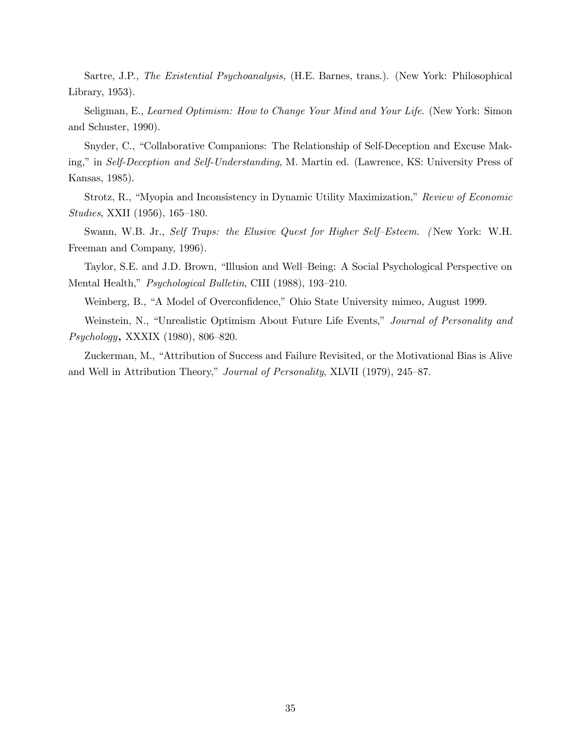Sartre, J.P., *The Existential Psychoanalysis,* (H.E. Barnes, trans.). (New York: Philosophical Library, 1953).

Seligman, E., *Learned Optimism: How to Change Your Mind and Your Life.* (New York: Simon and Schuster, 1990).

Snyder, C., "Collaborative Companions: The Relationship of Self-Deception and Excuse Making," in *Self-Deception and Self-Understanding*, M. Martin ed. (Lawrence, KS: University Press of Kansas, 1985).

Strotz, R., "Myopia and Inconsistency in Dynamic Utility Maximization," *Review of Economic Studies*, XXII (1956), 165–180.

Swann, W.B. Jr., *Self Traps: the Elusive Quest for Higher Self–Esteem.* (New York: W.H. Freeman and Company, 1996).

Taylor, S.E. and J.D. Brown, "Illusion and Well–Being: A Social Psychological Perspective on Mental Health," *Psychological Bulletin*, CIII (1988), 193–210.

Weinberg, B., "A Model of Overconfidence," Ohio State University mimeo, August 1999.

Weinstein, N., "Unrealistic Optimism About Future Life Events," *Journal of Personality and Psychology*, XXXIX (1980), 806–820.

Zuckerman, M., "Attribution of Success and Failure Revisited, or the Motivational Bias is Alive and Well in Attribution Theory," *Journal of Personality*, XLVII (1979), 245–87.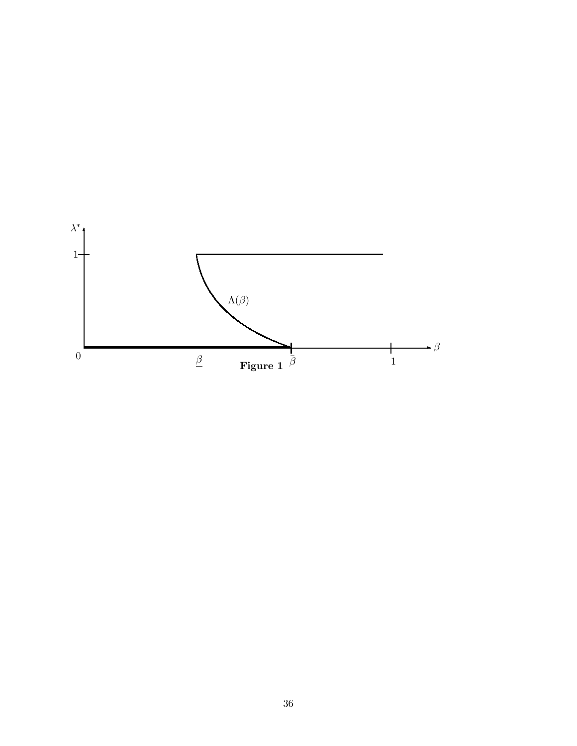Figure 1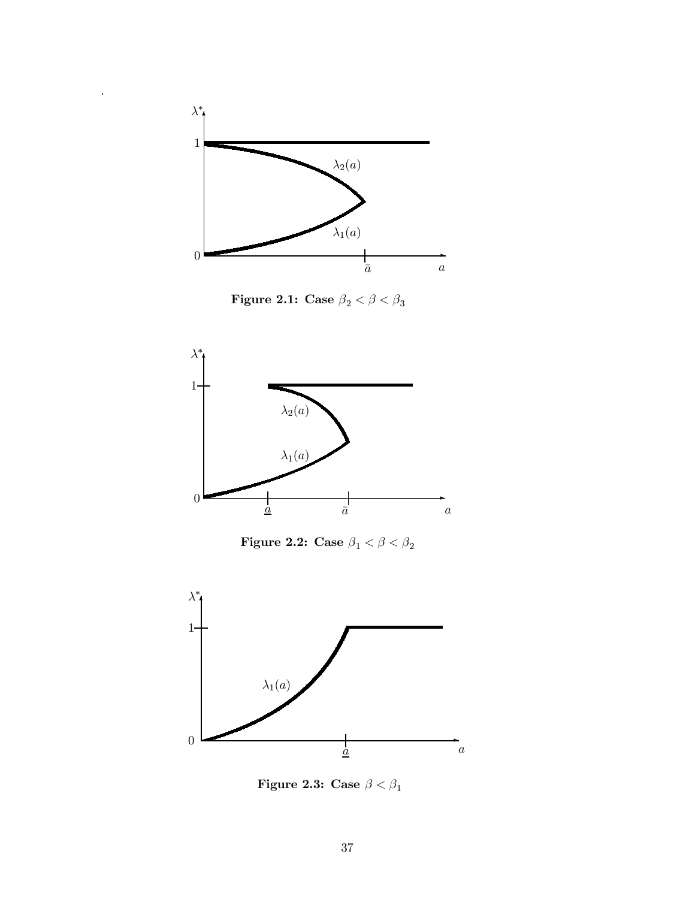$\lambda^*$

1

$\lambda_2(a)$

$\lambda_1(a)$

0

$\bar{a}$

$a$

**Figure 2.1: Case $\beta_2 < \beta < \beta_3$**

$\lambda^*$

1

$\lambda_2(a)$

$\lambda_1(a)$

0

$\underline{a}$

$\bar{a}$

$a$

**Figure 2.2: Case $\beta_1 < \beta < \beta_2$**

$\lambda^*$

1

$\lambda_1(a)$

0

$\underline{a}$

$a$

**Figure 2.3: Case $\beta < \beta_1$**